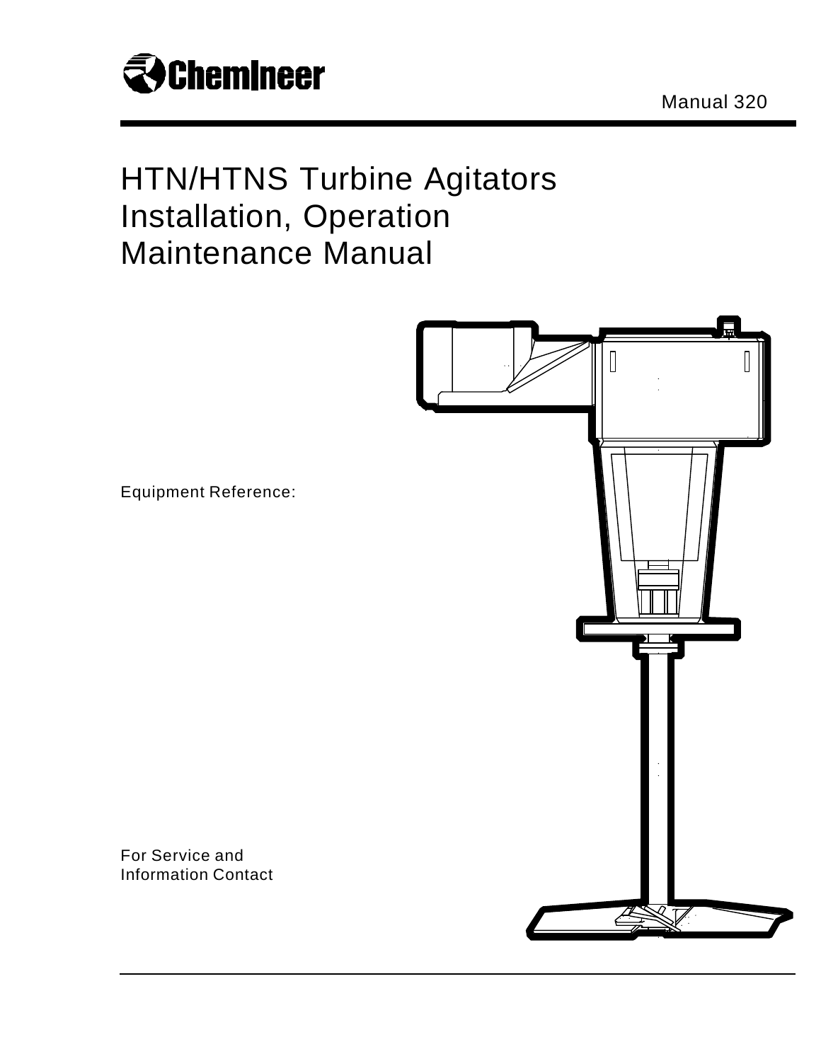Chemineer

Manual 320

# HTN/HTNS Turbine Agitators Installation, Operation Maintenance Manual

Equipment Reference:

For Service and Information Contact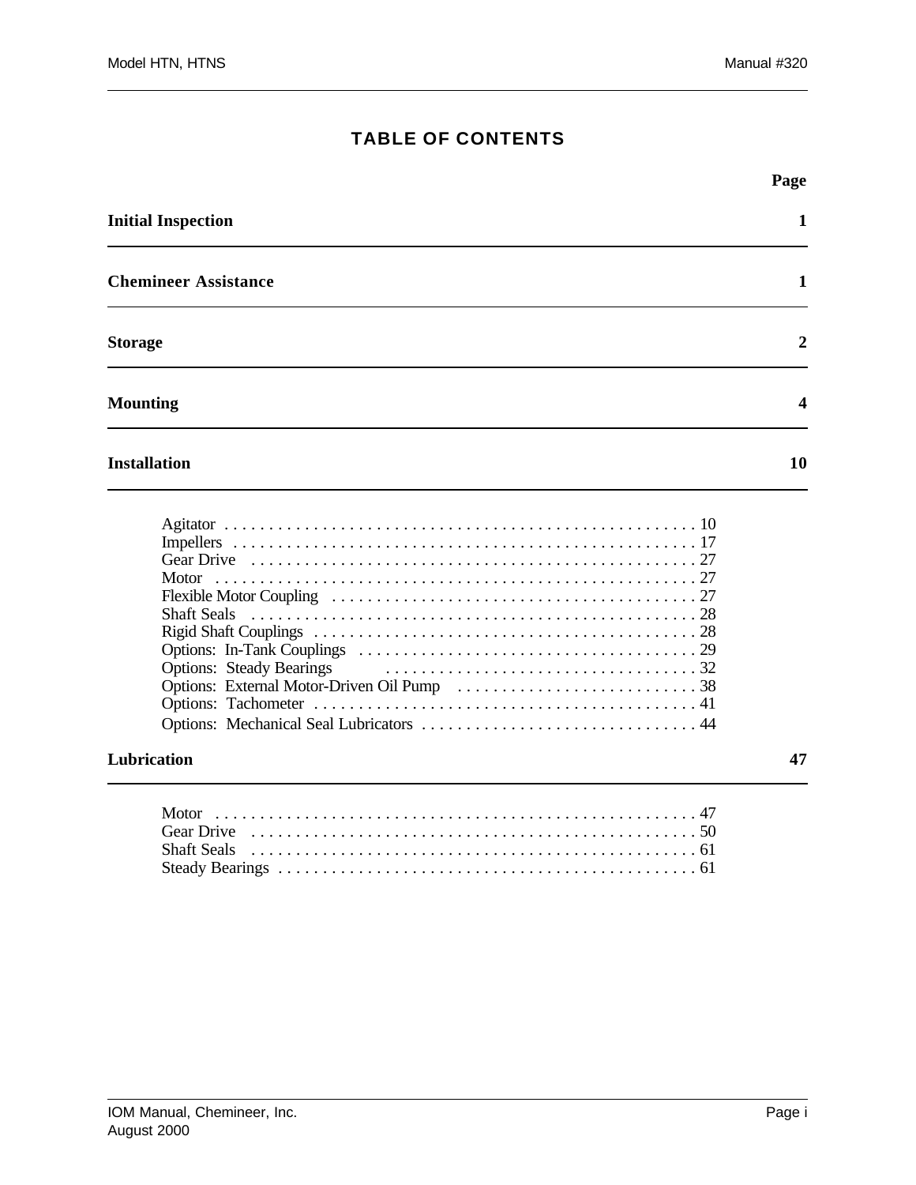# TABLE OF CONTENTS

| | Page |
|---|---|
| **Initial Inspection** | **1** |
| **Chemineer Assistance** | **1** |
| **Storage** | **2** |
| **Mounting** | **4** |
| **Installation** | **10** |
| Agitator | 10 |
| Impellers | 17 |
| Gear Drive | 27 |
| Motor | 27 |
| Flexible Motor Coupling | 27 |
| Shaft Seals | 28 |
| Rigid Shaft Couplings | 28 |
| Options: In-Tank Couplings | 29 |
| Options: Steady Bearings | 32 |
| Options: External Motor-Driven Oil Pump | 38 |
| Options: Tachometer | 41 |
| Options: Mechanical Seal Lubricators | 44 |
| **Lubrication** | **47** |
| Motor | 47 |
| Gear Drive | 50 |
| Shaft Seals | 61 |
| Steady Bearings | 61 |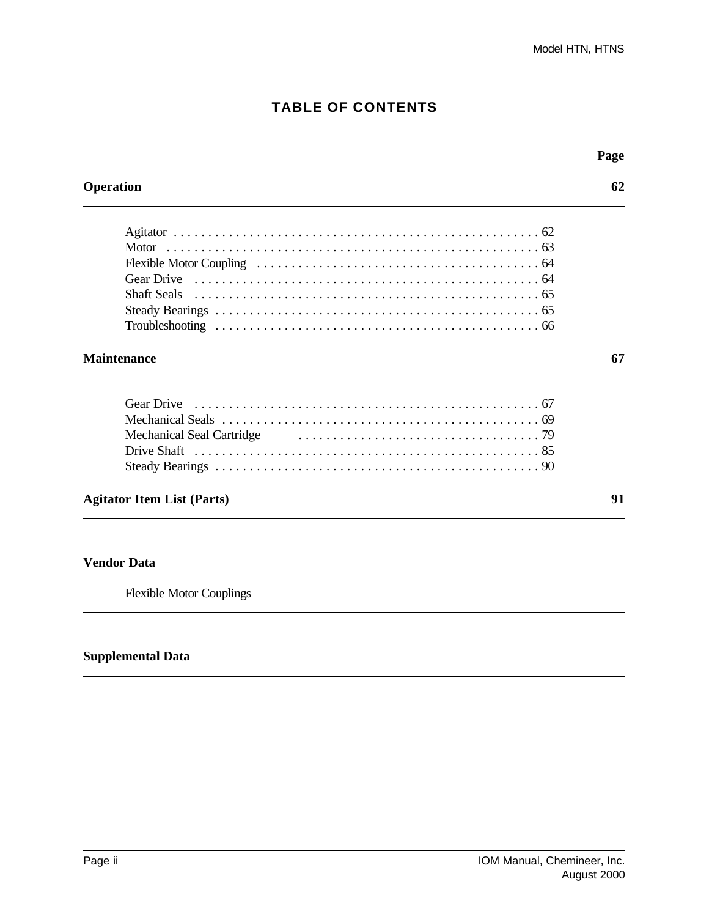# TABLE OF CONTENTS

| | Page |
|---|---|
| **Operation** | **62** |
| Agitator | 62 |
| Motor | 63 |
| Flexible Motor Coupling | 64 |
| Gear Drive | 64 |
| Shaft Seals | 65 |
| Steady Bearings | 65 |
| Troubleshooting | 66 |
| **Maintenance** | **67** |
| Gear Drive | 67 |
| Mechanical Seals | 69 |
| Mechanical Seal Cartridge | 79 |
| Drive Shaft | 85 |
| Steady Bearings | 90 |
| **Agitator Item List (Parts)** | **91** |

**Vendor Data**

Flexible Motor Couplings

**Supplemental Data**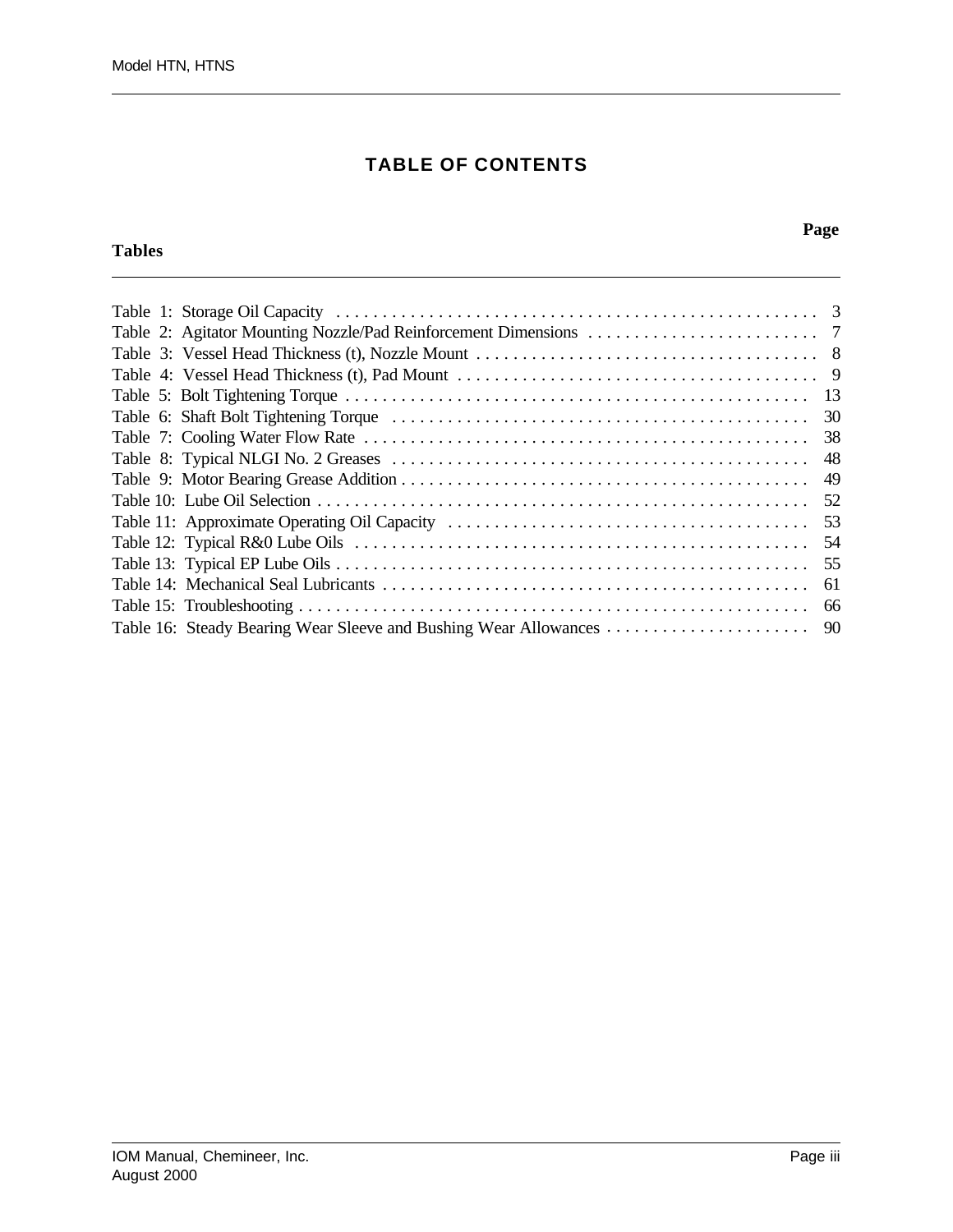# TABLE OF CONTENTS

| Tables | Page |
|---|---|
| Table 1: Storage Oil Capacity | 3 |
| Table 2: Agitator Mounting Nozzle/Pad Reinforcement Dimensions | 7 |
| Table 3: Vessel Head Thickness (t), Nozzle Mount | 8 |
| Table 4: Vessel Head Thickness (t), Pad Mount | 9 |
| Table 5: Bolt Tightening Torque | 13 |
| Table 6: Shaft Bolt Tightening Torque | 30 |
| Table 7: Cooling Water Flow Rate | 38 |
| Table 8: Typical NLGI No. 2 Greases | 48 |
| Table 9: Motor Bearing Grease Addition | 49 |
| Table 10: Lube Oil Selection | 52 |
| Table 11: Approximate Operating Oil Capacity | 53 |
| Table 12: Typical R&0 Lube Oils | 54 |
| Table 13: Typical EP Lube Oils | 55 |
| Table 14: Mechanical Seal Lubricants | 61 |
| Table 15: Troubleshooting | 66 |
| Table 16: Steady Bearing Wear Sleeve and Bushing Wear Allowances | 90 |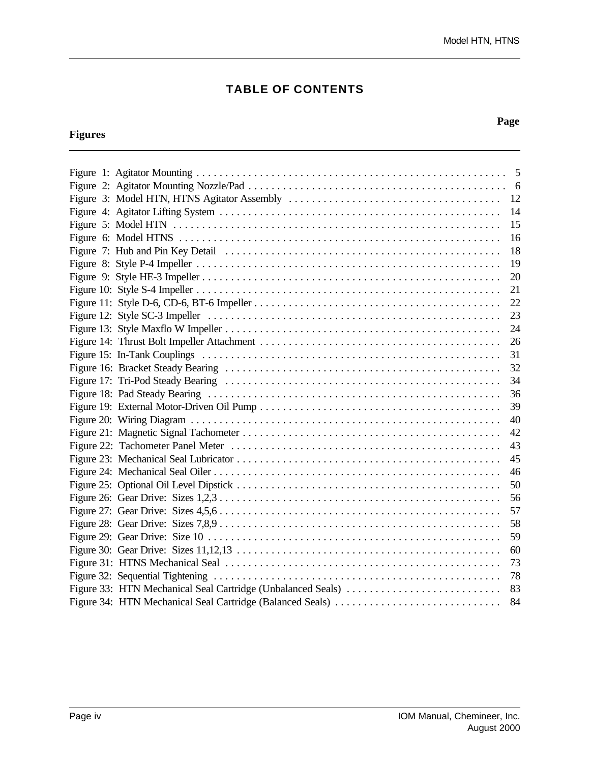# TABLE OF CONTENTS

| Figures | Page |
|---|---|
| Figure 1: Agitator Mounting | 5 |
| Figure 2: Agitator Mounting Nozzle/Pad | 6 |
| Figure 3: Model HTN, HTNS Agitator Assembly | 12 |
| Figure 4: Agitator Lifting System | 14 |
| Figure 5: Model HTN | 15 |
| Figure 6: Model HTNS | 16 |
| Figure 7: Hub and Pin Key Detail | 18 |
| Figure 8: Style P-4 Impeller | 19 |
| Figure 9: Style HE-3 Impeller | 20 |
| Figure 10: Style S-4 Impeller | 21 |
| Figure 11: Style D-6, CD-6, BT-6 Impeller | 22 |
| Figure 12: Style SC-3 Impeller | 23 |
| Figure 13: Style Maxflo W Impeller | 24 |
| Figure 14: Thrust Bolt Impeller Attachment | 26 |
| Figure 15: In-Tank Couplings | 31 |
| Figure 16: Bracket Steady Bearing | 32 |
| Figure 17: Tri-Pod Steady Bearing | 34 |
| Figure 18: Pad Steady Bearing | 36 |
| Figure 19: External Motor-Driven Oil Pump | 39 |
| Figure 20: Wiring Diagram | 40 |
| Figure 21: Magnetic Signal Tachometer | 42 |
| Figure 22: Tachometer Panel Meter | 43 |
| Figure 23: Mechanical Seal Lubricator | 45 |
| Figure 24: Mechanical Seal Oiler | 46 |
| Figure 25: Optional Oil Level Dipstick | 50 |
| Figure 26: Gear Drive: Sizes 1,2,3 | 56 |
| Figure 27: Gear Drive: Sizes 4,5,6 | 57 |
| Figure 28: Gear Drive: Sizes 7,8,9 | 58 |
| Figure 29: Gear Drive: Size 10 | 59 |
| Figure 30: Gear Drive: Sizes 11,12,13 | 60 |
| Figure 31: HTNS Mechanical Seal | 73 |
| Figure 32: Sequential Tightening | 78 |
| Figure 33: HTN Mechanical Seal Cartridge (Unbalanced Seals) | 83 |
| Figure 34: HTN Mechanical Seal Cartridge (Balanced Seals) | 84 |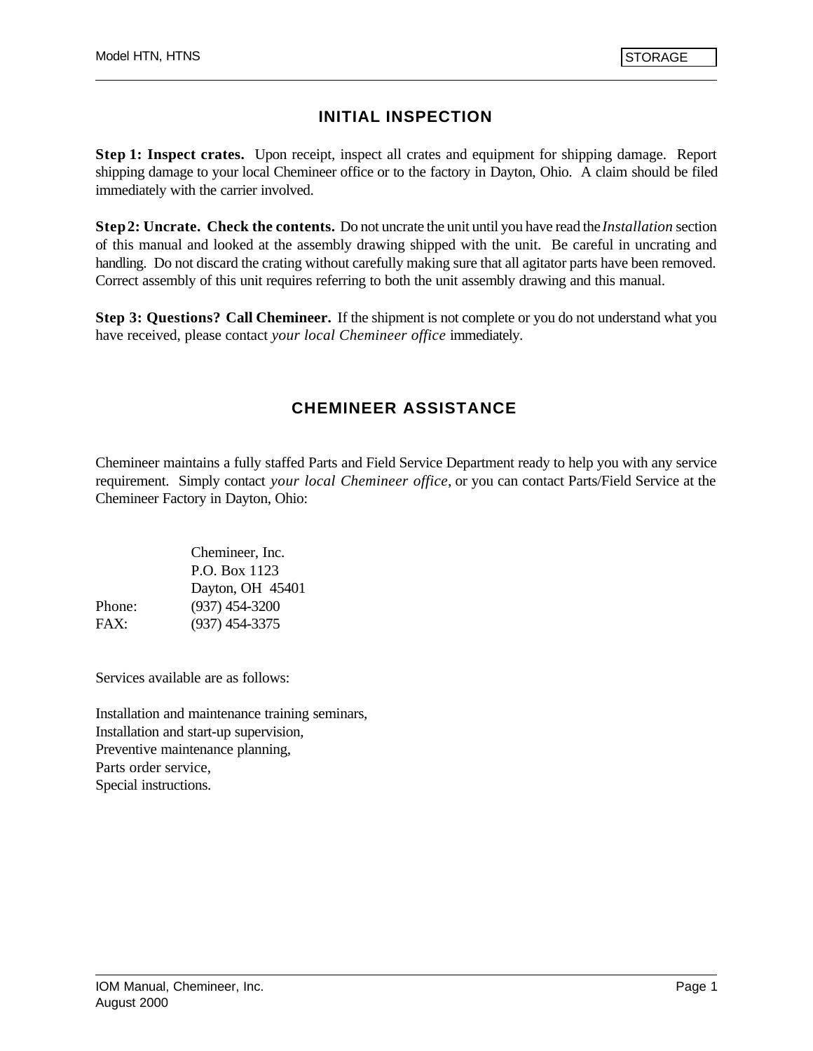## INITIAL INSPECTION

**Step 1: Inspect crates.** Upon receipt, inspect all crates and equipment for shipping damage. Report shipping damage to your local Chemineer office or to the factory in Dayton, Ohio. A claim should be filed immediately with the carrier involved.

**Step 2: Uncrate. Check the contents.** Do not uncrate the unit until you have read the *Installation* section of this manual and looked at the assembly drawing shipped with the unit. Be careful in uncrating and handling. Do not discard the crating without carefully making sure that all agitator parts have been removed. Correct assembly of this unit requires referring to both the unit assembly drawing and this manual.

**Step 3: Questions? Call Chemineer.** If the shipment is not complete or you do not understand what you have received, please contact *your local Chemineer office* immediately.

## CHEMINEER ASSISTANCE

Chemineer maintains a fully staffed Parts and Field Service Department ready to help you with any service requirement. Simply contact *your local Chemineer office*, or you can contact Parts/Field Service at the Chemineer Factory in Dayton, Ohio:

Chemineer, Inc.
P.O. Box 1123
Dayton, OH 45401
Phone: (937) 454-3200
FAX: (937) 454-3375

Services available are as follows:

Installation and maintenance training seminars,
Installation and start-up supervision,
Preventive maintenance planning,
Parts order service,
Special instructions.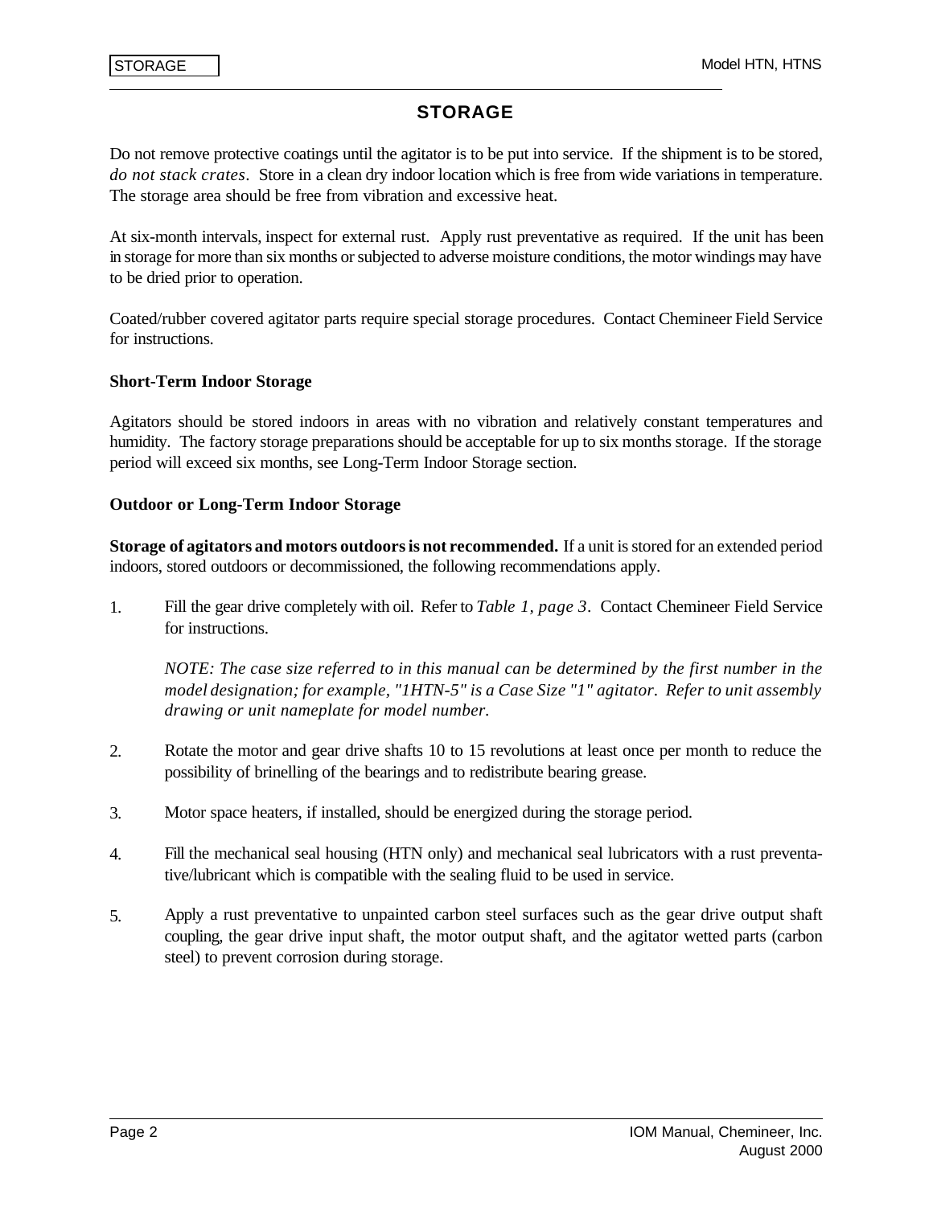# STORAGE

Do not remove protective coatings until the agitator is to be put into service. If the shipment is to be stored, *do not stack crates*. Store in a clean dry indoor location which is free from wide variations in temperature. The storage area should be free from vibration and excessive heat.

At six-month intervals, inspect for external rust. Apply rust preventative as required. If the unit has been in storage for more than six months or subjected to adverse moisture conditions, the motor windings may have to be dried prior to operation.

Coated/rubber covered agitator parts require special storage procedures. Contact Chemineer Field Service for instructions.

### Short-Term Indoor Storage

Agitators should be stored indoors in areas with no vibration and relatively constant temperatures and humidity. The factory storage preparations should be acceptable for up to six months storage. If the storage period will exceed six months, see Long-Term Indoor Storage section.

### Outdoor or Long-Term Indoor Storage

**Storage of agitators and motors outdoors is not recommended.** If a unit is stored for an extended period indoors, stored outdoors or decommissioned, the following recommendations apply.

1. Fill the gear drive completely with oil. Refer to *Table 1, page 3*. Contact Chemineer Field Service for instructions.

   *NOTE: The case size referred to in this manual can be determined by the first number in the model designation; for example, "1HTN-5" is a Case Size "1" agitator. Refer to unit assembly drawing or unit nameplate for model number.*

2. Rotate the motor and gear drive shafts 10 to 15 revolutions at least once per month to reduce the possibility of brinelling of the bearings and to redistribute bearing grease.

3. Motor space heaters, if installed, should be energized during the storage period.

4. Fill the mechanical seal housing (HTN only) and mechanical seal lubricators with a rust preventative/lubricant which is compatible with the sealing fluid to be used in service.

5. Apply a rust preventative to unpainted carbon steel surfaces such as the gear drive output shaft coupling, the gear drive input shaft, the motor output shaft, and the agitator wetted parts (carbon steel) to prevent corrosion during storage.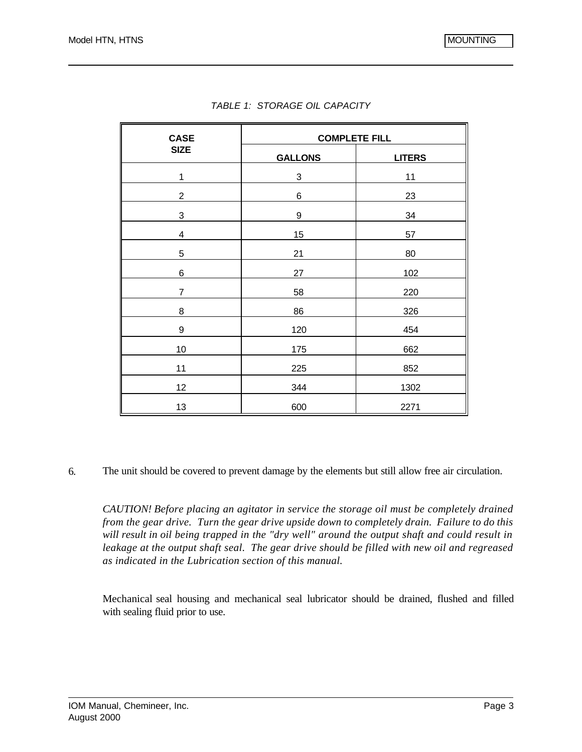*TABLE 1: STORAGE OIL CAPACITY*

| CASE SIZE | COMPLETE FILL | |
|---|---|---|
| | **GALLONS** | **LITERS** |
| 1 | 3 | 11 |
| 2 | 6 | 23 |
| 3 | 9 | 34 |
| 4 | 15 | 57 |
| 5 | 21 | 80 |
| 6 | 27 | 102 |
| 7 | 58 | 220 |
| 8 | 86 | 326 |
| 9 | 120 | 454 |
| 10 | 175 | 662 |
| 11 | 225 | 852 |
| 12 | 344 | 1302 |
| 13 | 600 | 2271 |

6. The unit should be covered to prevent damage by the elements but still allow free air circulation.

*CAUTION! Before placing an agitator in service the storage oil must be completely drained from the gear drive. Turn the gear drive upside down to completely drain. Failure to do this will result in oil being trapped in the "dry well" around the output shaft and could result in leakage at the output shaft seal. The gear drive should be filled with new oil and regreased as indicated in the Lubrication section of this manual.*

Mechanical seal housing and mechanical seal lubricator should be drained, flushed and filled with sealing fluid prior to use.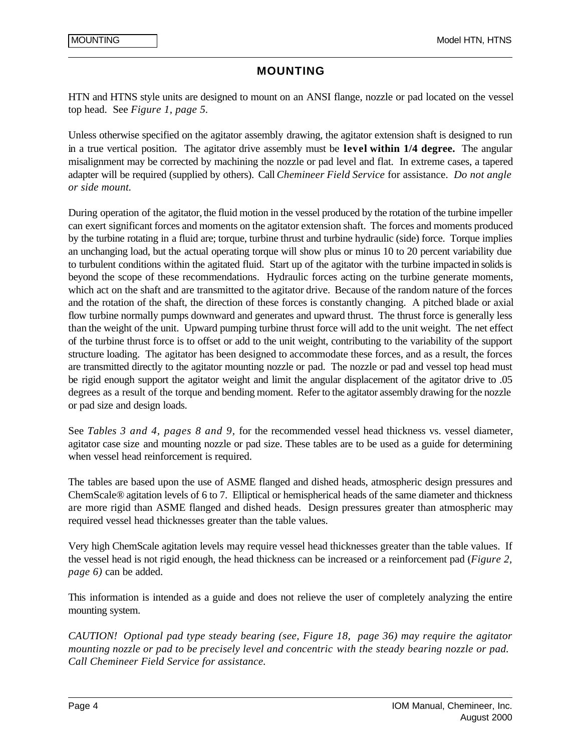# MOUNTING

HTN and HTNS style units are designed to mount on an ANSI flange, nozzle or pad located on the vessel top head. See *Figure 1, page 5.*

Unless otherwise specified on the agitator assembly drawing, the agitator extension shaft is designed to run in a true vertical position. The agitator drive assembly must be **level within 1/4 degree.** The angular misalignment may be corrected by machining the nozzle or pad level and flat. In extreme cases, a tapered adapter will be required (supplied by others). Call *Chemineer Field Service* for assistance. *Do not angle or side mount.*

During operation of the agitator, the fluid motion in the vessel produced by the rotation of the turbine impeller can exert significant forces and moments on the agitator extension shaft. The forces and moments produced by the turbine rotating in a fluid are; torque, turbine thrust and turbine hydraulic (side) force. Torque implies an unchanging load, but the actual operating torque will show plus or minus 10 to 20 percent variability due to turbulent conditions within the agitated fluid. Start up of the agitator with the turbine impacted in solids is beyond the scope of these recommendations. Hydraulic forces acting on the turbine generate moments, which act on the shaft and are transmitted to the agitator drive. Because of the random nature of the forces and the rotation of the shaft, the direction of these forces is constantly changing. A pitched blade or axial flow turbine normally pumps downward and generates and upward thrust. The thrust force is generally less than the weight of the unit. Upward pumping turbine thrust force will add to the unit weight. The net effect of the turbine thrust force is to offset or add to the unit weight, contributing to the variability of the support structure loading. The agitator has been designed to accommodate these forces, and as a result, the forces are transmitted directly to the agitator mounting nozzle or pad. The nozzle or pad and vessel top head must be rigid enough support the agitator weight and limit the angular displacement of the agitator drive to .05 degrees as a result of the torque and bending moment. Refer to the agitator assembly drawing for the nozzle or pad size and design loads.

See *Tables 3 and 4, pages 8 and 9,* for the recommended vessel head thickness vs. vessel diameter, agitator case size and mounting nozzle or pad size. These tables are to be used as a guide for determining when vessel head reinforcement is required.

The tables are based upon the use of ASME flanged and dished heads, atmospheric design pressures and ChemScale® agitation levels of 6 to 7. Elliptical or hemispherical heads of the same diameter and thickness are more rigid than ASME flanged and dished heads. Design pressures greater than atmospheric may required vessel head thicknesses greater than the table values.

Very high ChemScale agitation levels may require vessel head thicknesses greater than the table values. If the vessel head is not rigid enough, the head thickness can be increased or a reinforcement pad (*Figure 2, page 6)* can be added.

This information is intended as a guide and does not relieve the user of completely analyzing the entire mounting system.

*CAUTION! Optional pad type steady bearing (see, Figure 18, page 36) may require the agitator mounting nozzle or pad to be precisely level and concentric with the steady bearing nozzle or pad. Call Chemineer Field Service for assistance.*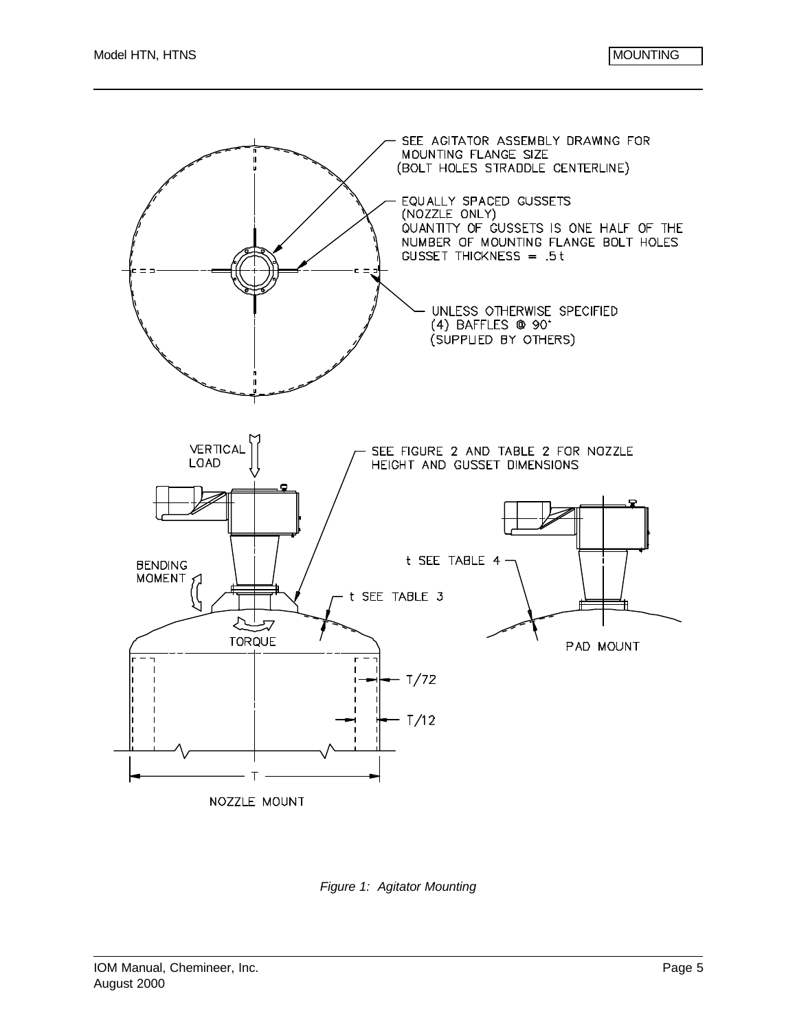SEE AGITATOR ASSEMBLY DRAWING FOR MOUNTING FLANGE SIZE (BOLT HOLES STRADDLE CENTERLINE)

EQUALLY SPACED GUSSETS (NOZZLE ONLY) QUANTITY OF GUSSETS IS ONE HALF OF THE NUMBER OF MOUNTING FLANGE BOLT HOLES GUSSET THICKNESS = .5 t

UNLESS OTHERWISE SPECIFIED (4) BAFFLES @ 90° (SUPPLIED BY OTHERS)

VERTICAL LOAD

SEE FIGURE 2 AND TABLE 2 FOR NOZZLE HEIGHT AND GUSSET DIMENSIONS

BENDING MOMENT

t SEE TABLE 3

t SEE TABLE 4

TORQUE

PAD MOUNT

T/72

T/12

T

NOZZLE MOUNT

*Figure 1: Agitator Mounting*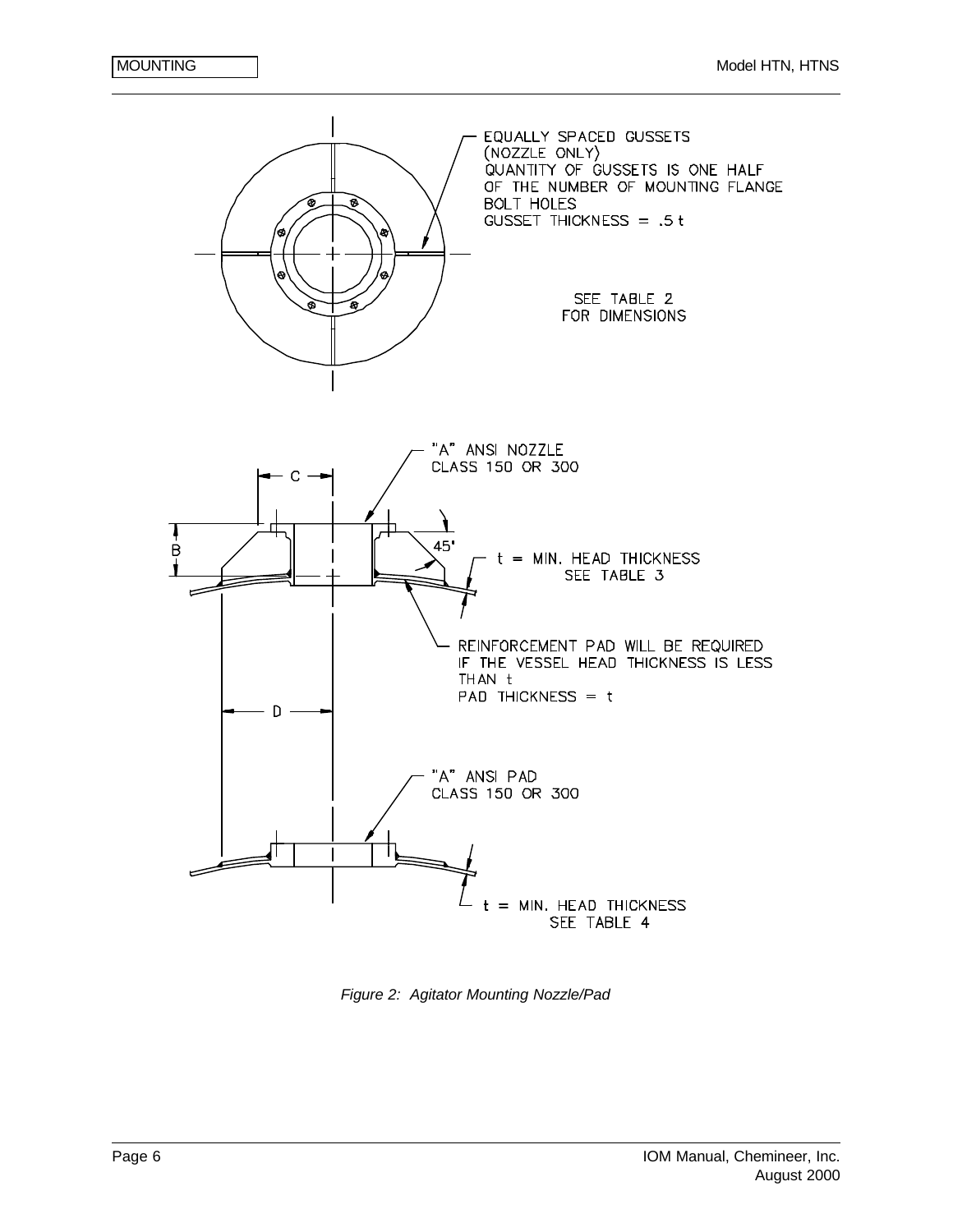EQUALLY SPACED GUSSETS
(NOZZLE ONLY)
QUANTITY OF GUSSETS IS ONE HALF OF THE NUMBER OF MOUNTING FLANGE BOLT HOLES
GUSSET THICKNESS = .5 t

SEE TABLE 2 FOR DIMENSIONS

"A" ANSI NOZZLE
CLASS 150 OR 300

C

B

45°

t = MIN. HEAD THICKNESS
SEE TABLE 3

REINFORCEMENT PAD WILL BE REQUIRED IF THE VESSEL HEAD THICKNESS IS LESS THAN t
PAD THICKNESS = t

D

"A" ANSI PAD
CLASS 150 OR 300

t = MIN. HEAD THICKNESS
SEE TABLE 4

*Figure 2: Agitator Mounting Nozzle/Pad*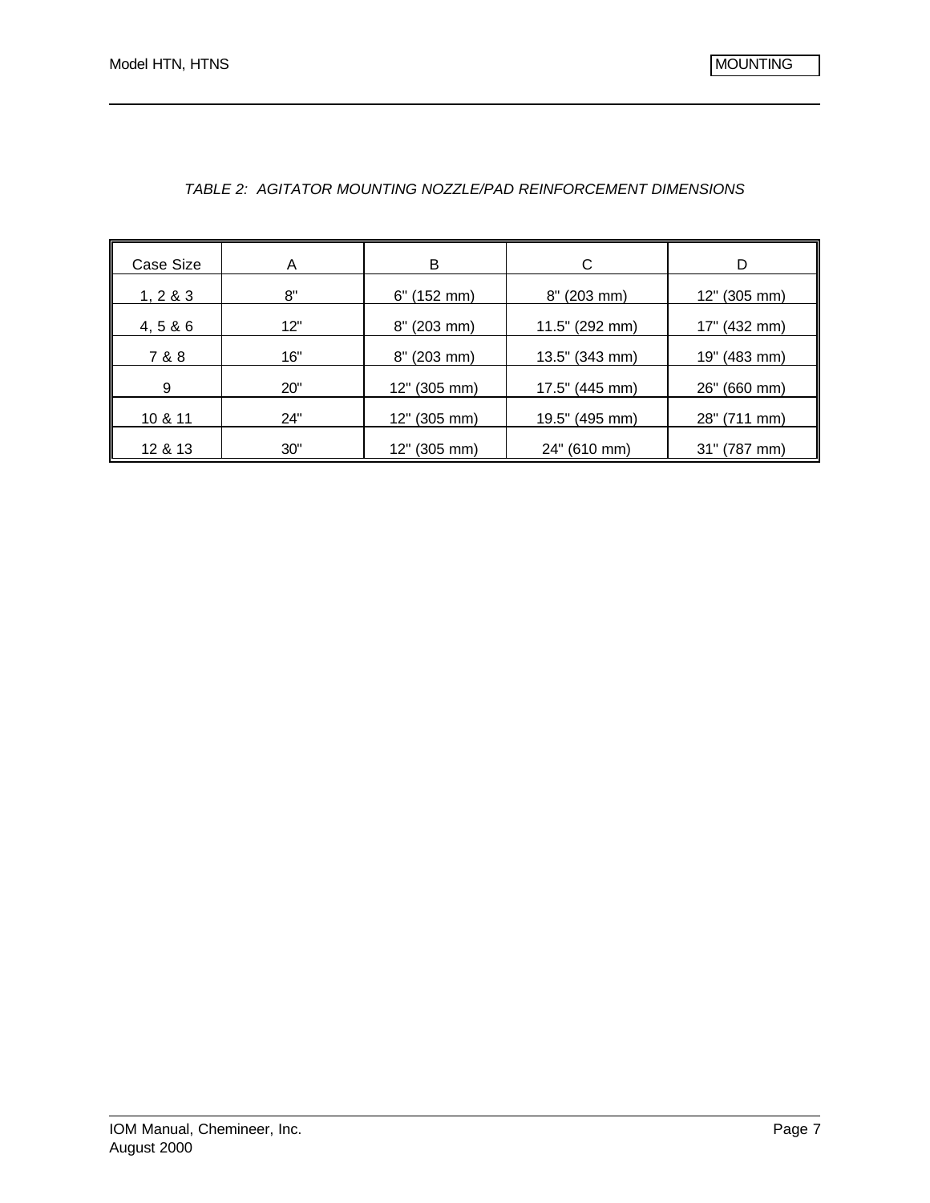*TABLE 2: AGITATOR MOUNTING NOZZLE/PAD REINFORCEMENT DIMENSIONS*

| Case Size | A | B | C | D |
|---|---|---|---|---|
| 1, 2 & 3 | 8" | 6" (152 mm) | 8" (203 mm) | 12" (305 mm) |
| 4, 5 & 6 | 12" | 8" (203 mm) | 11.5" (292 mm) | 17" (432 mm) |
| 7 & 8 | 16" | 8" (203 mm) | 13.5" (343 mm) | 19" (483 mm) |
| 9 | 20" | 12" (305 mm) | 17.5" (445 mm) | 26" (660 mm) |
| 10 & 11 | 24" | 12" (305 mm) | 19.5" (495 mm) | 28" (711 mm) |
| 12 & 13 | 30" | 12" (305 mm) | 24" (610 mm) | 31" (787 mm) |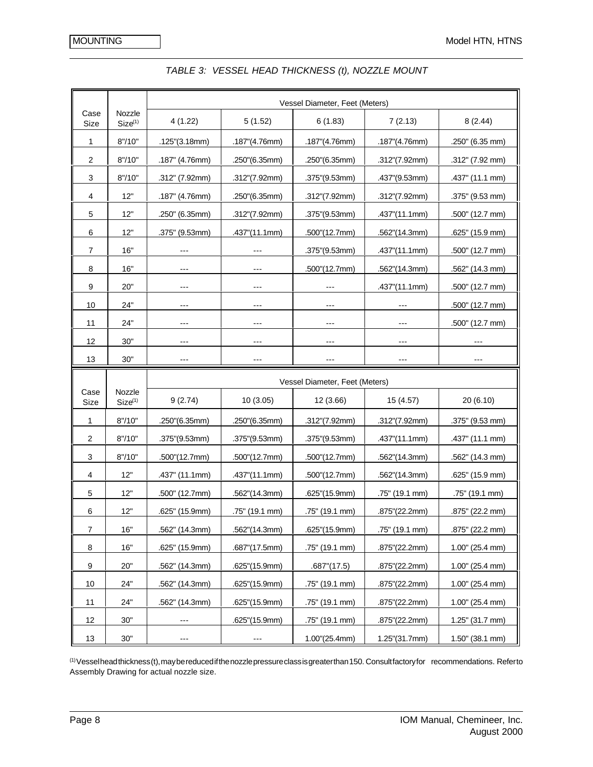*TABLE 3: VESSEL HEAD THICKNESS (t), NOZZLE MOUNT*

| Case Size | Nozzle Size[1] | Vessel Diameter, Feet (Meters) | | | | |
|---|---|---|---|---|---|---|
| | | 4 (1.22) | 5 (1.52) | 6 (1.83) | 7 (2.13) | 8 (2.44) |
| 1 | 8"/10" | .125"(3.18mm) | .187"(4.76mm) | .187"(4.76mm) | .187"(4.76mm) | .250" (6.35 mm) |
| 2 | 8"/10" | .187" (4.76mm) | .250"(6.35mm) | .250"(6.35mm) | .312"(7.92mm) | .312" (7.92 mm) |
| 3 | 8"/10" | .312" (7.92mm) | .312"(7.92mm) | .375"(9.53mm) | .437"(9.53mm) | .437" (11.1 mm) |
| 4 | 12" | .187" (4.76mm) | .250"(6.35mm) | .312"(7.92mm) | .312"(7.92mm) | .375" (9.53 mm) |
| 5 | 12" | .250" (6.35mm) | .312"(7.92mm) | .375"(9.53mm) | .437"(11.1mm) | .500" (12.7 mm) |
| 6 | 12" | .375" (9.53mm) | .437"(11.1mm) | .500"(12.7mm) | .562"(14.3mm) | .625" (15.9 mm) |
| 7 | 16" | --- | --- | .375"(9.53mm) | .437"(11.1mm) | .500" (12.7 mm) |
| 8 | 16" | --- | --- | .500"(12.7mm) | .562"(14.3mm) | .562" (14.3 mm) |
| 9 | 20" | --- | --- | --- | .437"(11.1mm) | .500" (12.7 mm) |
| 10 | 24" | --- | --- | --- | --- | .500" (12.7 mm) |
| 11 | 24" | --- | --- | --- | --- | .500" (12.7 mm) |
| 12 | 30" | --- | --- | --- | --- | --- |
| 13 | 30" | --- | --- | --- | --- | --- |

| Case Size | Nozzle Size[1] | Vessel Diameter, Feet (Meters) | | | | |
|---|---|---|---|---|---|---|
| | | 9 (2.74) | 10 (3.05) | 12 (3.66) | 15 (4.57) | 20 (6.10) |
| 1 | 8"/10" | .250"(6.35mm) | .250"(6.35mm) | .312"(7.92mm) | .312"(7.92mm) | .375" (9.53 mm) |
| 2 | 8"/10" | .375"(9.53mm) | .375"(9.53mm) | .375"(9.53mm) | .437"(11.1mm) | .437" (11.1 mm) |
| 3 | 8"/10" | .500"(12.7mm) | .500"(12.7mm) | .500"(12.7mm) | .562"(14.3mm) | .562" (14.3 mm) |
| 4 | 12" | .437" (11.1mm) | .437"(11.1mm) | .500"(12.7mm) | .562"(14.3mm) | .625" (15.9 mm) |
| 5 | 12" | .500" (12.7mm) | .562"(14.3mm) | .625"(15.9mm) | .75" (19.1 mm) | .75" (19.1 mm) |
| 6 | 12" | .625" (15.9mm) | .75" (19.1 mm) | .75" (19.1 mm) | .875"(22.2mm) | .875" (22.2 mm) |
| 7 | 16" | .562" (14.3mm) | .562"(14.3mm) | .625"(15.9mm) | .75" (19.1 mm) | .875" (22.2 mm) |
| 8 | 16" | .625" (15.9mm) | .687"(17.5mm) | .75" (19.1 mm) | .875"(22.2mm) | 1.00" (25.4 mm) |
| 9 | 20" | .562" (14.3mm) | .625"(15.9mm) | .687"(17.5) | .875"(22.2mm) | 1.00" (25.4 mm) |
| 10 | 24" | .562" (14.3mm) | .625"(15.9mm) | .75" (19.1 mm) | .875"(22.2mm) | 1.00" (25.4 mm) |
| 11 | 24" | .562" (14.3mm) | .625"(15.9mm) | .75" (19.1 mm) | .875"(22.2mm) | 1.00" (25.4 mm) |
| 12 | 30" | --- | .625"(15.9mm) | .75" (19.1 mm) | .875"(22.2mm) | 1.25" (31.7 mm) |
| 13 | 30" | --- | --- | 1.00"(25.4mm) | 1.25"(31.7mm) | 1.50" (38.1 mm) |

[1] Vessel head thickness (t), may be reduced if the nozzle pressure class is greater than 150. Consult factory for recommendations. Refer to Assembly Drawing for actual nozzle size.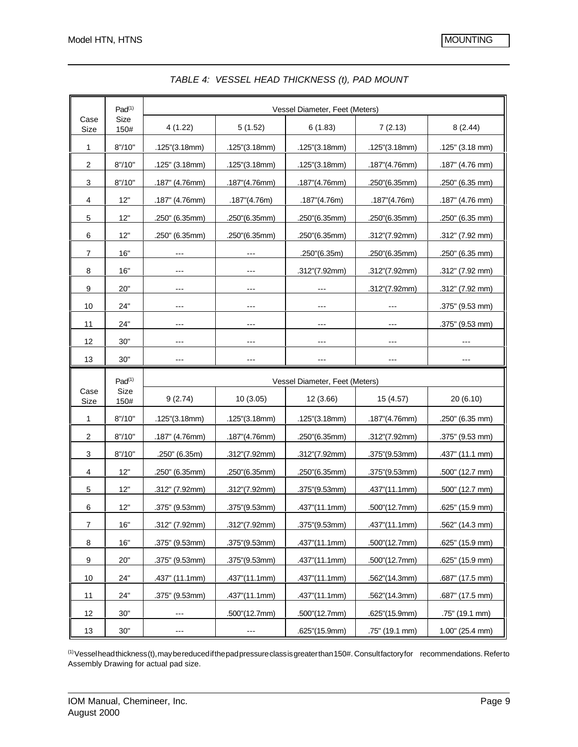*TABLE 4: VESSEL HEAD THICKNESS (t), PAD MOUNT*

| Case Size | Pad[(1)] Size 150# | Vessel Diameter, Feet (Meters) | | | | |
|---|---|---|---|---|---|---|
| | | 4 (1.22) | 5 (1.52) | 6 (1.83) | 7 (2.13) | 8 (2.44) |
| 1 | 8"/10" | .125"(3.18mm) | .125"(3.18mm) | .125"(3.18mm) | .125"(3.18mm) | .125" (3.18 mm) |
| 2 | 8"/10" | .125" (3.18mm) | .125"(3.18mm) | .125"(3.18mm) | .187"(4.76mm) | .187" (4.76 mm) |
| 3 | 8"/10" | .187" (4.76mm) | .187"(4.76mm) | .187"(4.76mm) | .250"(6.35mm) | .250" (6.35 mm) |
| 4 | 12" | .187" (4.76mm) | .187"(4.76m) | .187"(4.76m) | .187"(4.76m) | .187" (4.76 mm) |
| 5 | 12" | .250" (6.35mm) | .250"(6.35mm) | .250"(6.35mm) | .250"(6.35mm) | .250" (6.35 mm) |
| 6 | 12" | .250" (6.35mm) | .250"(6.35mm) | .250"(6.35mm) | .312"(7.92mm) | .312" (7.92 mm) |
| 7 | 16" | --- | --- | .250"(6.35m) | .250"(6.35mm) | .250" (6.35 mm) |
| 8 | 16" | --- | --- | .312"(7.92mm) | .312"(7.92mm) | .312" (7.92 mm) |
| 9 | 20" | --- | --- | --- | .312"(7.92mm) | .312" (7.92 mm) |
| 10 | 24" | --- | --- | --- | --- | .375" (9.53 mm) |
| 11 | 24" | --- | --- | --- | --- | .375" (9.53 mm) |
| 12 | 30" | --- | --- | --- | --- | --- |
| 13 | 30" | --- | --- | --- | --- | --- |

| Case Size | Pad[(1)] Size 150# | Vessel Diameter, Feet (Meters) | | | | |
|---|---|---|---|---|---|---|
| | | 9 (2.74) | 10 (3.05) | 12 (3.66) | 15 (4.57) | 20 (6.10) |
| 1 | 8"/10" | .125"(3.18mm) | .125"(3.18mm) | .125"(3.18mm) | .187"(4.76mm) | .250" (6.35 mm) |
| 2 | 8"/10" | .187" (4.76mm) | .187"(4.76mm) | .250"(6.35mm) | .312"(7.92mm) | .375" (9.53 mm) |
| 3 | 8"/10" | .250" (6.35m) | .312"(7.92mm) | .312"(7.92mm) | .375"(9.53mm) | .437" (11.1 mm) |
| 4 | 12" | .250" (6.35mm) | .250"(6.35mm) | .250"(6.35mm) | .375"(9.53mm) | .500" (12.7 mm) |
| 5 | 12" | .312" (7.92mm) | .312"(7.92mm) | .375"(9.53mm) | .437"(11.1mm) | .500" (12.7 mm) |
| 6 | 12" | .375" (9.53mm) | .375"(9.53mm) | .437"(11.1mm) | .500"(12.7mm) | .625" (15.9 mm) |
| 7 | 16" | .312" (7.92mm) | .312"(7.92mm) | .375"(9.53mm) | .437"(11.1mm) | .562" (14.3 mm) |
| 8 | 16" | .375" (9.53mm) | .375"(9.53mm) | .437"(11.1mm) | .500"(12.7mm) | .625" (15.9 mm) |
| 9 | 20" | .375" (9.53mm) | .375"(9.53mm) | .437"(11.1mm) | .500"(12.7mm) | .625" (15.9 mm) |
| 10 | 24" | .437" (11.1mm) | .437"(11.1mm) | .437"(11.1mm) | .562"(14.3mm) | .687" (17.5 mm) |
| 11 | 24" | .375" (9.53mm) | .437"(11.1mm) | .437"(11.1mm) | .562"(14.3mm) | .687" (17.5 mm) |
| 12 | 30" | --- | .500"(12.7mm) | .500"(12.7mm) | .625"(15.9mm) | .75" (19.1 mm) |
| 13 | 30" | --- | --- | .625"(15.9mm) | .75" (19.1 mm) | 1.00" (25.4 mm) |

[(1)] Vessel head thickness (t), may be reduced if the pad pressure class is greater than 150#. Consult factory for recommendations. Refer to Assembly Drawing for actual pad size.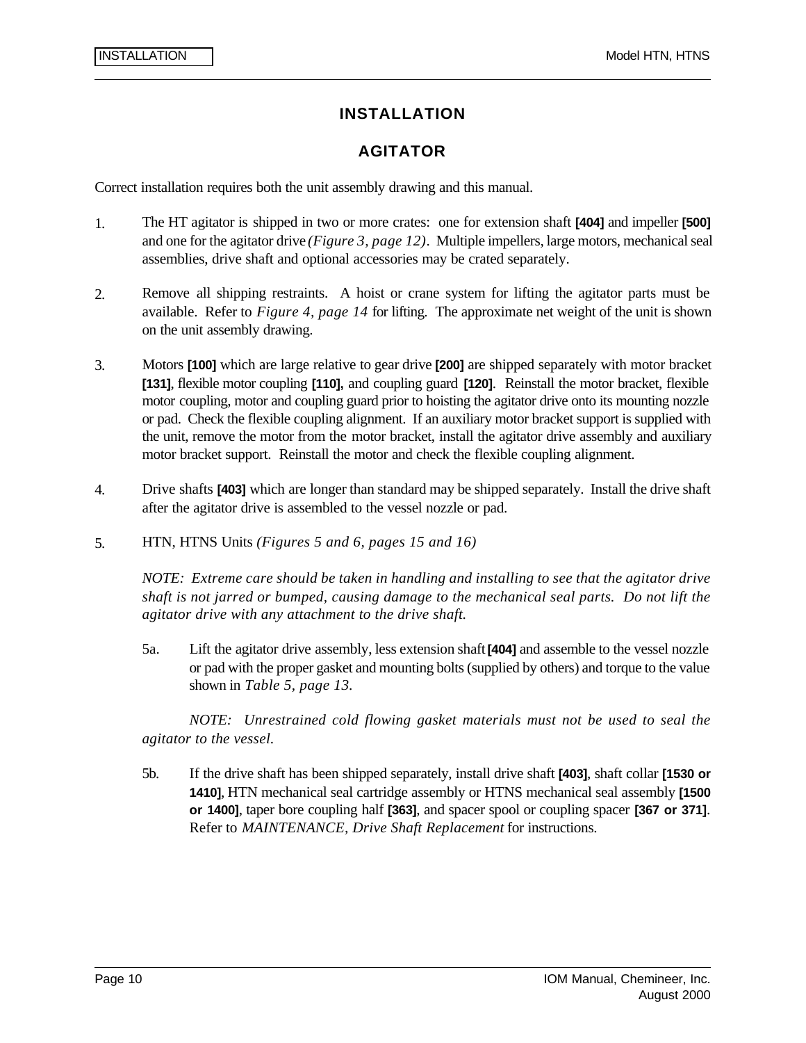# INSTALLATION

## AGITATOR

Correct installation requires both the unit assembly drawing and this manual.

1. The HT agitator is shipped in two or more crates: one for extension shaft **[404]** and impeller **[500]** and one for the agitator drive *(Figure 3, page 12)*. Multiple impellers, large motors, mechanical seal assemblies, drive shaft and optional accessories may be crated separately.

2. Remove all shipping restraints. A hoist or crane system for lifting the agitator parts must be available. Refer to *Figure 4, page 14* for lifting. The approximate net weight of the unit is shown on the unit assembly drawing.

3. Motors **[100]** which are large relative to gear drive **[200]** are shipped separately with motor bracket **[131]**, flexible motor coupling **[110],** and coupling guard **[120]**. Reinstall the motor bracket, flexible motor coupling, motor and coupling guard prior to hoisting the agitator drive onto its mounting nozzle or pad. Check the flexible coupling alignment. If an auxiliary motor bracket support is supplied with the unit, remove the motor from the motor bracket, install the agitator drive assembly and auxiliary motor bracket support. Reinstall the motor and check the flexible coupling alignment.

4. Drive shafts **[403]** which are longer than standard may be shipped separately. Install the drive shaft after the agitator drive is assembled to the vessel nozzle or pad.

5. HTN, HTNS Units *(Figures 5 and 6, pages 15 and 16)*

   *NOTE: Extreme care should be taken in handling and installing to see that the agitator drive shaft is not jarred or bumped, causing damage to the mechanical seal parts. Do not lift the agitator drive with any attachment to the drive shaft.*

   5a. Lift the agitator drive assembly, less extension shaft **[404]** and assemble to the vessel nozzle or pad with the proper gasket and mounting bolts (supplied by others) and torque to the value shown in *Table 5, page 13.*

   *NOTE: Unrestrained cold flowing gasket materials must not be used to seal the agitator to the vessel.*

   5b. If the drive shaft has been shipped separately, install drive shaft **[403]**, shaft collar **[1530 or 1410]**, HTN mechanical seal cartridge assembly or HTNS mechanical seal assembly **[1500 or 1400]**, taper bore coupling half **[363]**, and spacer spool or coupling spacer **[367 or 371]**. Refer to *MAINTENANCE, Drive Shaft Replacement* for instructions.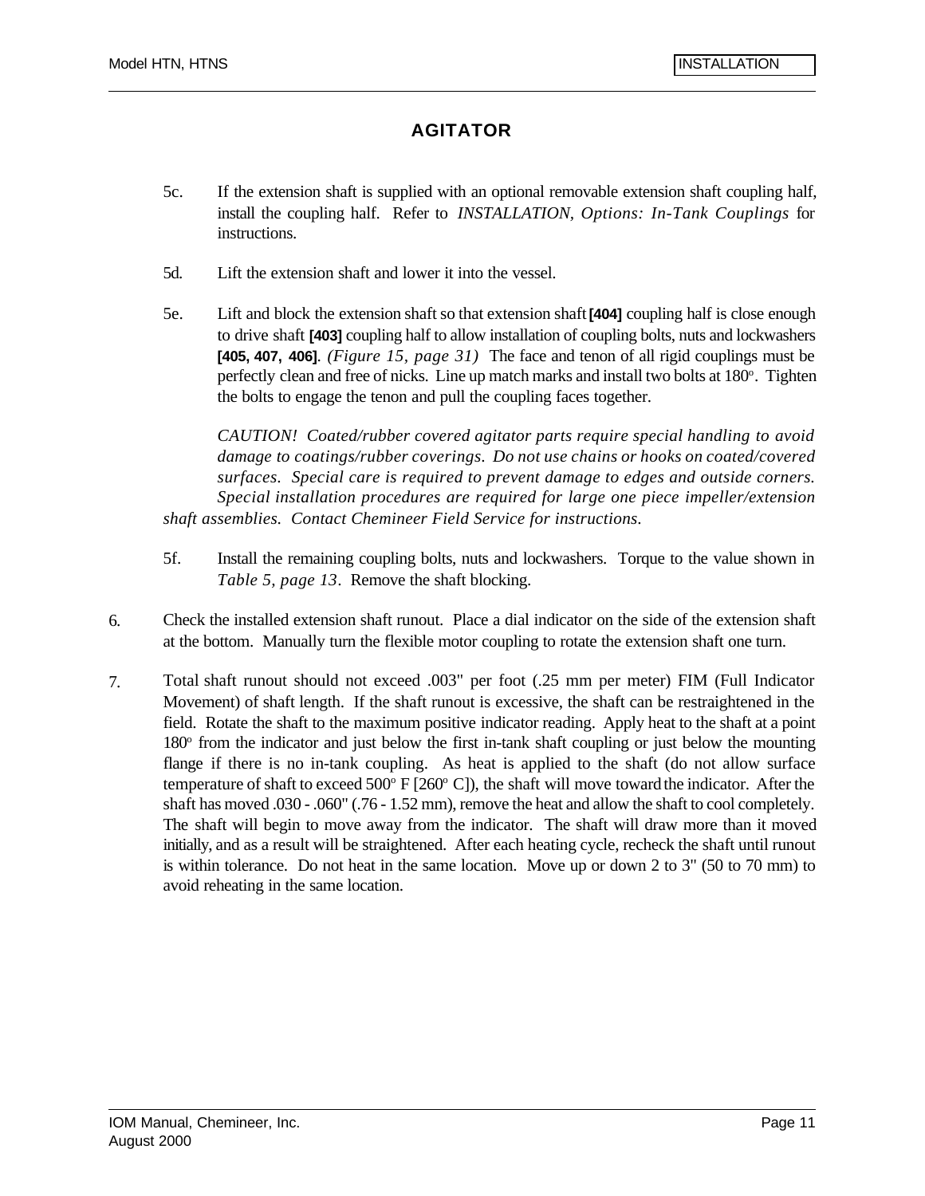## AGITATOR

5c. If the extension shaft is supplied with an optional removable extension shaft coupling half, install the coupling half. Refer to *INSTALLATION, Options: In-Tank Couplings* for instructions.

5d. Lift the extension shaft and lower it into the vessel.

5e. Lift and block the extension shaft so that extension shaft **[404]** coupling half is close enough to drive shaft **[403]** coupling half to allow installation of coupling bolts, nuts and lockwashers **[405, 407, 406]**. *(Figure 15, page 31)* The face and tenon of all rigid couplings must be perfectly clean and free of nicks. Line up match marks and install two bolts at 180°. Tighten the bolts to engage the tenon and pull the coupling faces together.

*CAUTION! Coated/rubber covered agitator parts require special handling to avoid damage to coatings/rubber coverings. Do not use chains or hooks on coated/covered surfaces. Special care is required to prevent damage to edges and outside corners. Special installation procedures are required for large one piece impeller/extension shaft assemblies. Contact Chemineer Field Service for instructions.*

5f. Install the remaining coupling bolts, nuts and lockwashers. Torque to the value shown in *Table 5, page 13*. Remove the shaft blocking.

6. Check the installed extension shaft runout. Place a dial indicator on the side of the extension shaft at the bottom. Manually turn the flexible motor coupling to rotate the extension shaft one turn.

7. Total shaft runout should not exceed .003" per foot (.25 mm per meter) FIM (Full Indicator Movement) of shaft length. If the shaft runout is excessive, the shaft can be restraightened in the field. Rotate the shaft to the maximum positive indicator reading. Apply heat to the shaft at a point 180° from the indicator and just below the first in-tank shaft coupling or just below the mounting flange if there is no in-tank coupling. As heat is applied to the shaft (do not allow surface temperature of shaft to exceed 500° F [260° C]), the shaft will move toward the indicator. After the shaft has moved .030 - .060" (.76 - 1.52 mm), remove the heat and allow the shaft to cool completely. The shaft will begin to move away from the indicator. The shaft will draw more than it moved initially, and as a result will be straightened. After each heating cycle, recheck the shaft until runout is within tolerance. Do not heat in the same location. Move up or down 2 to 3" (50 to 70 mm) to avoid reheating in the same location.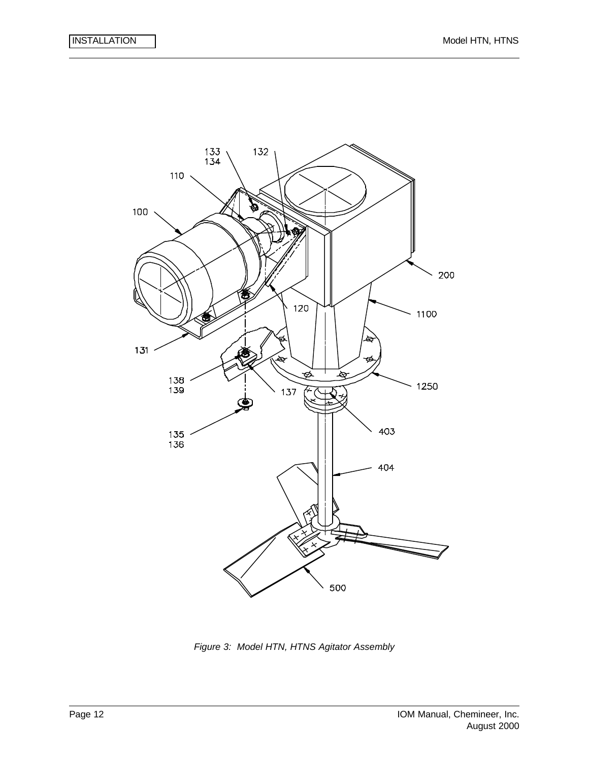*Figure 3: Model HTN, HTNS Agitator Assembly*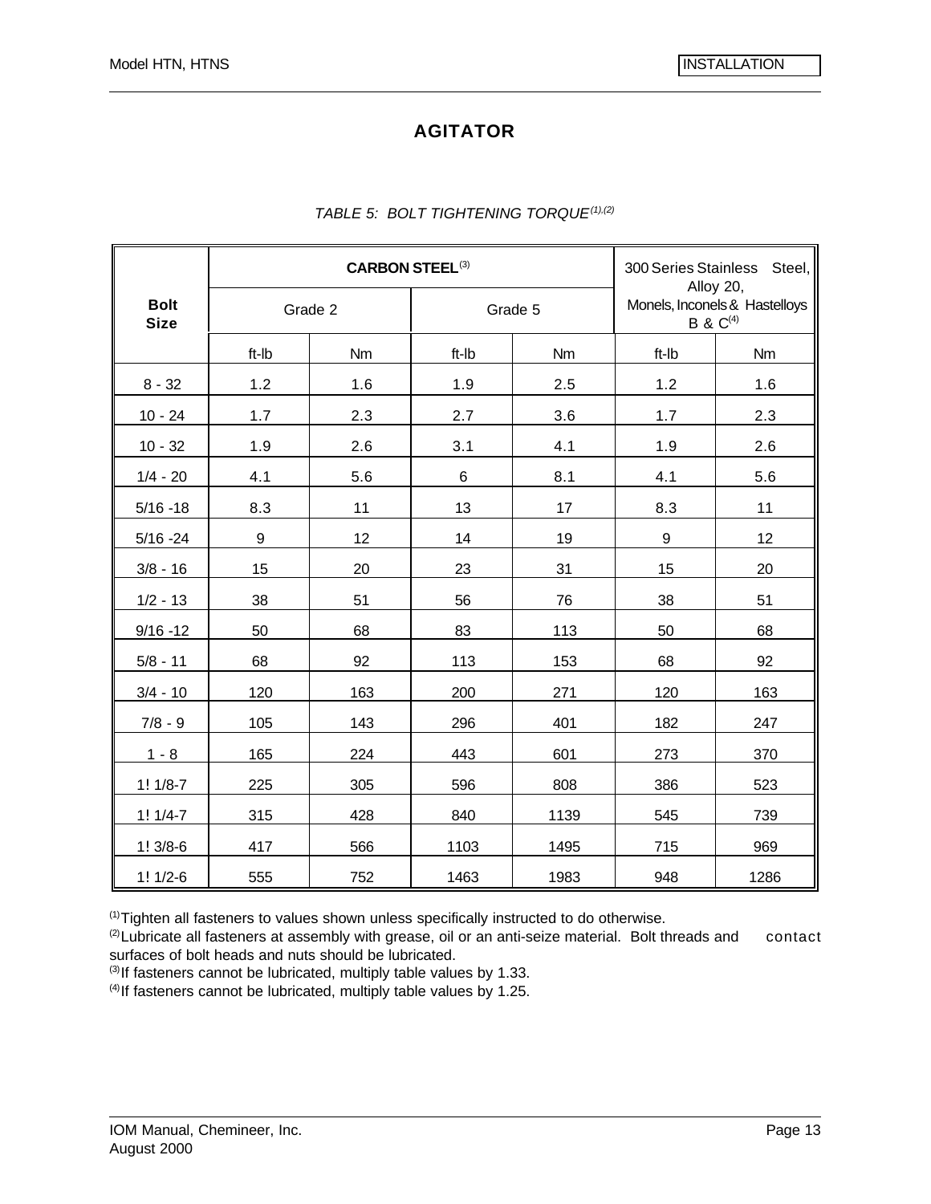# AGITATOR

*TABLE 5: BOLT TIGHTENING TORQUE[(1),(2)]*

| Bolt Size | CARBON STEEL[(3)] | | | | 300 Series Stainless Steel, Alloy 20, Monels, Inconels & Hastelloys B & C[(4)] | |
|---|---|---|---|---|---|---|
| | Grade 2 | | Grade 5 | | | |
| | ft-lb | Nm | ft-lb | Nm | ft-lb | Nm |
| 8 - 32 | 1.2 | 1.6 | 1.9 | 2.5 | 1.2 | 1.6 |
| 10 - 24 | 1.7 | 2.3 | 2.7 | 3.6 | 1.7 | 2.3 |
| 10 - 32 | 1.9 | 2.6 | 3.1 | 4.1 | 1.9 | 2.6 |
| 1/4 - 20 | 4.1 | 5.6 | 6 | 8.1 | 4.1 | 5.6 |
| 5/16 -18 | 8.3 | 11 | 13 | 17 | 8.3 | 11 |
| 5/16 -24 | 9 | 12 | 14 | 19 | 9 | 12 |
| 3/8 - 16 | 15 | 20 | 23 | 31 | 15 | 20 |
| 1/2 - 13 | 38 | 51 | 56 | 76 | 38 | 51 |
| 9/16 -12 | 50 | 68 | 83 | 113 | 50 | 68 |
| 5/8 - 11 | 68 | 92 | 113 | 153 | 68 | 92 |
| 3/4 - 10 | 120 | 163 | 200 | 271 | 120 | 163 |
| 7/8 - 9 | 105 | 143 | 296 | 401 | 182 | 247 |
| 1 - 8 | 165 | 224 | 443 | 601 | 273 | 370 |
| 1! 1/8-7 | 225 | 305 | 596 | 808 | 386 | 523 |
| 1! 1/4-7 | 315 | 428 | 840 | 1139 | 545 | 739 |
| 1! 3/8-6 | 417 | 566 | 1103 | 1495 | 715 | 969 |
| 1! 1/2-6 | 555 | 752 | 1463 | 1983 | 948 | 1286 |

(1) Tighten all fasteners to values shown unless specifically instructed to do otherwise.
(2) Lubricate all fasteners at assembly with grease, oil or an anti-seize material. Bolt threads and contact surfaces of bolt heads and nuts should be lubricated.
(3) If fasteners cannot be lubricated, multiply table values by 1.33.
(4) If fasteners cannot be lubricated, multiply table values by 1.25.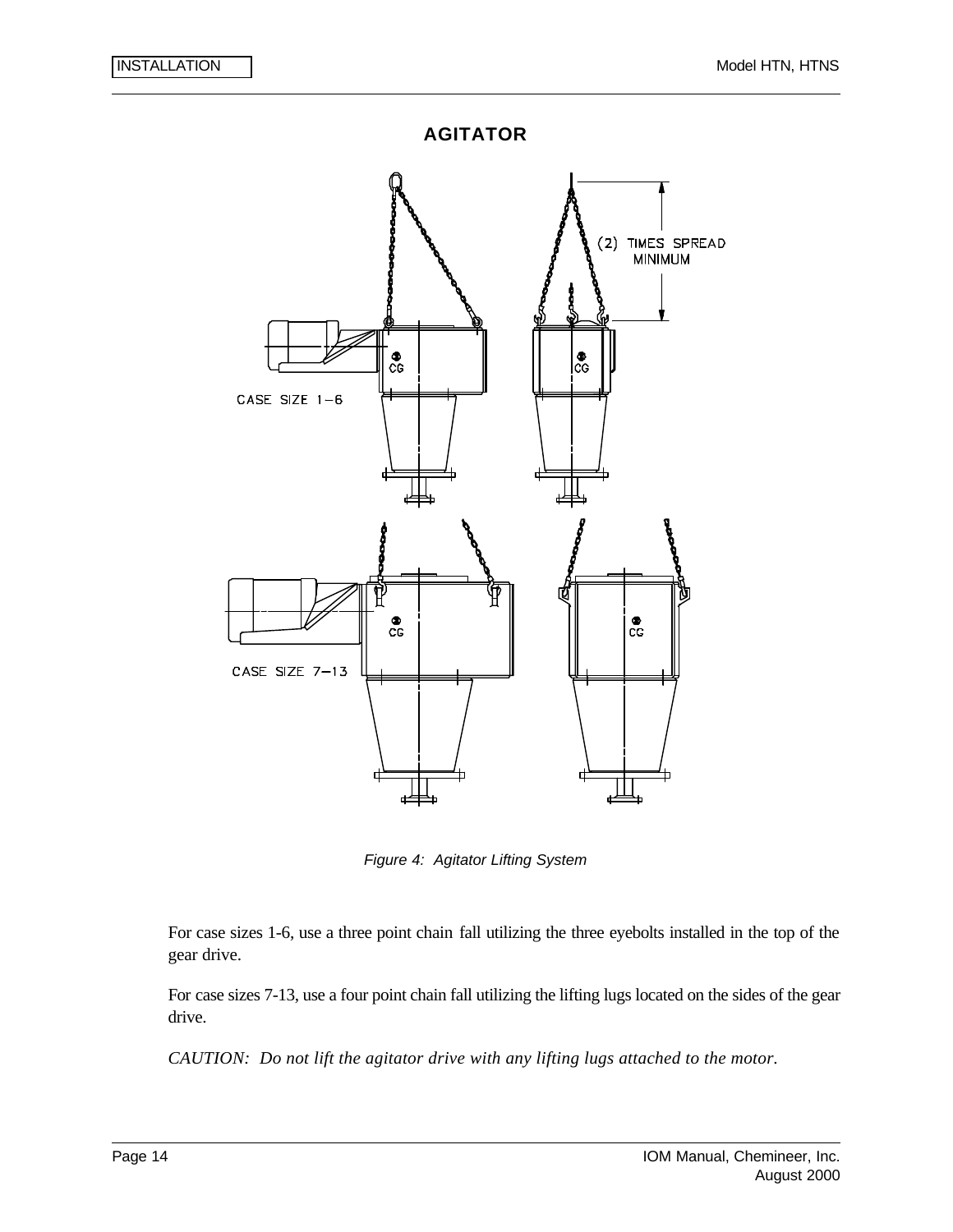## AGITATOR

Figure 4: Agitator Lifting System

For case sizes 1-6, use a three point chain fall utilizing the three eyebolts installed in the top of the gear drive.

For case sizes 7-13, use a four point chain fall utilizing the lifting lugs located on the sides of the gear drive.

*CAUTION: Do not lift the agitator drive with any lifting lugs attached to the motor.*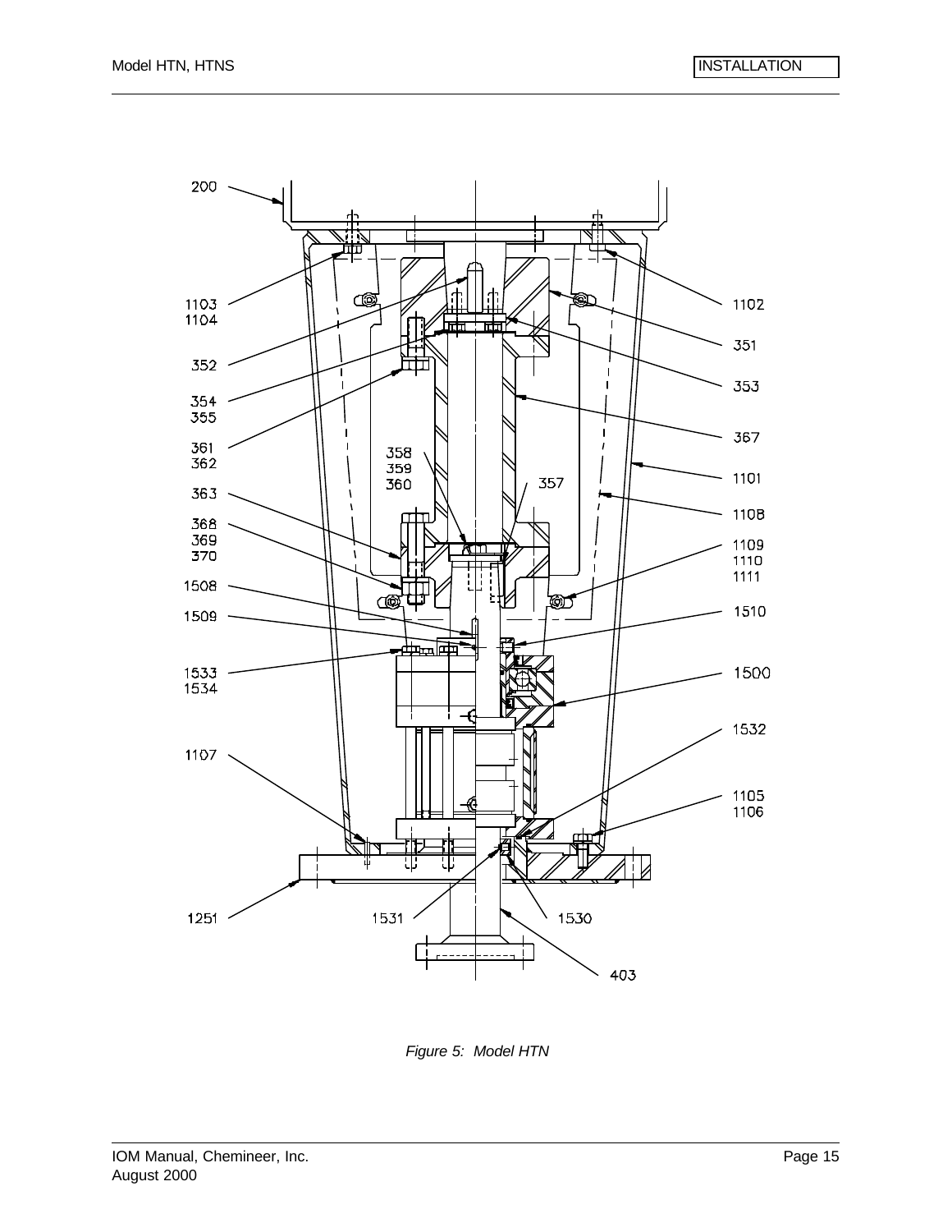200

1103
1104

352

354
355

361
362

363

368
369
370

1508

1509

1533
1534

1107

1251

358
359
360

357

1531

1530

403

1102

351

353

367

1101

1108

1109
1110
1111

1510

1500

1532

1105
1106

*Figure 5: Model HTN*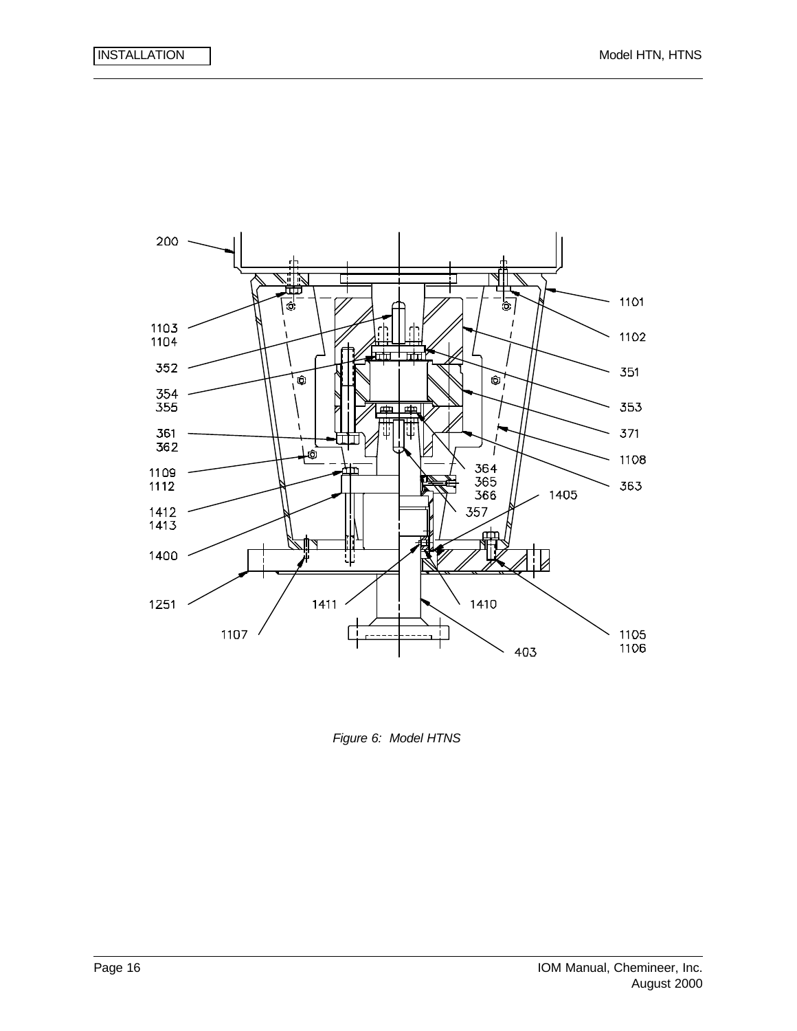200

1101

1103
1104

1102

352

351

354
355

353

361
362

371

1108

1109
1112

364
365
366

363

1405

1412
1413

357

1400

1251

1411

1410

1107

1105
1106

403

*Figure 6: Model HTNS*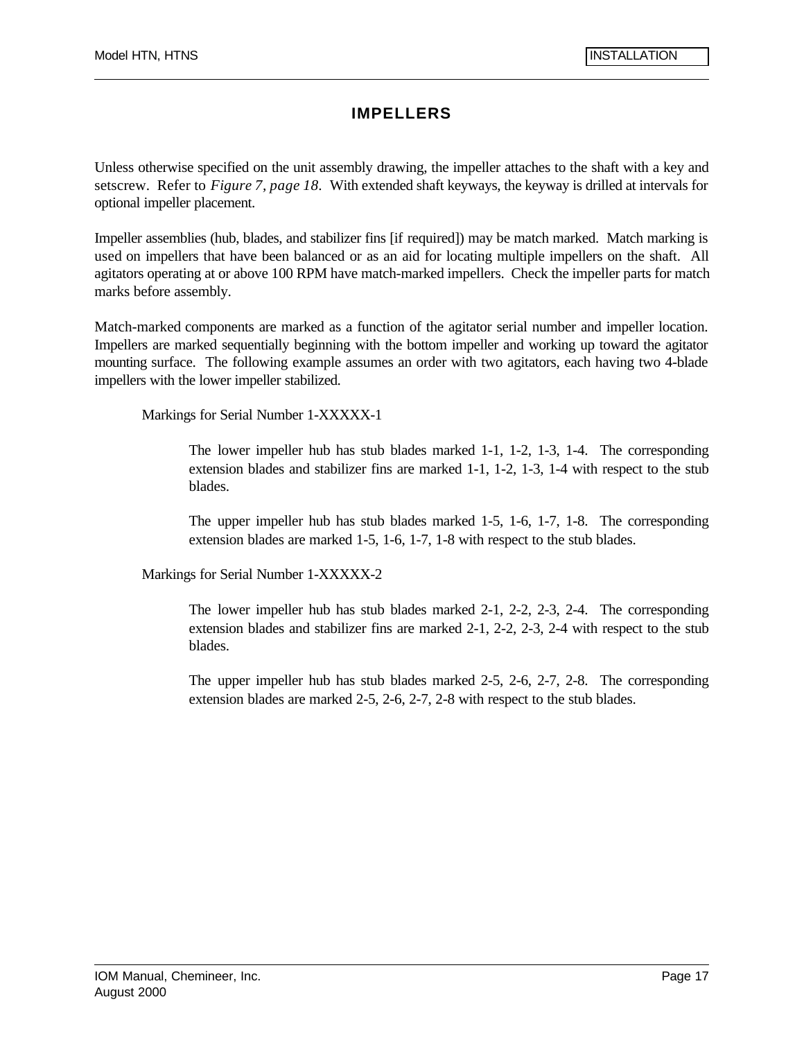# IMPELLERS

Unless otherwise specified on the unit assembly drawing, the impeller attaches to the shaft with a key and setscrew. Refer to *Figure 7, page 18*. With extended shaft keyways, the keyway is drilled at intervals for optional impeller placement.

Impeller assemblies (hub, blades, and stabilizer fins [if required]) may be match marked. Match marking is used on impellers that have been balanced or as an aid for locating multiple impellers on the shaft. All agitators operating at or above 100 RPM have match-marked impellers. Check the impeller parts for match marks before assembly.

Match-marked components are marked as a function of the agitator serial number and impeller location. Impellers are marked sequentially beginning with the bottom impeller and working up toward the agitator mounting surface. The following example assumes an order with two agitators, each having two 4-blade impellers with the lower impeller stabilized.

Markings for Serial Number 1-XXXXX-1

> The lower impeller hub has stub blades marked 1-1, 1-2, 1-3, 1-4. The corresponding extension blades and stabilizer fins are marked 1-1, 1-2, 1-3, 1-4 with respect to the stub blades.
>
> The upper impeller hub has stub blades marked 1-5, 1-6, 1-7, 1-8. The corresponding extension blades are marked 1-5, 1-6, 1-7, 1-8 with respect to the stub blades.

Markings for Serial Number 1-XXXXX-2

> The lower impeller hub has stub blades marked 2-1, 2-2, 2-3, 2-4. The corresponding extension blades and stabilizer fins are marked 2-1, 2-2, 2-3, 2-4 with respect to the stub blades.
>
> The upper impeller hub has stub blades marked 2-5, 2-6, 2-7, 2-8. The corresponding extension blades are marked 2-5, 2-6, 2-7, 2-8 with respect to the stub blades.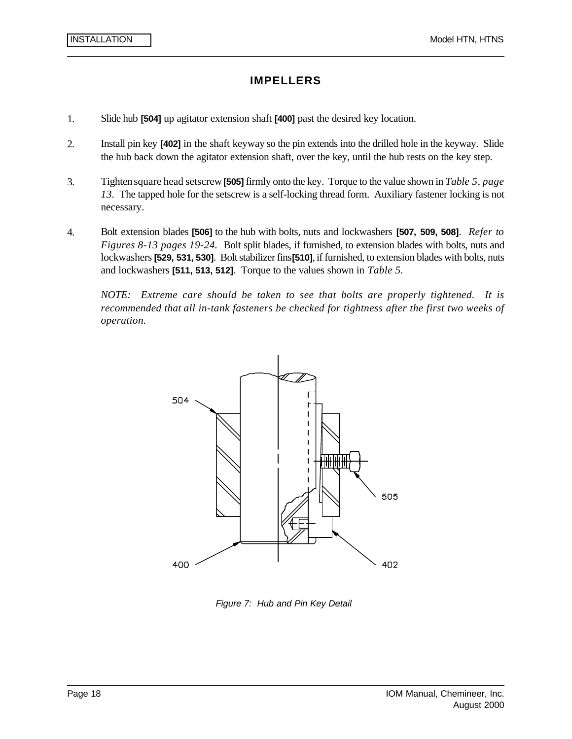## IMPELLERS

1. Slide hub **[504]** up agitator extension shaft **[400]** past the desired key location.

2. Install pin key **[402]** in the shaft keyway so the pin extends into the drilled hole in the keyway. Slide the hub back down the agitator extension shaft, over the key, until the hub rests on the key step.

3. Tighten square head setscrew **[505]** firmly onto the key. Torque to the value shown in *Table 5, page 13*. The tapped hole for the setscrew is a self-locking thread form. Auxiliary fastener locking is not necessary.

4. Bolt extension blades **[506]** to the hub with bolts, nuts and lockwashers **[507, 509, 508]**. *Refer to Figures 8-13 pages 19-24.* Bolt split blades, if furnished, to extension blades with bolts, nuts and lockwashers **[529, 531, 530]**. Bolt stabilizer fins **[510]**, if furnished, to extension blades with bolts, nuts and lockwashers **[511, 513, 512]**. Torque to the values shown in *Table 5*.

   *NOTE: Extreme care should be taken to see that bolts are properly tightened. It is recommended that all in-tank fasteners be checked for tightness after the first two weeks of operation.*

*Figure 7: Hub and Pin Key Detail*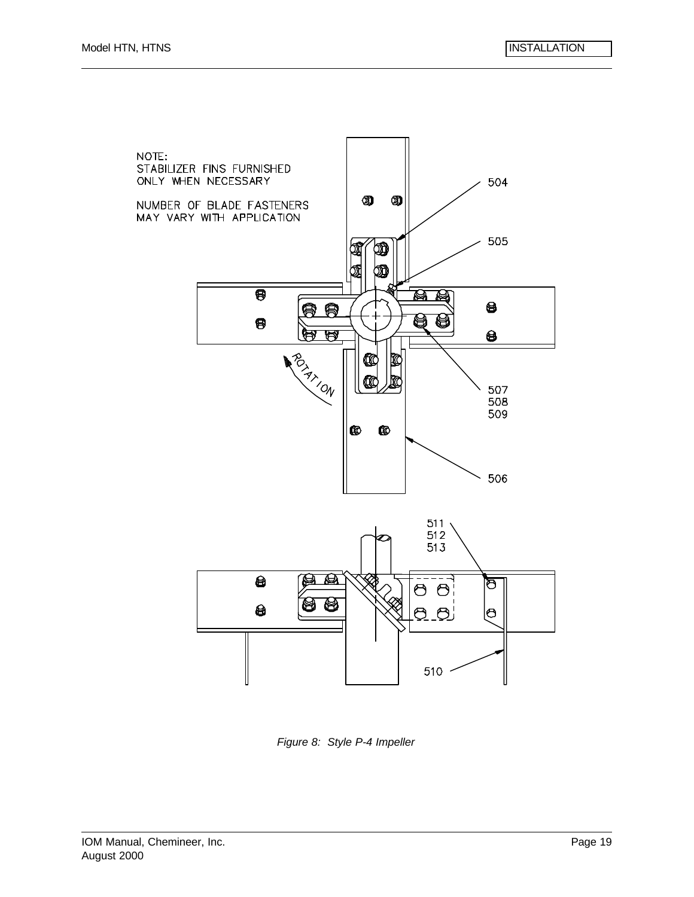NOTE:
STABILIZER FINS FURNISHED
ONLY WHEN NECESSARY

NUMBER OF BLADE FASTENERS
MAY VARY WITH APPLICATION

504

505

507
508
509

506

ROTATION

511
512
513

510

*Figure 8: Style P-4 Impeller*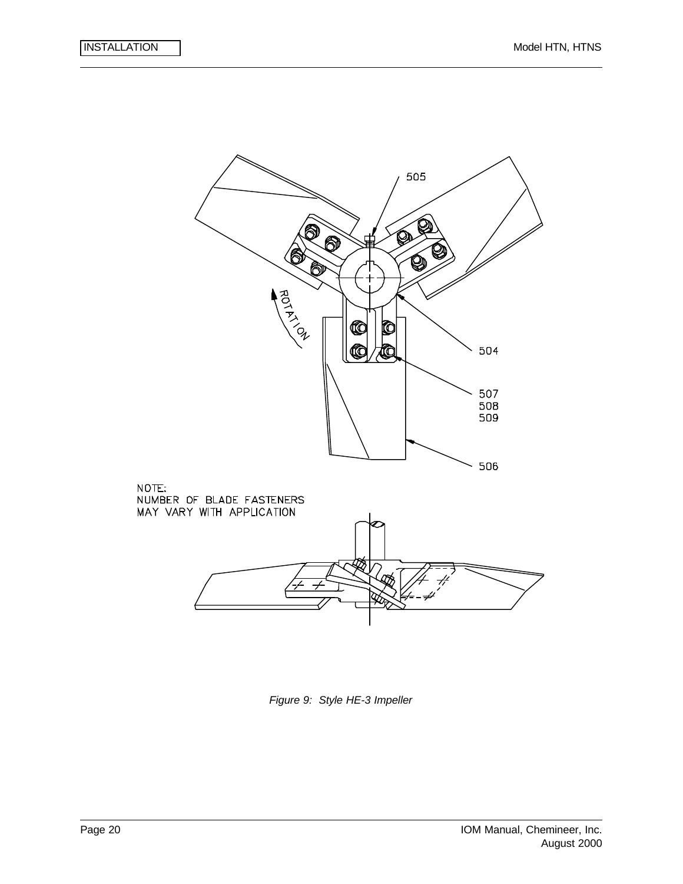505

ROTATION

504

507
508
509

506

NOTE:
NUMBER OF BLADE FASTENERS
MAY VARY WITH APPLICATION

*Figure 9: Style HE-3 Impeller*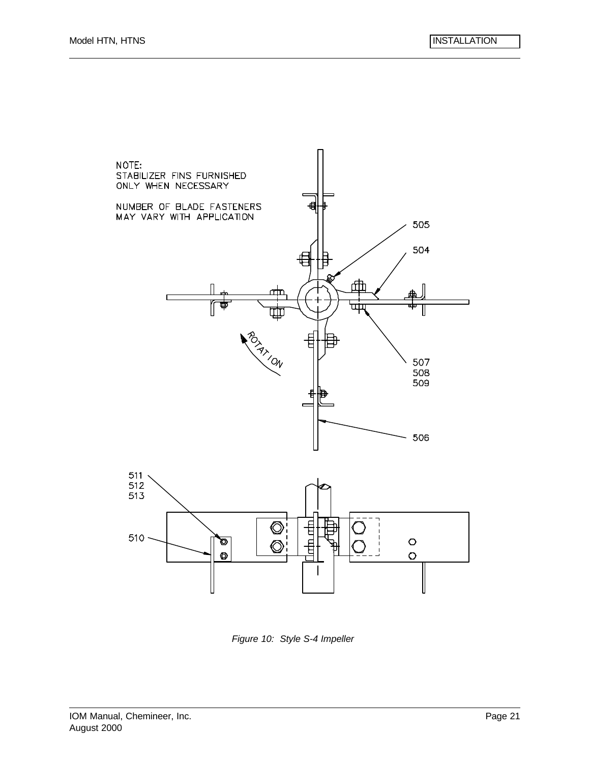NOTE:
STABILIZER FINS FURNISHED
ONLY WHEN NECESSARY

NUMBER OF BLADE FASTENERS
MAY VARY WITH APPLICATION

505

504

ROTATION

507
508
509

506

511
512
513

510

*Figure 10: Style S-4 Impeller*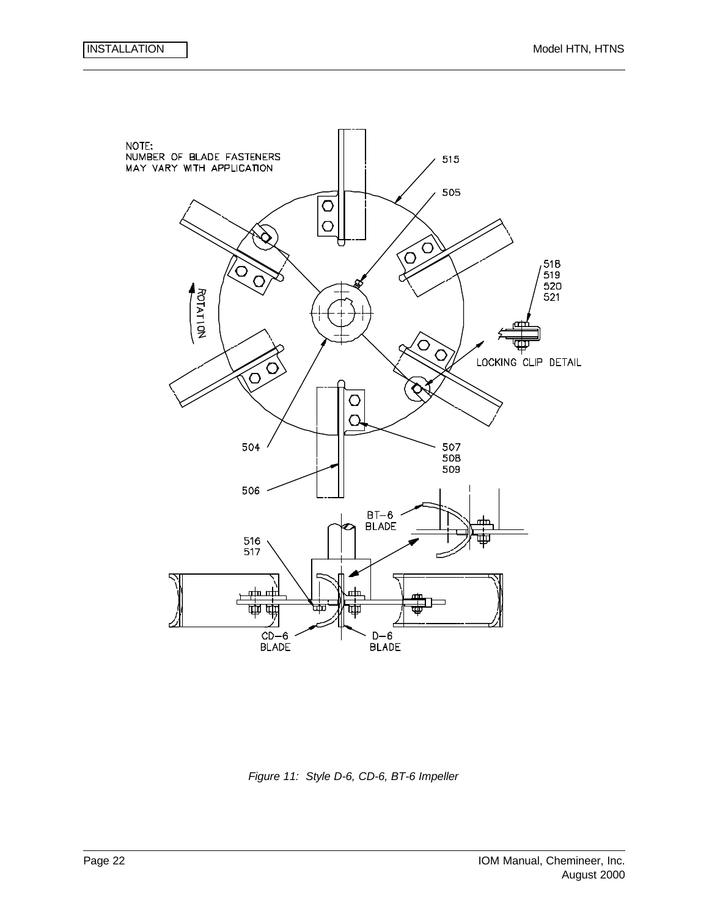NOTE:
NUMBER OF BLADE FASTENERS
MAY VARY WITH APPLICATION

515

505

518
519
520
521

ROTATION

LOCKING CLIP DETAIL

504

507
508
509

506

BT-6
BLADE

516
517

CD-6
BLADE

D-6
BLADE

*Figure 11: Style D-6, CD-6, BT-6 Impeller*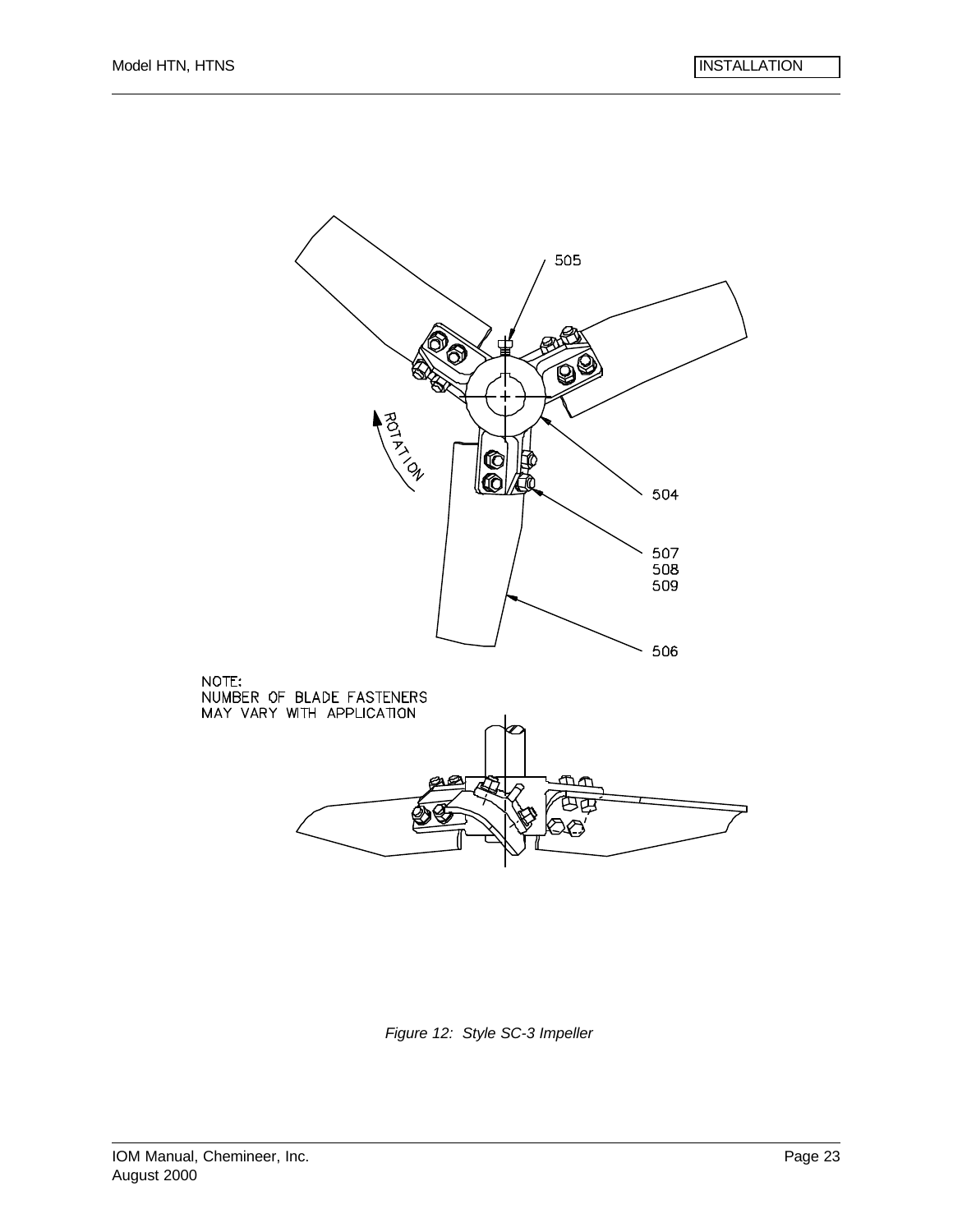505

ROTATION

504

507
508
509

506

NOTE:
NUMBER OF BLADE FASTENERS
MAY VARY WITH APPLICATION

*Figure 12: Style SC-3 Impeller*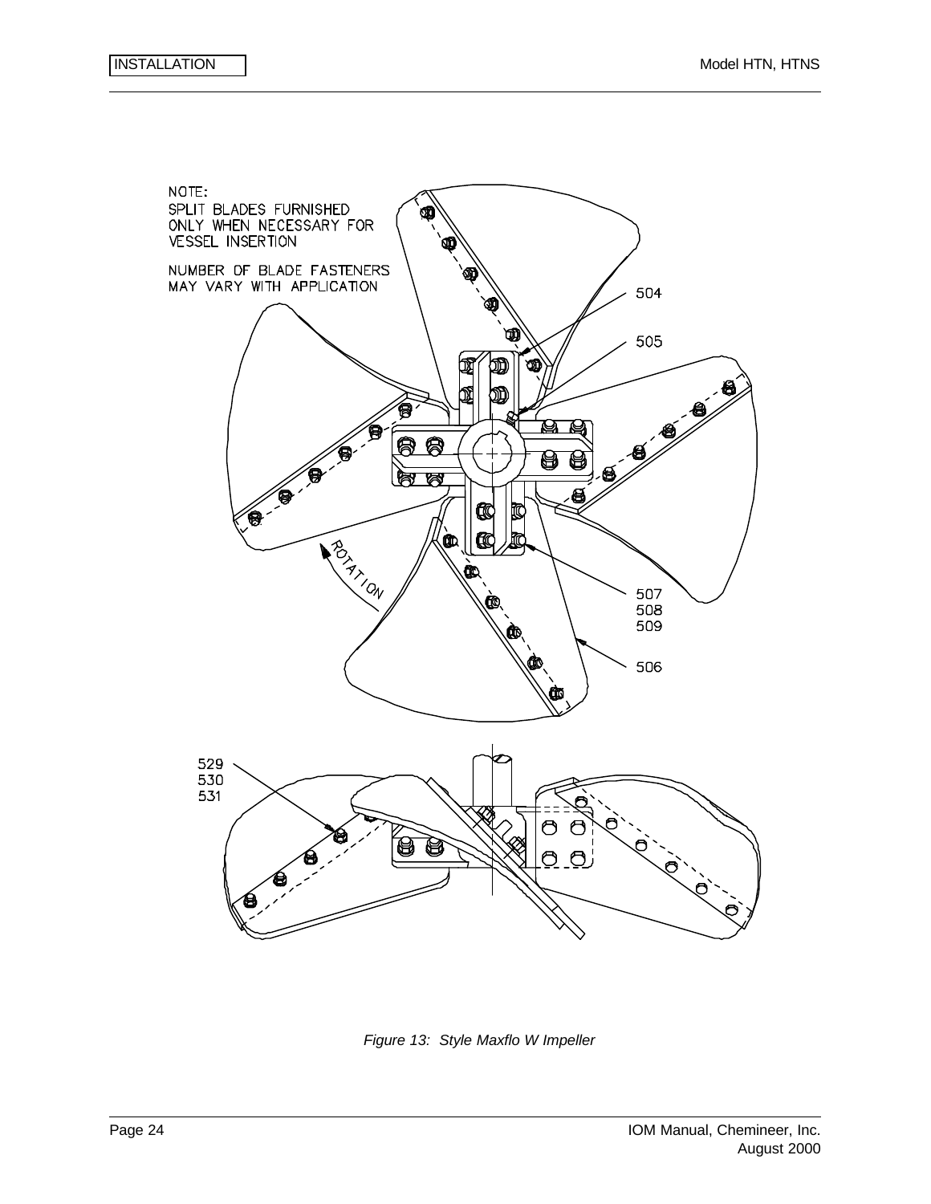NOTE:
SPLIT BLADES FURNISHED ONLY WHEN NECESSARY FOR VESSEL INSERTION

NUMBER OF BLADE FASTENERS MAY VARY WITH APPLICATION

504

505

507
508
509

506

ROTATION

529
530
531

*Figure 13: Style Maxflo W Impeller*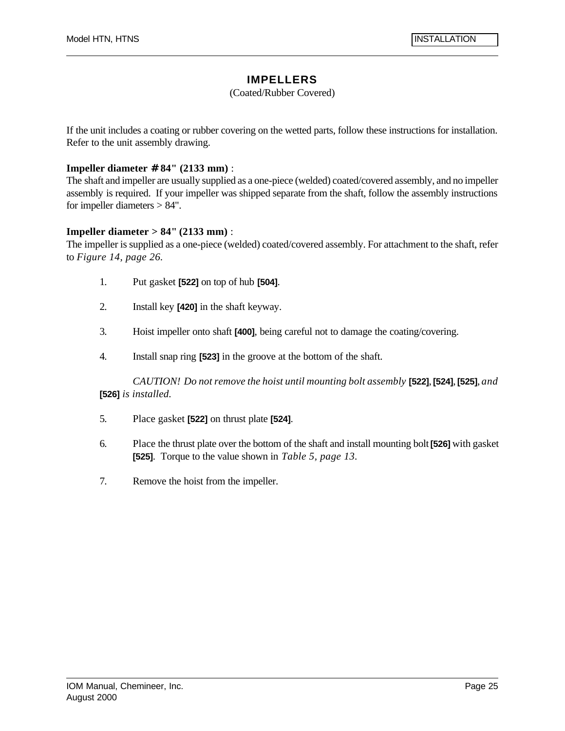# IMPELLERS

(Coated/Rubber Covered)

If the unit includes a coating or rubber covering on the wetted parts, follow these instructions for installation. Refer to the unit assembly drawing.

**Impeller diameter ≤ 84" (2133 mm)** :
The shaft and impeller are usually supplied as a one-piece (welded) coated/covered assembly, and no impeller assembly is required. If your impeller was shipped separate from the shaft, follow the assembly instructions for impeller diameters > 84".

**Impeller diameter > 84" (2133 mm)** :
The impeller is supplied as a one-piece (welded) coated/covered assembly. For attachment to the shaft, refer to *Figure 14, page 26*.

1. Put gasket **[522]** on top of hub **[504]**.

2. Install key **[420]** in the shaft keyway.

3. Hoist impeller onto shaft **[400]**, being careful not to damage the coating/covering.

4. Install snap ring **[523]** in the groove at the bottom of the shaft.

   *CAUTION! Do not remove the hoist until mounting bolt assembly* **[522]**, **[524]**, **[525]**, *and* **[526]** *is installed.*

5. Place gasket **[522]** on thrust plate **[524]**.

6. Place the thrust plate over the bottom of the shaft and install mounting bolt **[526]** with gasket **[525]**. Torque to the value shown in *Table 5, page 13*.

7. Remove the hoist from the impeller.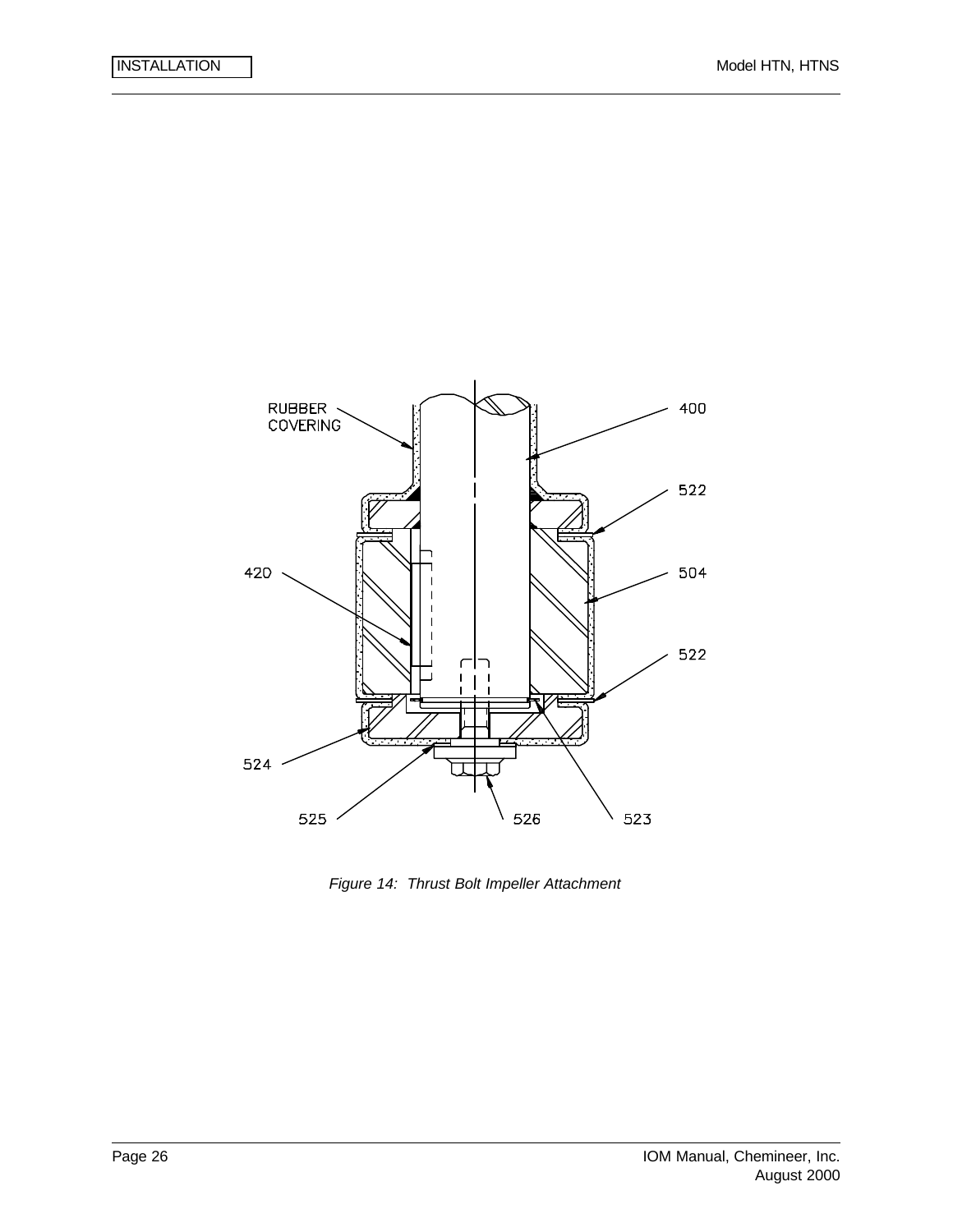RUBBER COVERING

400

522

420

504

522

524

525

526

523

*Figure 14: Thrust Bolt Impeller Attachment*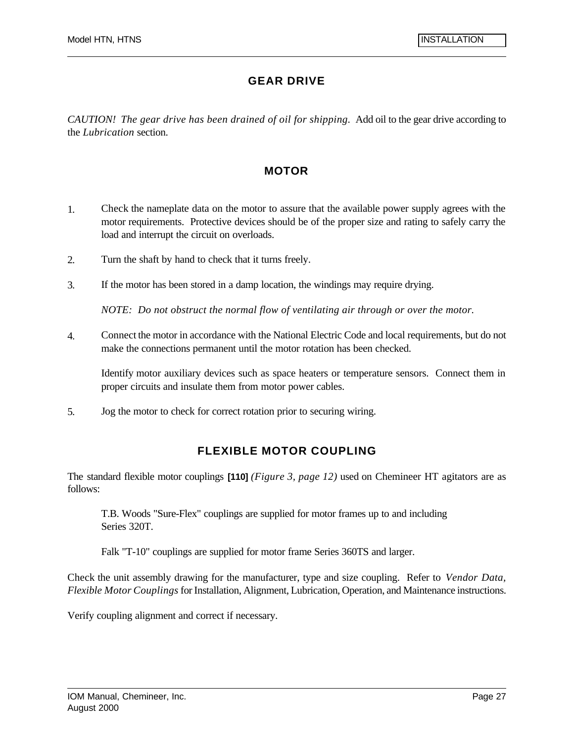## GEAR DRIVE

*CAUTION! The gear drive has been drained of oil for shipping.* Add oil to the gear drive according to the *Lubrication* section.

## MOTOR

1. Check the nameplate data on the motor to assure that the available power supply agrees with the motor requirements. Protective devices should be of the proper size and rating to safely carry the load and interrupt the circuit on overloads.

2. Turn the shaft by hand to check that it turns freely.

3. If the motor has been stored in a damp location, the windings may require drying.

   *NOTE: Do not obstruct the normal flow of ventilating air through or over the motor.*

4. Connect the motor in accordance with the National Electric Code and local requirements, but do not make the connections permanent until the motor rotation has been checked.

   Identify motor auxiliary devices such as space heaters or temperature sensors. Connect them in proper circuits and insulate them from motor power cables.

5. Jog the motor to check for correct rotation prior to securing wiring.

## FLEXIBLE MOTOR COUPLING

The standard flexible motor couplings **[110]** *(Figure 3, page 12)* used on Chemineer HT agitators are as follows:

> T.B. Woods "Sure-Flex" couplings are supplied for motor frames up to and including Series 320T.
>
> Falk "T-10" couplings are supplied for motor frame Series 360TS and larger.

Check the unit assembly drawing for the manufacturer, type and size coupling. Refer to *Vendor Data, Flexible Motor Couplings* for Installation, Alignment, Lubrication, Operation, and Maintenance instructions.

Verify coupling alignment and correct if necessary.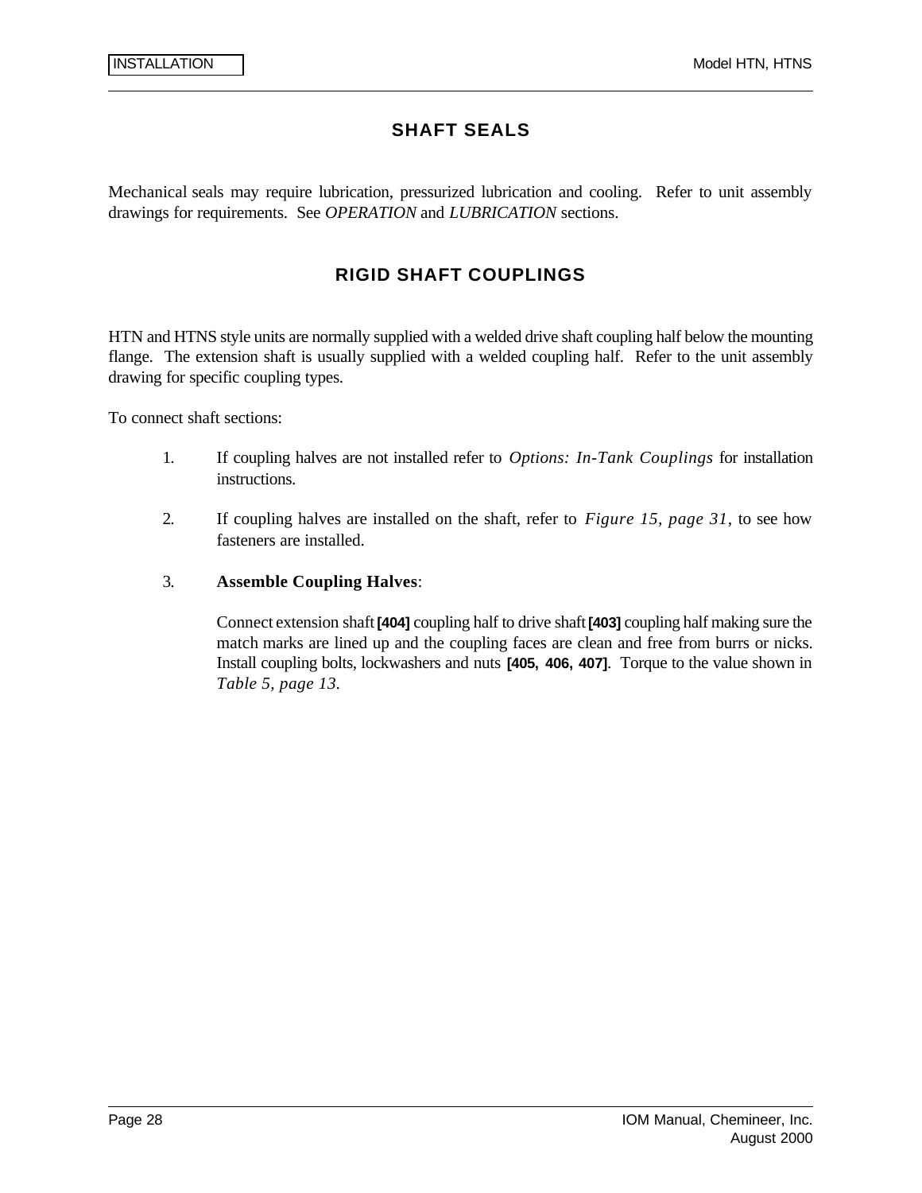## SHAFT SEALS

Mechanical seals may require lubrication, pressurized lubrication and cooling. Refer to unit assembly drawings for requirements. See *OPERATION* and *LUBRICATION* sections.

## RIGID SHAFT COUPLINGS

HTN and HTNS style units are normally supplied with a welded drive shaft coupling half below the mounting flange. The extension shaft is usually supplied with a welded coupling half. Refer to the unit assembly drawing for specific coupling types.

To connect shaft sections:

1. If coupling halves are not installed refer to *Options: In-Tank Couplings* for installation instructions.

2. If coupling halves are installed on the shaft, refer to *Figure 15, page 31*, to see how fasteners are installed.

3. **Assemble Coupling Halves**:

   Connect extension shaft **[404]** coupling half to drive shaft **[403]** coupling half making sure the match marks are lined up and the coupling faces are clean and free from burrs or nicks. Install coupling bolts, lockwashers and nuts **[405, 406, 407]**. Torque to the value shown in *Table 5, page 13*.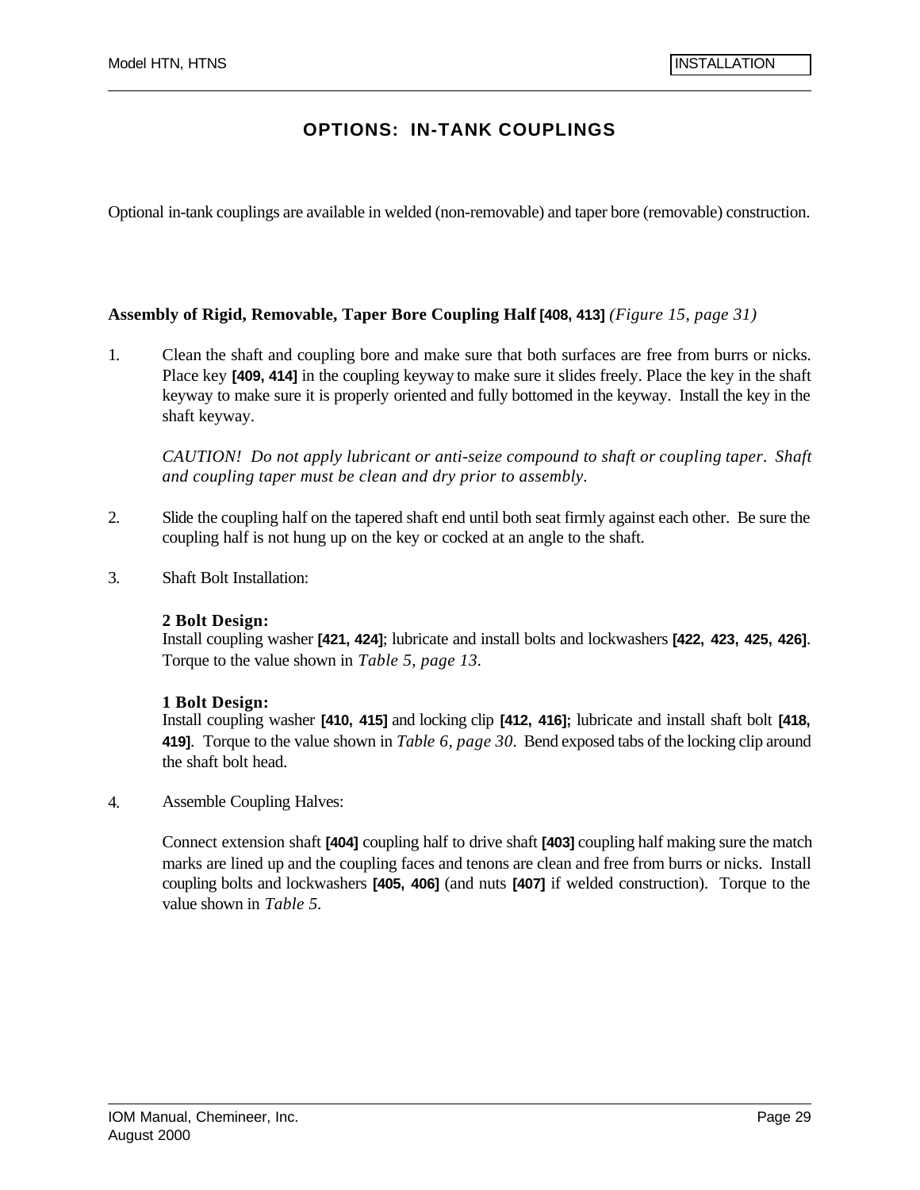# OPTIONS: IN-TANK COUPLINGS

Optional in-tank couplings are available in welded (non-removable) and taper bore (removable) construction.

**Assembly of Rigid, Removable, Taper Bore Coupling Half [408, 413]** *(Figure 15, page 31)*

1. Clean the shaft and coupling bore and make sure that both surfaces are free from burrs or nicks. Place key **[409, 414]** in the coupling keyway to make sure it slides freely. Place the key in the shaft keyway to make sure it is properly oriented and fully bottomed in the keyway. Install the key in the shaft keyway.

   *CAUTION! Do not apply lubricant or anti-seize compound to shaft or coupling taper. Shaft and coupling taper must be clean and dry prior to assembly.*

2. Slide the coupling half on the tapered shaft end until both seat firmly against each other. Be sure the coupling half is not hung up on the key or cocked at an angle to the shaft.

3. Shaft Bolt Installation:

   **2 Bolt Design:**
   Install coupling washer **[421, 424]**; lubricate and install bolts and lockwashers **[422, 423, 425, 426]**. Torque to the value shown in *Table 5, page 13*.

   **1 Bolt Design:**
   Install coupling washer **[410, 415]** and locking clip **[412, 416];** lubricate and install shaft bolt **[418, 419]**. Torque to the value shown in *Table 6, page 30*. Bend exposed tabs of the locking clip around the shaft bolt head.

4. Assemble Coupling Halves:

   Connect extension shaft **[404]** coupling half to drive shaft **[403]** coupling half making sure the match marks are lined up and the coupling faces and tenons are clean and free from burrs or nicks. Install coupling bolts and lockwashers **[405, 406]** (and nuts **[407]** if welded construction). Torque to the value shown in *Table 5*.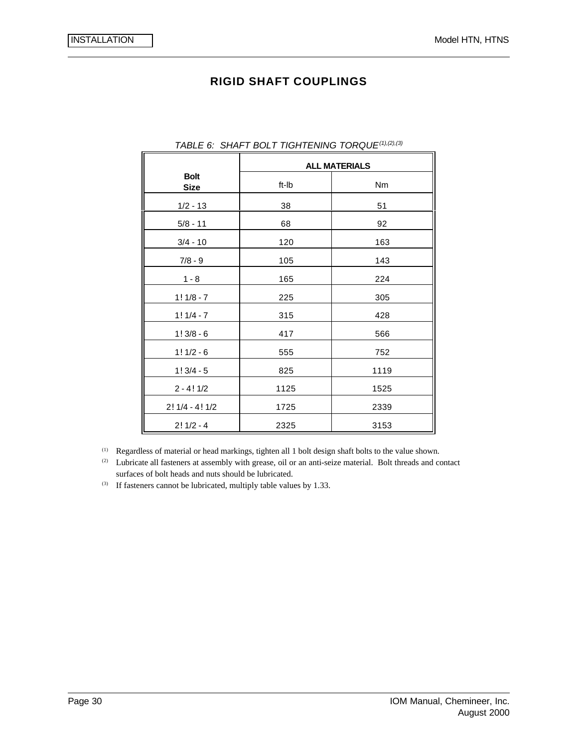# RIGID SHAFT COUPLINGS

*TABLE 6: SHAFT BOLT TIGHTENING TORQUE(1),(2),(3)*

| Bolt Size | ALL MATERIALS | |
|---|---|---|
| | ft-lb | Nm |
| 1/2 - 13 | 38 | 51 |
| 5/8 - 11 | 68 | 92 |
| 3/4 - 10 | 120 | 163 |
| 7/8 - 9 | 105 | 143 |
| 1 - 8 | 165 | 224 |
| 1! 1/8 - 7 | 225 | 305 |
| 1! 1/4 - 7 | 315 | 428 |
| 1! 3/8 - 6 | 417 | 566 |
| 1! 1/2 - 6 | 555 | 752 |
| 1! 3/4 - 5 | 825 | 1119 |
| 2 - 4! 1/2 | 1125 | 1525 |
| 2! 1/4 - 4! 1/2 | 1725 | 2339 |
| 2! 1/2 - 4 | 2325 | 3153 |

(1) Regardless of material or head markings, tighten all 1 bolt design shaft bolts to the value shown.

(2) Lubricate all fasteners at assembly with grease, oil or an anti-seize material. Bolt threads and contact surfaces of bolt heads and nuts should be lubricated.

(3) If fasteners cannot be lubricated, multiply table values by 1.33.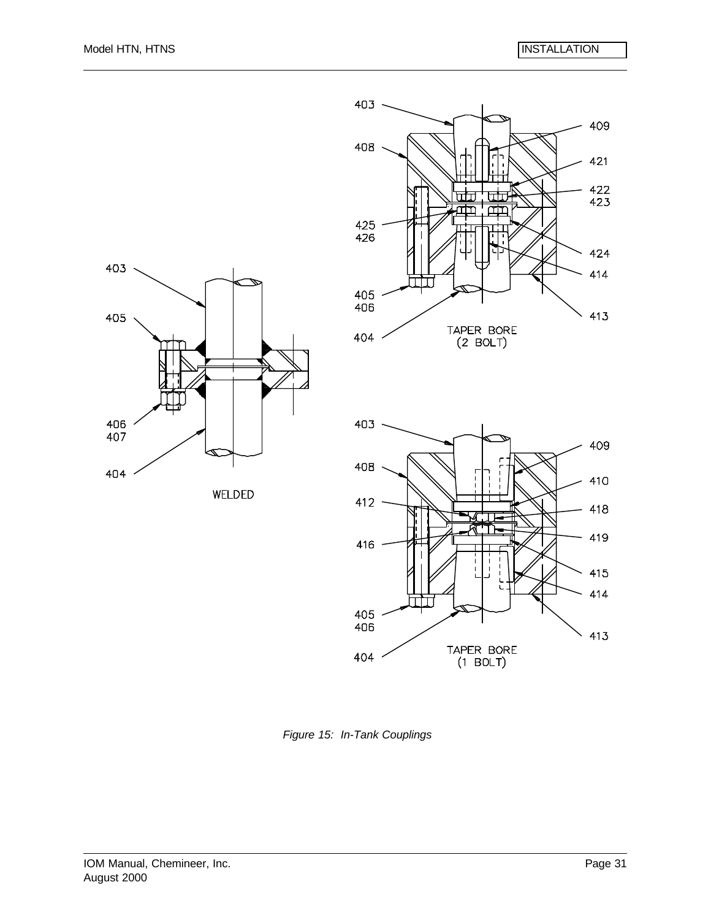403

405

406
407

404

WELDED

403

408

425
426

405
406

404

409

421

422
423

424

414

413

TAPER BORE
(2 BOLT)

403

408

412

416

405
406

404

409

410

418

419

415

414

413

TAPER BORE
(1 BOLT)

*Figure 15: In-Tank Couplings*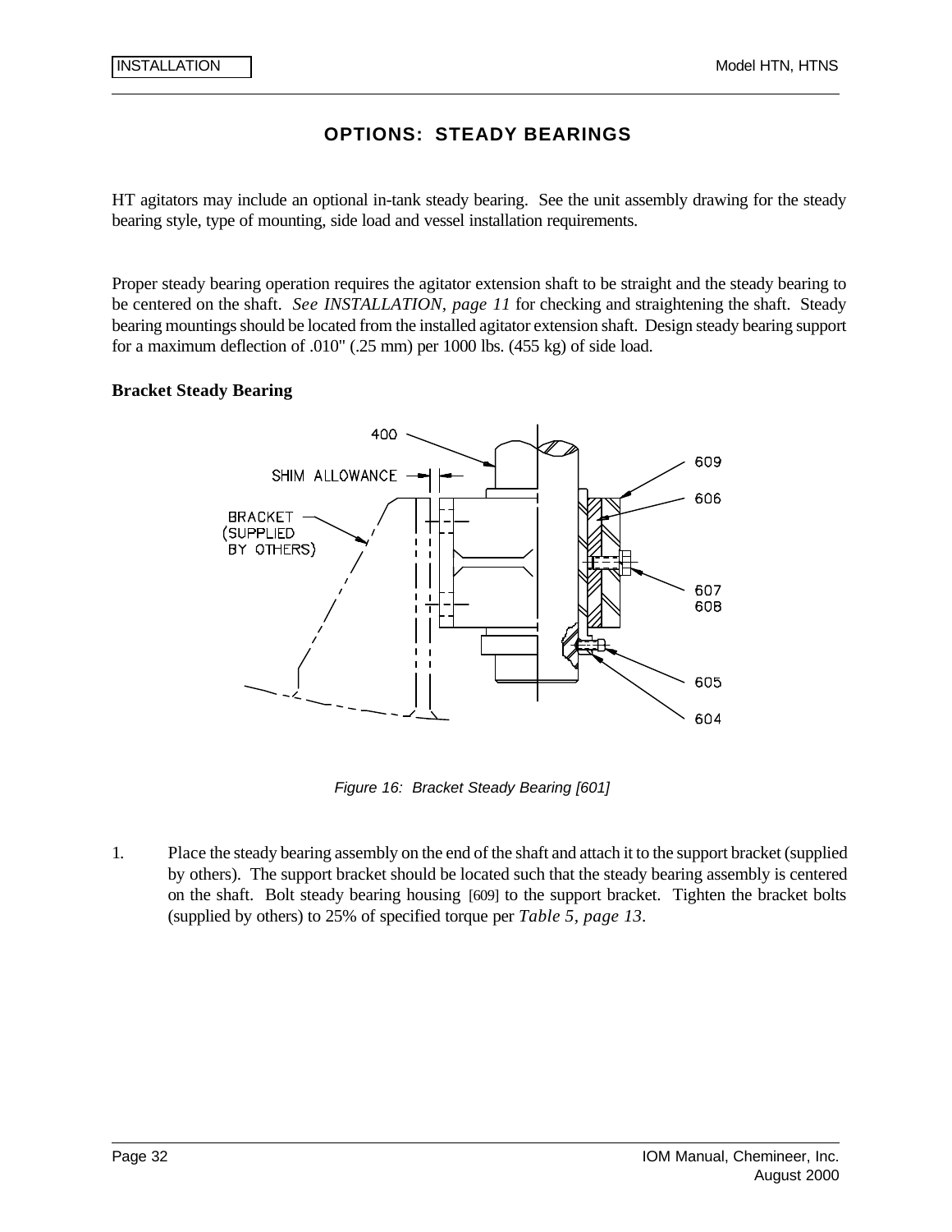# OPTIONS: STEADY BEARINGS

HT agitators may include an optional in-tank steady bearing. See the unit assembly drawing for the steady bearing style, type of mounting, side load and vessel installation requirements.

Proper steady bearing operation requires the agitator extension shaft to be straight and the steady bearing to be centered on the shaft. *See INSTALLATION, page 11* for checking and straightening the shaft. Steady bearing mountings should be located from the installed agitator extension shaft. Design steady bearing support for a maximum deflection of .010" (.25 mm) per 1000 lbs. (455 kg) of side load.

**Bracket Steady Bearing**

*Figure 16: Bracket Steady Bearing [601]*

1. Place the steady bearing assembly on the end of the shaft and attach it to the support bracket (supplied by others). The support bracket should be located such that the steady bearing assembly is centered on the shaft. Bolt steady bearing housing [609] to the support bracket. Tighten the bracket bolts (supplied by others) to 25% of specified torque per *Table 5, page 13*.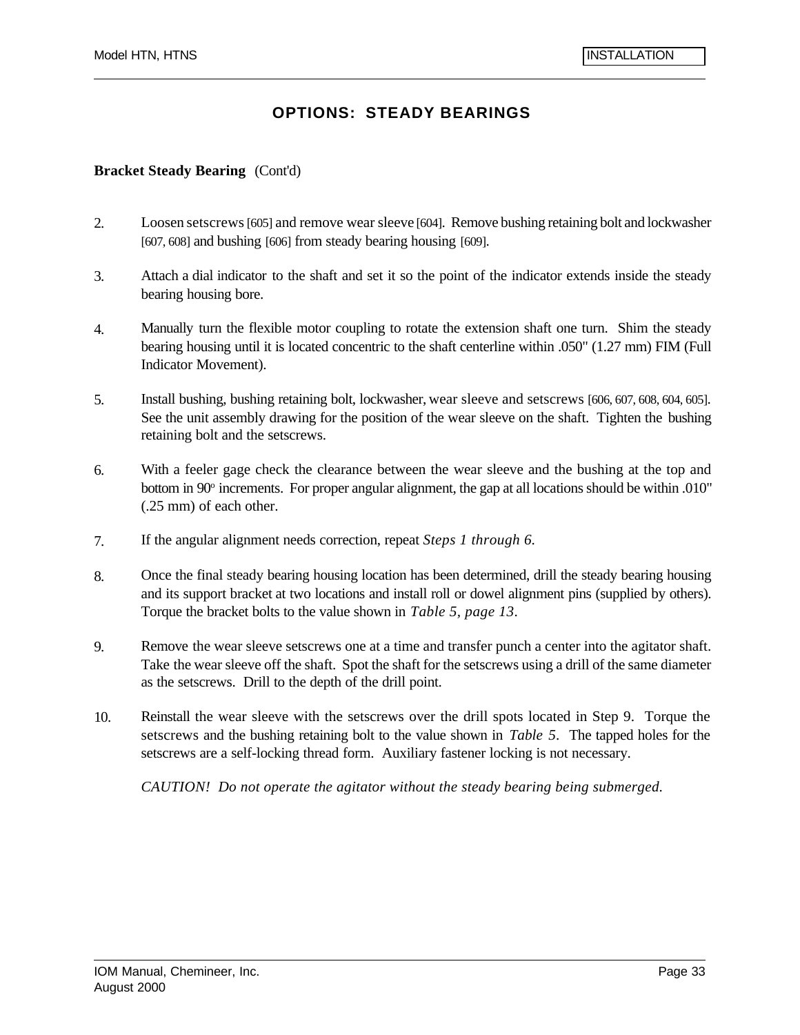## OPTIONS: STEADY BEARINGS

**Bracket Steady Bearing** (Cont'd)

2. Loosen setscrews [605] and remove wear sleeve [604]. Remove bushing retaining bolt and lockwasher [607, 608] and bushing [606] from steady bearing housing [609].

3. Attach a dial indicator to the shaft and set it so the point of the indicator extends inside the steady bearing housing bore.

4. Manually turn the flexible motor coupling to rotate the extension shaft one turn. Shim the steady bearing housing until it is located concentric to the shaft centerline within .050" (1.27 mm) FIM (Full Indicator Movement).

5. Install bushing, bushing retaining bolt, lockwasher, wear sleeve and setscrews [606, 607, 608, 604, 605]. See the unit assembly drawing for the position of the wear sleeve on the shaft. Tighten the bushing retaining bolt and the setscrews.

6. With a feeler gage check the clearance between the wear sleeve and the bushing at the top and bottom in 90º increments. For proper angular alignment, the gap at all locations should be within .010" (.25 mm) of each other.

7. If the angular alignment needs correction, repeat *Steps 1 through 6*.

8. Once the final steady bearing housing location has been determined, drill the steady bearing housing and its support bracket at two locations and install roll or dowel alignment pins (supplied by others). Torque the bracket bolts to the value shown in *Table 5, page 13*.

9. Remove the wear sleeve setscrews one at a time and transfer punch a center into the agitator shaft. Take the wear sleeve off the shaft. Spot the shaft for the setscrews using a drill of the same diameter as the setscrews. Drill to the depth of the drill point.

10. Reinstall the wear sleeve with the setscrews over the drill spots located in Step 9. Torque the setscrews and the bushing retaining bolt to the value shown in *Table 5*. The tapped holes for the setscrews are a self-locking thread form. Auxiliary fastener locking is not necessary.

    *CAUTION! Do not operate the agitator without the steady bearing being submerged.*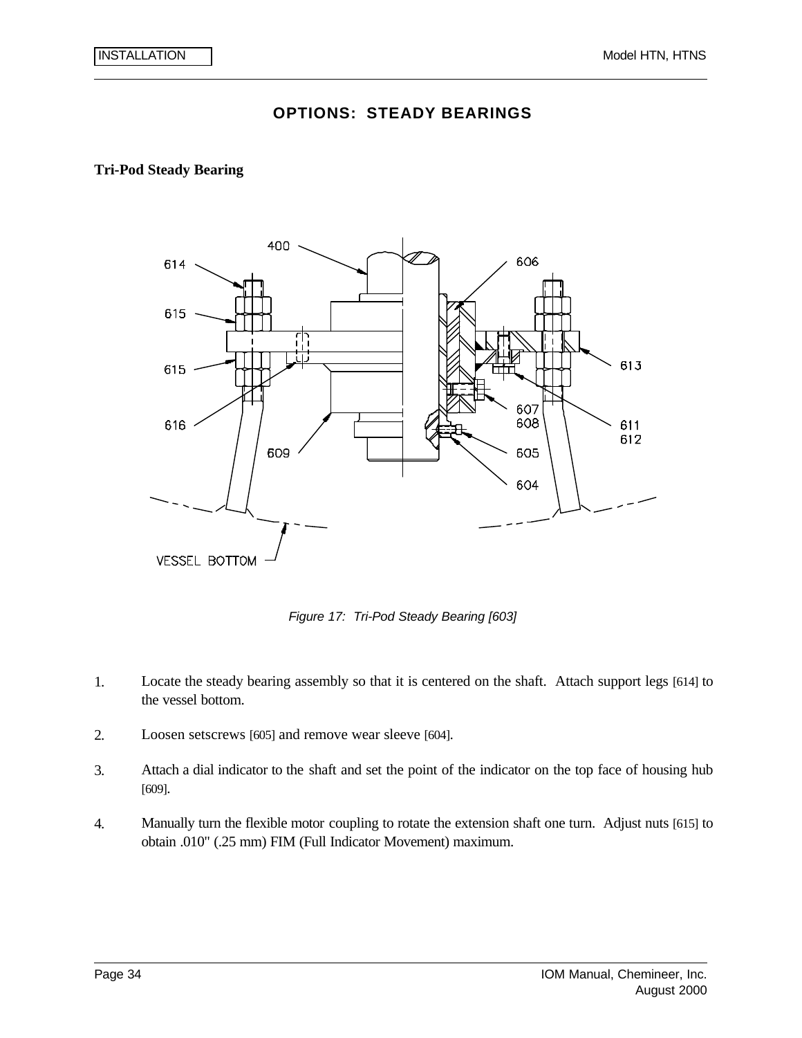# OPTIONS: STEADY BEARINGS

**Tri-Pod Steady Bearing**

*Figure 17: Tri-Pod Steady Bearing [603]*

1. Locate the steady bearing assembly so that it is centered on the shaft. Attach support legs [614] to the vessel bottom.

2. Loosen setscrews [605] and remove wear sleeve [604].

3. Attach a dial indicator to the shaft and set the point of the indicator on the top face of housing hub [609].

4. Manually turn the flexible motor coupling to rotate the extension shaft one turn. Adjust nuts [615] to obtain .010" (.25 mm) FIM (Full Indicator Movement) maximum.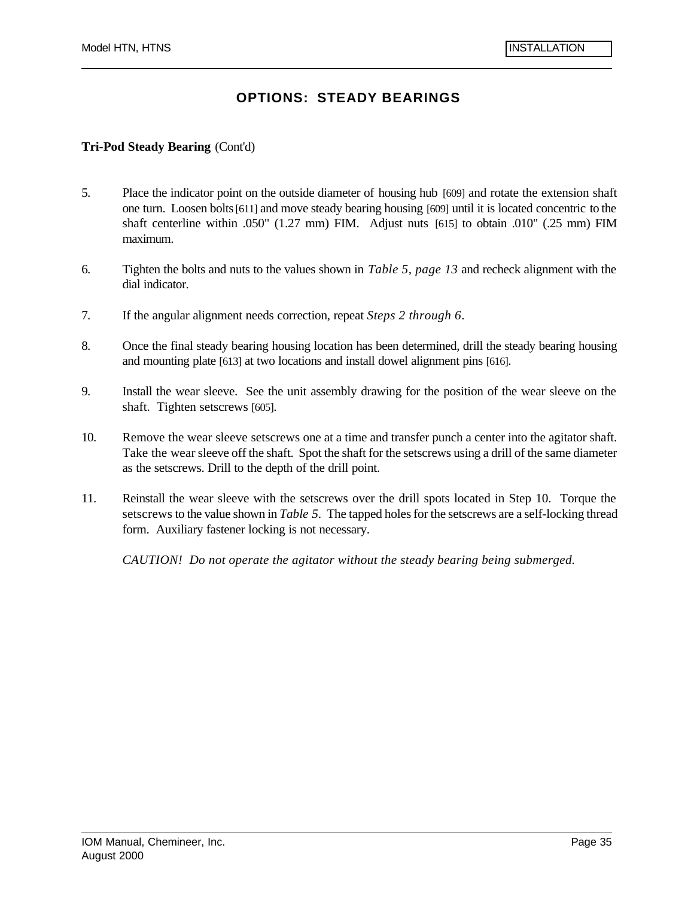## OPTIONS: STEADY BEARINGS

**Tri-Pod Steady Bearing** (Cont'd)

5. Place the indicator point on the outside diameter of housing hub [609] and rotate the extension shaft one turn. Loosen bolts [611] and move steady bearing housing [609] until it is located concentric to the shaft centerline within .050" (1.27 mm) FIM. Adjust nuts [615] to obtain .010" (.25 mm) FIM maximum.

6. Tighten the bolts and nuts to the values shown in *Table 5, page 13* and recheck alignment with the dial indicator.

7. If the angular alignment needs correction, repeat *Steps 2 through 6*.

8. Once the final steady bearing housing location has been determined, drill the steady bearing housing and mounting plate [613] at two locations and install dowel alignment pins [616].

9. Install the wear sleeve. See the unit assembly drawing for the position of the wear sleeve on the shaft. Tighten setscrews [605].

10. Remove the wear sleeve setscrews one at a time and transfer punch a center into the agitator shaft. Take the wear sleeve off the shaft. Spot the shaft for the setscrews using a drill of the same diameter as the setscrews. Drill to the depth of the drill point.

11. Reinstall the wear sleeve with the setscrews over the drill spots located in Step 10. Torque the setscrews to the value shown in *Table 5*. The tapped holes for the setscrews are a self-locking thread form. Auxiliary fastener locking is not necessary.

    *CAUTION! Do not operate the agitator without the steady bearing being submerged.*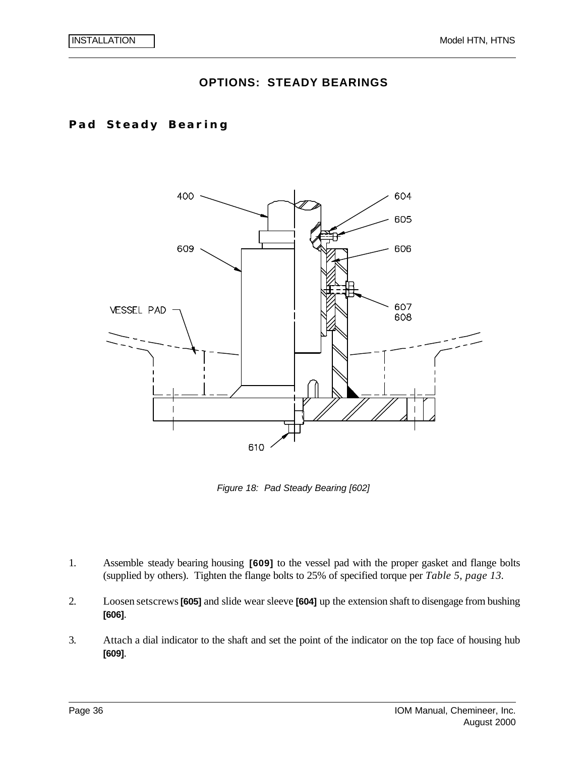## OPTIONS: STEADY BEARINGS

### Pad Steady Bearing

*Figure 18: Pad Steady Bearing [602]*

1. Assemble steady bearing housing **[609]** to the vessel pad with the proper gasket and flange bolts (supplied by others). Tighten the flange bolts to 25% of specified torque per *Table 5, page 13*.

2. Loosen setscrews **[605]** and slide wear sleeve **[604]** up the extension shaft to disengage from bushing **[606]**.

3. Attach a dial indicator to the shaft and set the point of the indicator on the top face of housing hub **[609]**.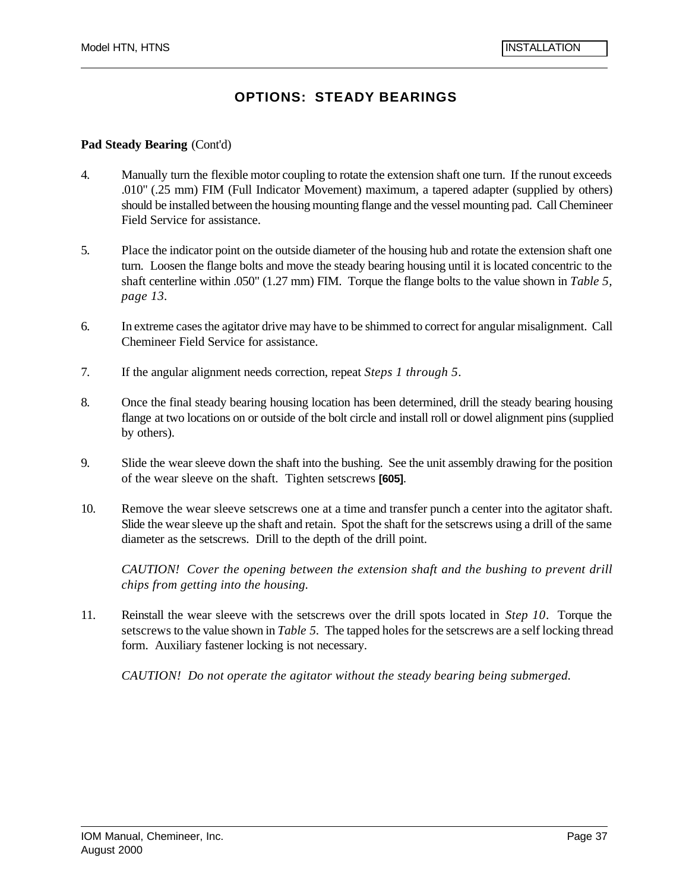## OPTIONS: STEADY BEARINGS

**Pad Steady Bearing** (Cont'd)

4. Manually turn the flexible motor coupling to rotate the extension shaft one turn. If the runout exceeds .010" (.25 mm) FIM (Full Indicator Movement) maximum, a tapered adapter (supplied by others) should be installed between the housing mounting flange and the vessel mounting pad. Call Chemineer Field Service for assistance.

5. Place the indicator point on the outside diameter of the housing hub and rotate the extension shaft one turn. Loosen the flange bolts and move the steady bearing housing until it is located concentric to the shaft centerline within .050" (1.27 mm) FIM. Torque the flange bolts to the value shown in *Table 5, page 13*.

6. In extreme cases the agitator drive may have to be shimmed to correct for angular misalignment. Call Chemineer Field Service for assistance.

7. If the angular alignment needs correction, repeat *Steps 1 through 5*.

8. Once the final steady bearing housing location has been determined, drill the steady bearing housing flange at two locations on or outside of the bolt circle and install roll or dowel alignment pins (supplied by others).

9. Slide the wear sleeve down the shaft into the bushing. See the unit assembly drawing for the position of the wear sleeve on the shaft. Tighten setscrews **[605]**.

10. Remove the wear sleeve setscrews one at a time and transfer punch a center into the agitator shaft. Slide the wear sleeve up the shaft and retain. Spot the shaft for the setscrews using a drill of the same diameter as the setscrews. Drill to the depth of the drill point.

    *CAUTION! Cover the opening between the extension shaft and the bushing to prevent drill chips from getting into the housing.*

11. Reinstall the wear sleeve with the setscrews over the drill spots located in *Step 10*. Torque the setscrews to the value shown in *Table 5*. The tapped holes for the setscrews are a self locking thread form. Auxiliary fastener locking is not necessary.

    *CAUTION! Do not operate the agitator without the steady bearing being submerged.*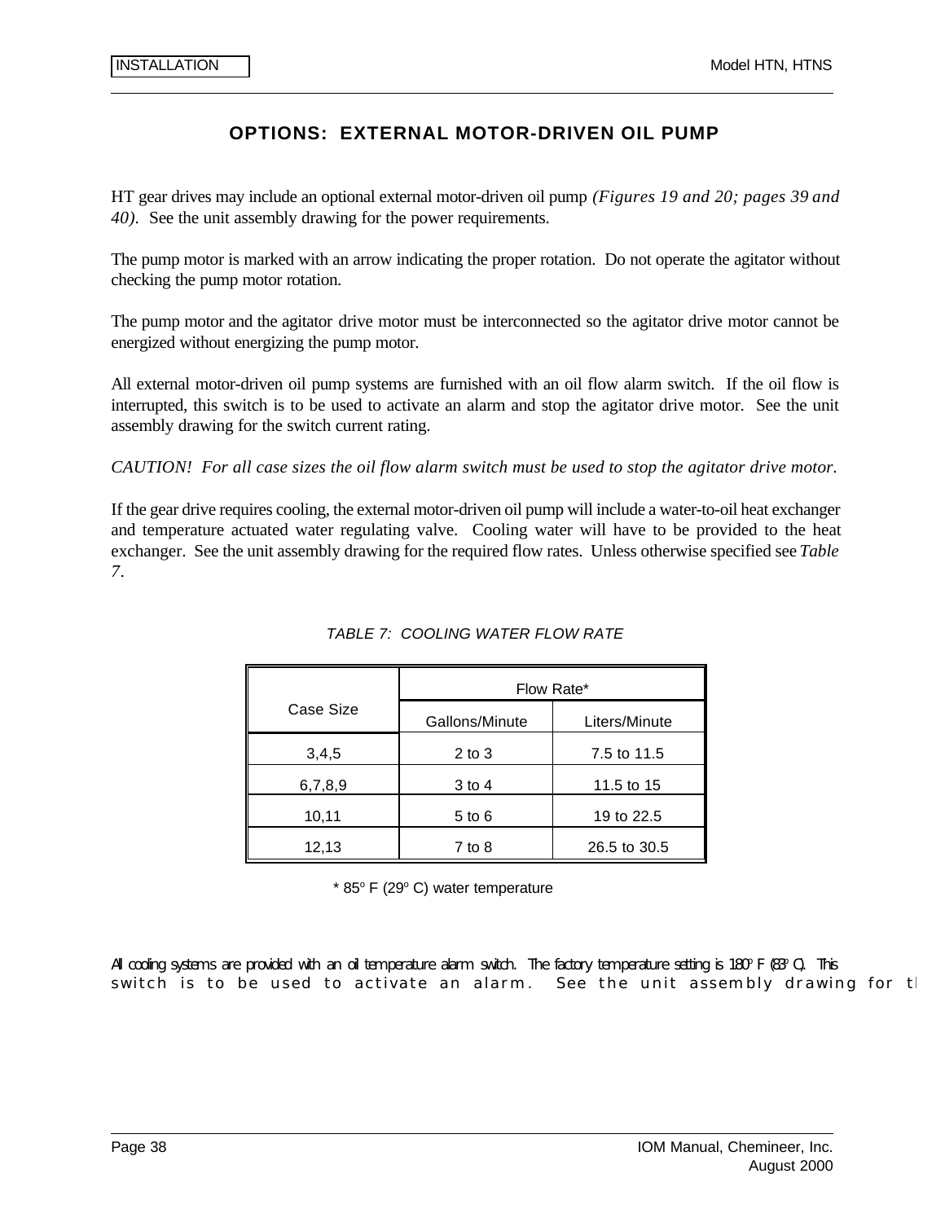## OPTIONS: EXTERNAL MOTOR-DRIVEN OIL PUMP

HT gear drives may include an optional external motor-driven oil pump *(Figures 19 and 20; pages 39 and 40)*. See the unit assembly drawing for the power requirements.

The pump motor is marked with an arrow indicating the proper rotation. Do not operate the agitator without checking the pump motor rotation.

The pump motor and the agitator drive motor must be interconnected so the agitator drive motor cannot be energized without energizing the pump motor.

All external motor-driven oil pump systems are furnished with an oil flow alarm switch. If the oil flow is interrupted, this switch is to be used to activate an alarm and stop the agitator drive motor. See the unit assembly drawing for the switch current rating.

*CAUTION! For all case sizes the oil flow alarm switch must be used to stop the agitator drive motor.*

If the gear drive requires cooling, the external motor-driven oil pump will include a water-to-oil heat exchanger and temperature actuated water regulating valve. Cooling water will have to be provided to the heat exchanger. See the unit assembly drawing for the required flow rates. Unless otherwise specified see *Table 7*.

*TABLE 7: COOLING WATER FLOW RATE*

| Case Size | Flow Rate* | |
|---|---|---|
| | Gallons/Minute | Liters/Minute |
| 3,4,5 | 2 to 3 | 7.5 to 11.5 |
| 6,7,8,9 | 3 to 4 | 11.5 to 15 |
| 10,11 | 5 to 6 | 19 to 22.5 |
| 12,13 | 7 to 8 | 26.5 to 30.5 |

\* 85° F (29° C) water temperature

All cooling systems are provided with an oil temperature alarm switch. The factory temperature setting is 180° F (83° C). This switch is to be used to activate an alarm. See the unit assembly drawing for t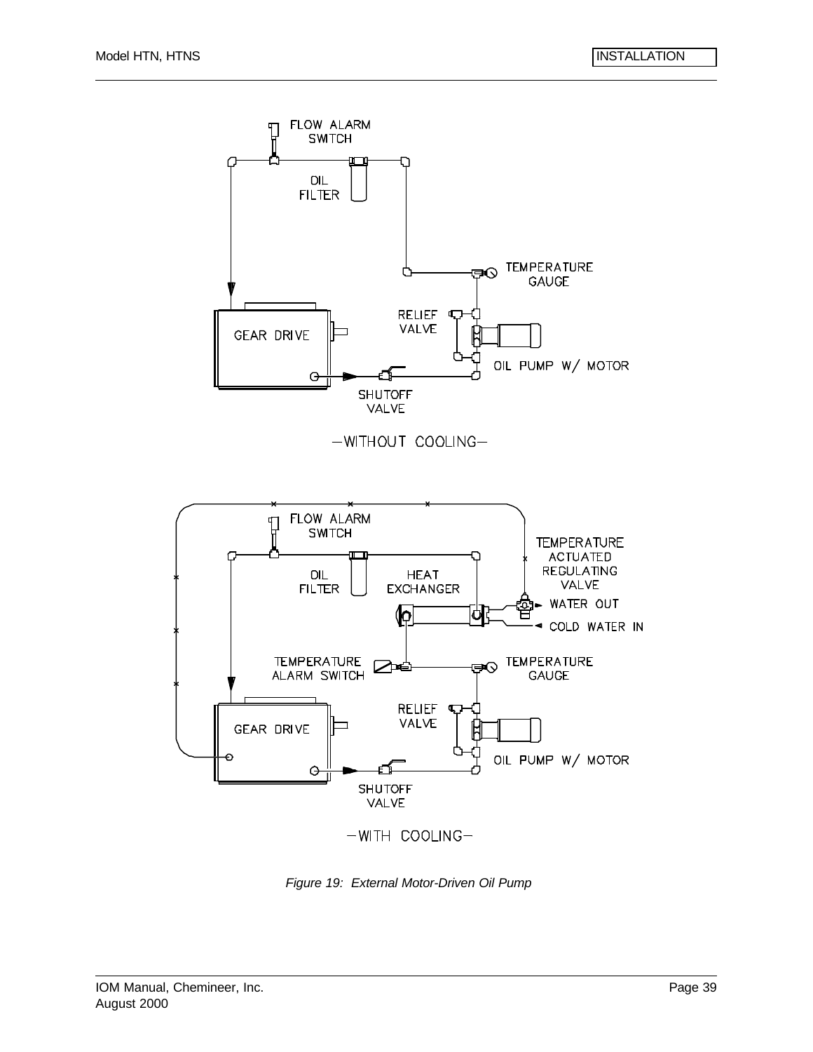FLOW ALARM SWITCH

OIL FILTER

TEMPERATURE GAUGE

GEAR DRIVE

RELIEF VALVE

OIL PUMP W/ MOTOR

SHUTOFF VALVE

—WITHOUT COOLING—

FLOW ALARM SWITCH

OIL FILTER

HEAT EXCHANGER

TEMPERATURE ACTUATED REGULATING VALVE

WATER OUT

COLD WATER IN

TEMPERATURE ALARM SWITCH

TEMPERATURE GAUGE

GEAR DRIVE

RELIEF VALVE

OIL PUMP W/ MOTOR

SHUTOFF VALVE

—WITH COOLING—

*Figure 19: External Motor-Driven Oil Pump*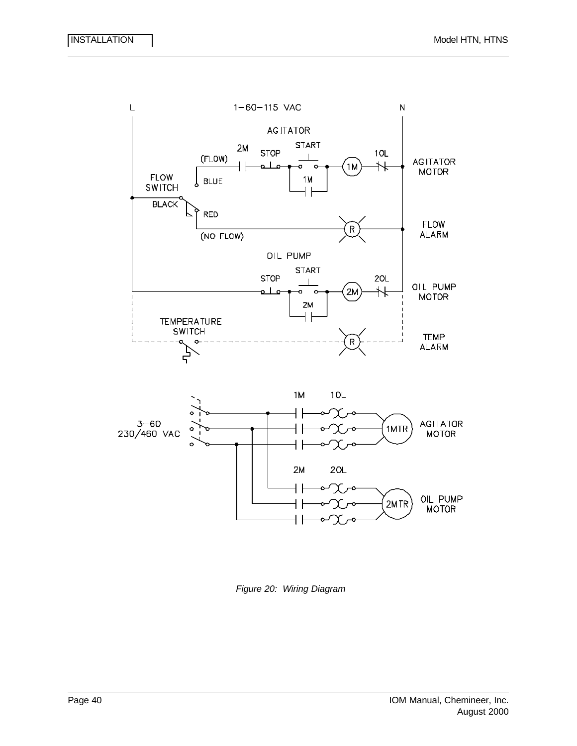L 1–60–115 VAC N

AGITATOR

(FLOW) 2M STOP START 1M 1OL AGITATOR MOTOR

FLOW SWITCH BLUE

BLACK RED

(NO FLOW) R FLOW ALARM

OIL PUMP

STOP START 2M 2OL OIL PUMP MOTOR

TEMPERATURE SWITCH R TEMP ALARM

3–60 230/460 VAC

1M 1OL 1MTR AGITATOR MOTOR

2M 2OL 2MTR OIL PUMP MOTOR

*Figure 20: Wiring Diagram*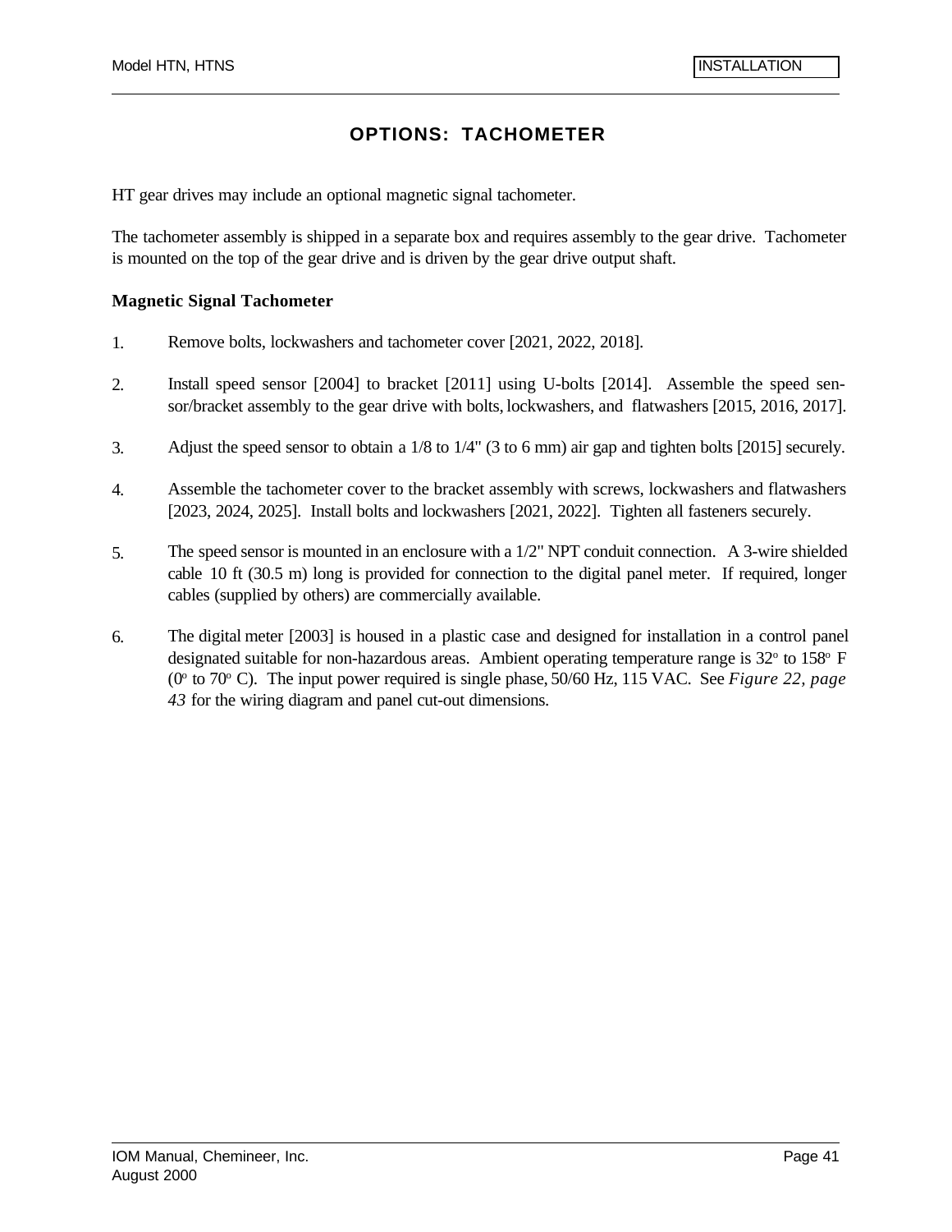# OPTIONS: TACHOMETER

HT gear drives may include an optional magnetic signal tachometer.

The tachometer assembly is shipped in a separate box and requires assembly to the gear drive. Tachometer is mounted on the top of the gear drive and is driven by the gear drive output shaft.

### Magnetic Signal Tachometer

1. Remove bolts, lockwashers and tachometer cover [2021, 2022, 2018].

2. Install speed sensor [2004] to bracket [2011] using U-bolts [2014]. Assemble the speed sensor/bracket assembly to the gear drive with bolts, lockwashers, and flatwashers [2015, 2016, 2017].

3. Adjust the speed sensor to obtain a 1/8 to 1/4" (3 to 6 mm) air gap and tighten bolts [2015] securely.

4. Assemble the tachometer cover to the bracket assembly with screws, lockwashers and flatwashers [2023, 2024, 2025]. Install bolts and lockwashers [2021, 2022]. Tighten all fasteners securely.

5. The speed sensor is mounted in an enclosure with a 1/2" NPT conduit connection. A 3-wire shielded cable 10 ft (30.5 m) long is provided for connection to the digital panel meter. If required, longer cables (supplied by others) are commercially available.

6. The digital meter [2003] is housed in a plastic case and designed for installation in a control panel designated suitable for non-hazardous areas. Ambient operating temperature range is 32° to 158° F (0° to 70° C). The input power required is single phase, 50/60 Hz, 115 VAC. See *Figure 22, page 43* for the wiring diagram and panel cut-out dimensions.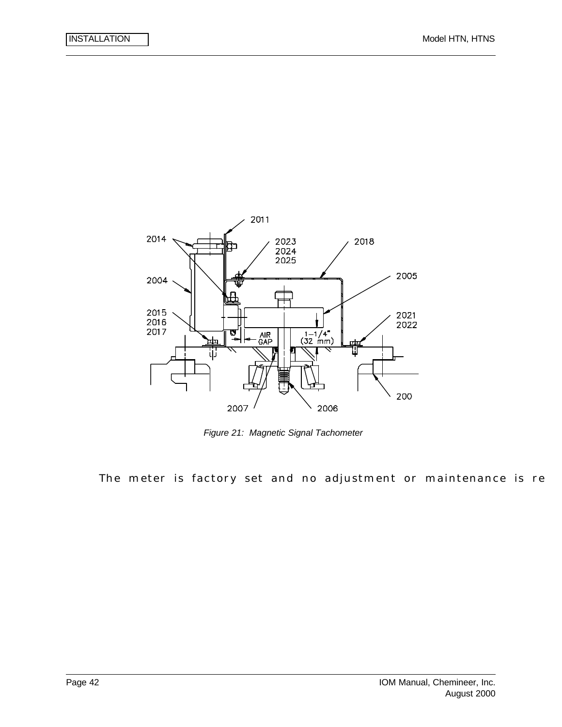Figure 21: Magnetic Signal Tachometer

The meter is factory set and no adjustment or maintenance is re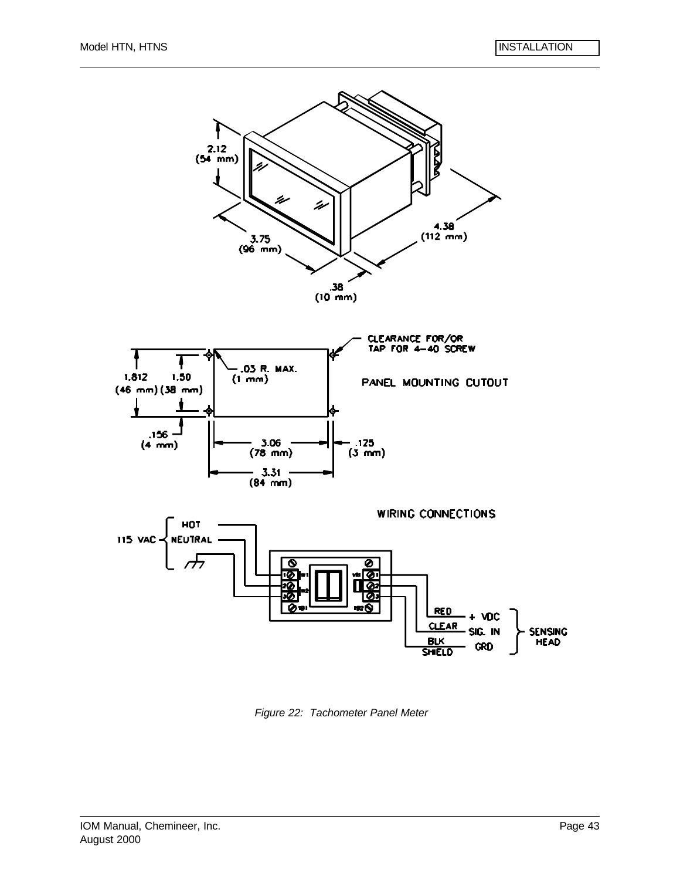2.12
(54 mm)

3.75
(96 mm)

.38
(10 mm)

4.38
(112 mm)

CLEARANCE FOR/OR TAP FOR 4-40 SCREW

1.812
(46 mm)

1.50
(38 mm)

.03 R. MAX.
(1 mm)

PANEL MOUNTING CUTOUT

.156
(4 mm)

3.06
(78 mm)

.125
(3 mm)

3.31
(84 mm)

WIRING CONNECTIONS

115 VAC { HOT, NEUTRAL }

RED — + VDC
CLEAR — SIG. IN
BLK SHIELD — GRD

SENSING HEAD

*Figure 22: Tachometer Panel Meter*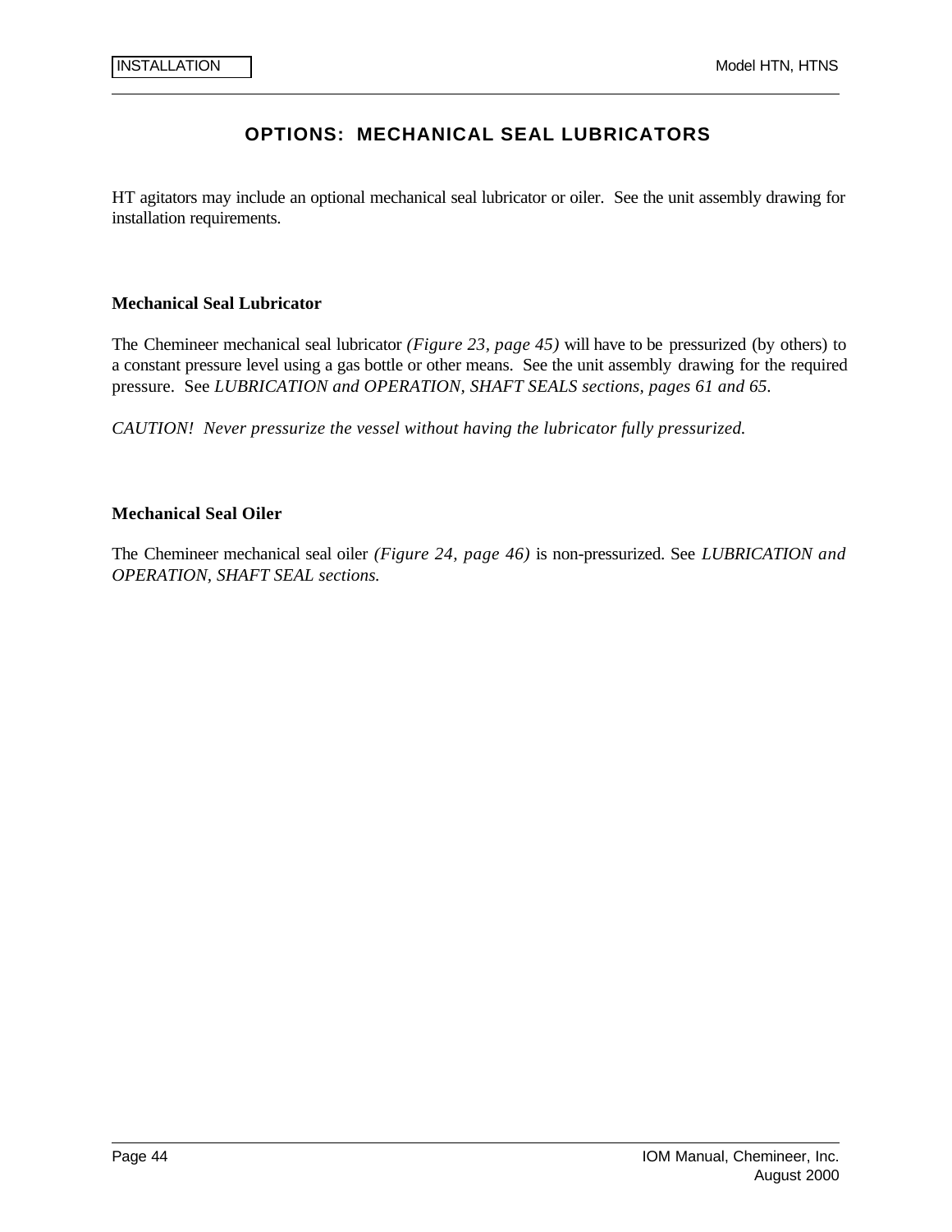# OPTIONS: MECHANICAL SEAL LUBRICATORS

HT agitators may include an optional mechanical seal lubricator or oiler. See the unit assembly drawing for installation requirements.

### Mechanical Seal Lubricator

The Chemineer mechanical seal lubricator *(Figure 23, page 45)* will have to be pressurized (by others) to a constant pressure level using a gas bottle or other means. See the unit assembly drawing for the required pressure. See *LUBRICATION and OPERATION, SHAFT SEALS sections, pages 61 and 65.*

*CAUTION! Never pressurize the vessel without having the lubricator fully pressurized.*

### Mechanical Seal Oiler

The Chemineer mechanical seal oiler *(Figure 24, page 46)* is non-pressurized. See *LUBRICATION and OPERATION, SHAFT SEAL sections.*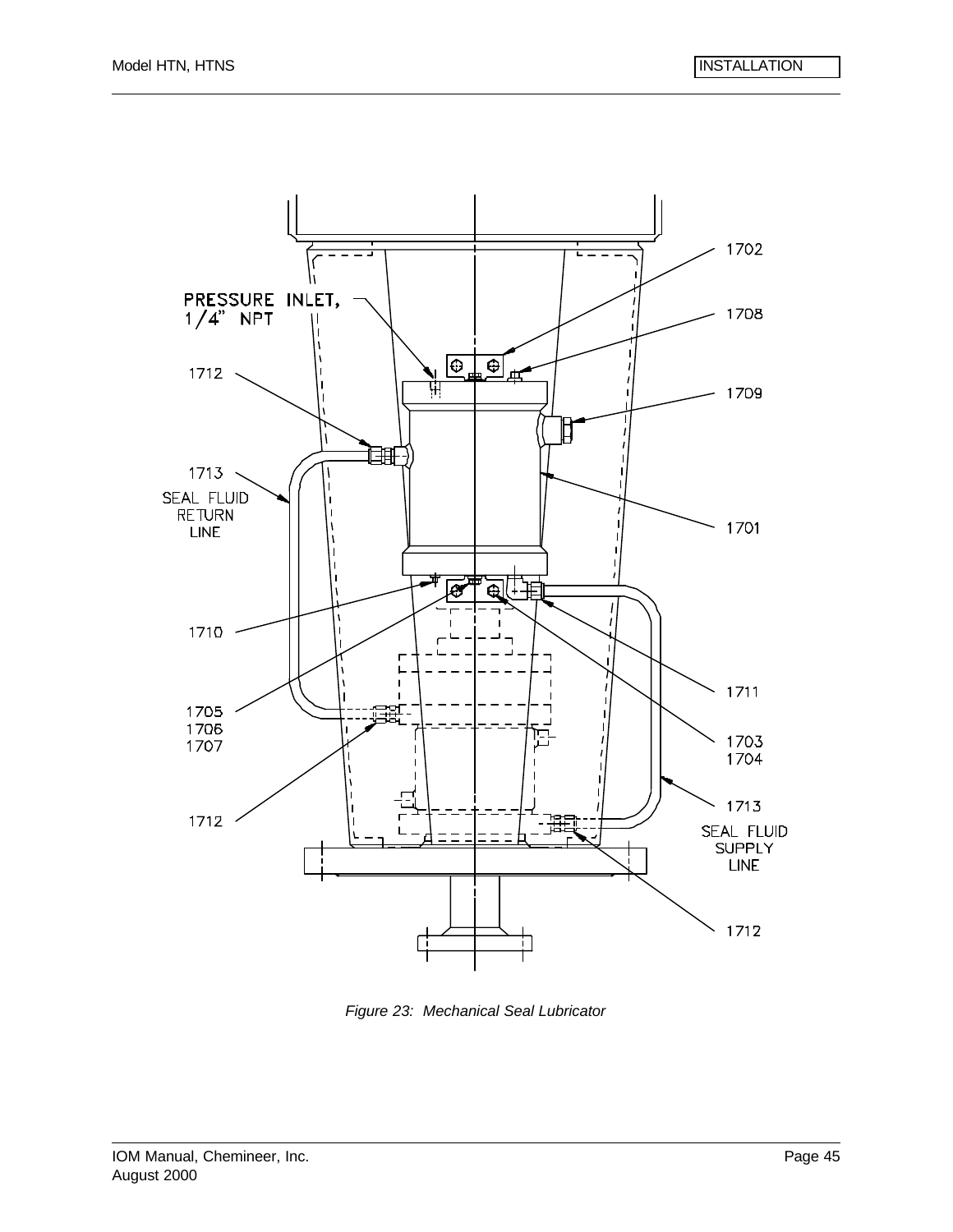*Figure 23: Mechanical Seal Lubricator*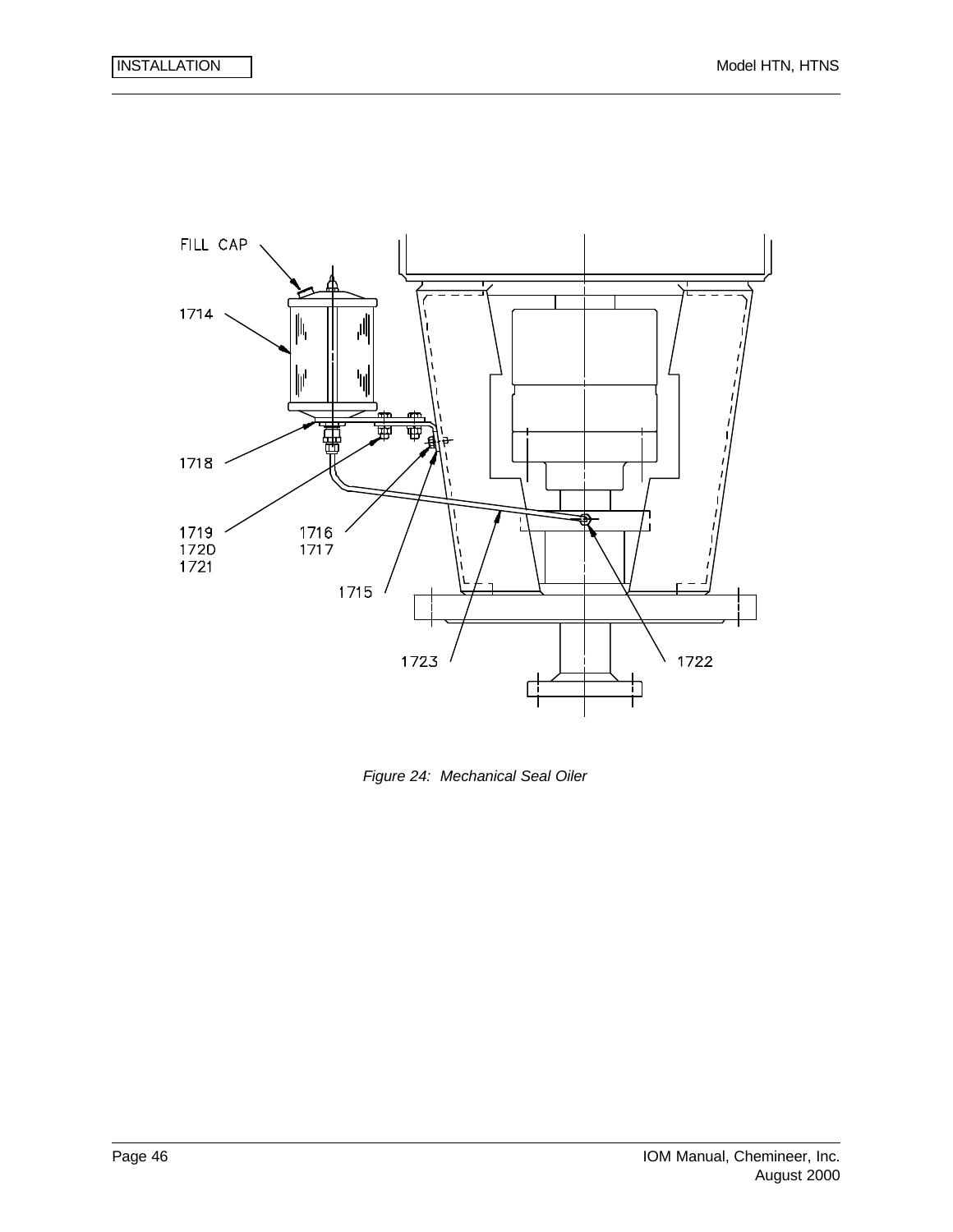FILL CAP

1714

1718

1719
1720
1721

1716
1717

1715

1723

1722

*Figure 24:  Mechanical Seal Oiler*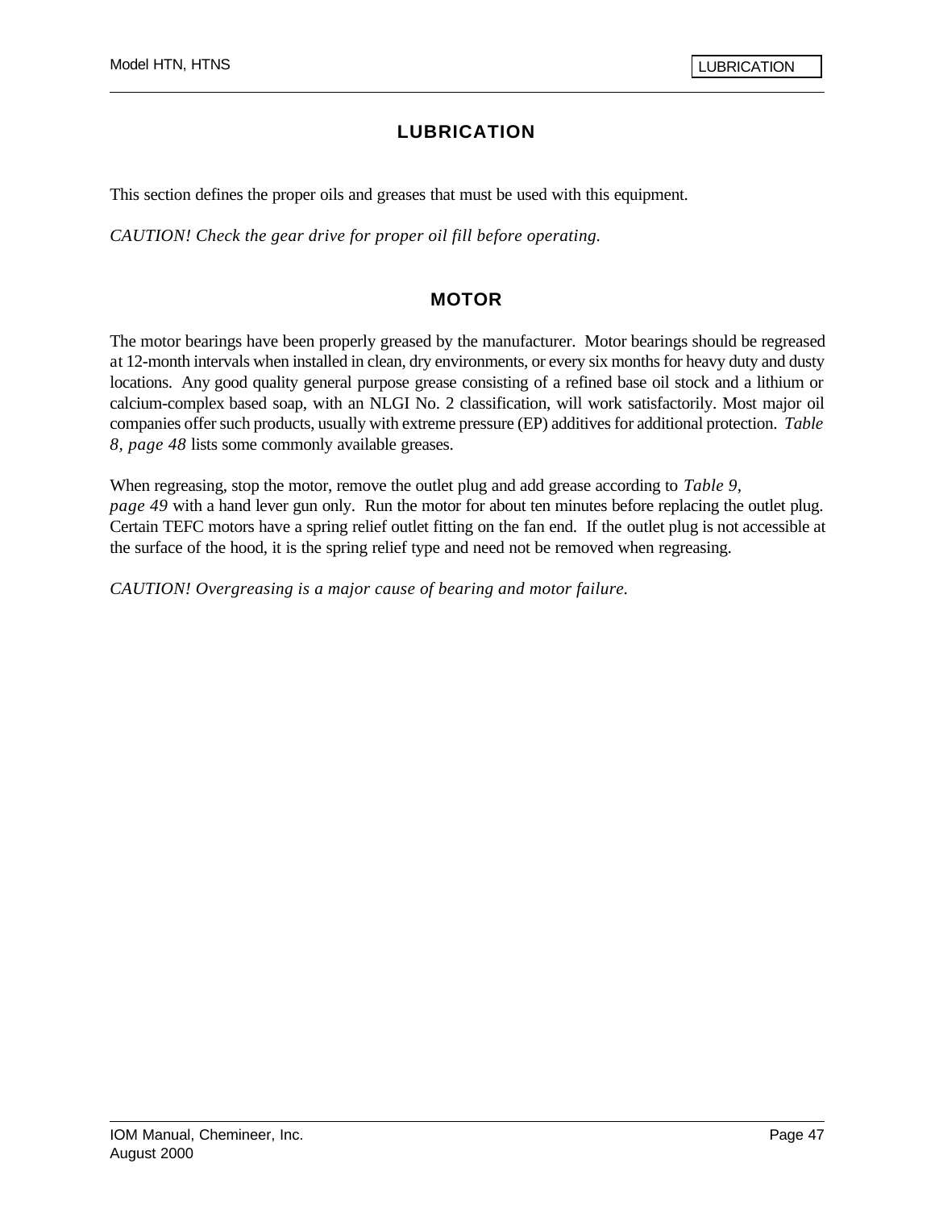# LUBRICATION

This section defines the proper oils and greases that must be used with this equipment.

*CAUTION! Check the gear drive for proper oil fill before operating.*

## MOTOR

The motor bearings have been properly greased by the manufacturer. Motor bearings should be regreased at 12-month intervals when installed in clean, dry environments, or every six months for heavy duty and dusty locations. Any good quality general purpose grease consisting of a refined base oil stock and a lithium or calcium-complex based soap, with an NLGI No. 2 classification, will work satisfactorily. Most major oil companies offer such products, usually with extreme pressure (EP) additives for additional protection. *Table 8, page 48* lists some commonly available greases.

When regreasing, stop the motor, remove the outlet plug and add grease according to *Table 9, page 49* with a hand lever gun only. Run the motor for about ten minutes before replacing the outlet plug. Certain TEFC motors have a spring relief outlet fitting on the fan end. If the outlet plug is not accessible at the surface of the hood, it is the spring relief type and need not be removed when regreasing.

*CAUTION! Overgreasing is a major cause of bearing and motor failure.*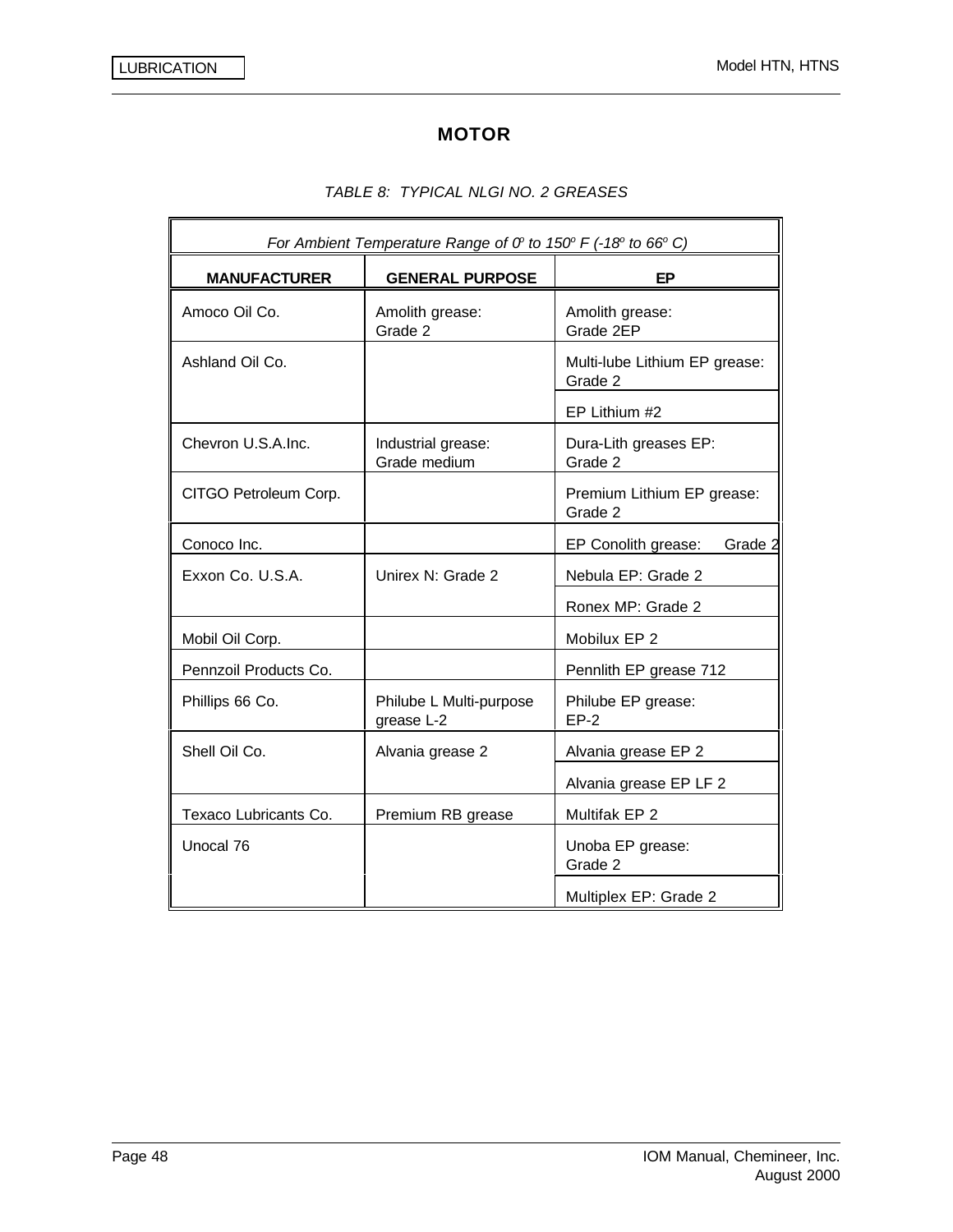# MOTOR

*TABLE 8: TYPICAL NLGI NO. 2 GREASES*

| *For Ambient Temperature Range of 0° to 150° F (-18° to 66° C)* | | |
|---|---|---|
| **MANUFACTURER** | **GENERAL PURPOSE** | **EP** |
| Amoco Oil Co. | Amolith grease: Grade 2 | Amolith grease: Grade 2EP |
| Ashland Oil Co. | | Multi-lube Lithium EP grease: Grade 2 |
| | | EP Lithium #2 |
| Chevron U.S.A.Inc. | Industrial grease: Grade medium | Dura-Lith greases EP: Grade 2 |
| CITGO Petroleum Corp. | | Premium Lithium EP grease: Grade 2 |
| Conoco Inc. | | EP Conolith grease: Grade 2 |
| Exxon Co. U.S.A. | Unirex N: Grade 2 | Nebula EP: Grade 2 |
| | | Ronex MP: Grade 2 |
| Mobil Oil Corp. | | Mobilux EP 2 |
| Pennzoil Products Co. | | Pennlith EP grease 712 |
| Phillips 66 Co. | Philube L Multi-purpose grease L-2 | Philube EP grease: EP-2 |
| Shell Oil Co. | Alvania grease 2 | Alvania grease EP 2 |
| | | Alvania grease EP LF 2 |
| Texaco Lubricants Co. | Premium RB grease | Multifak EP 2 |
| Unocal 76 | | Unoba EP grease: Grade 2 |
| | | Multiplex EP: Grade 2 |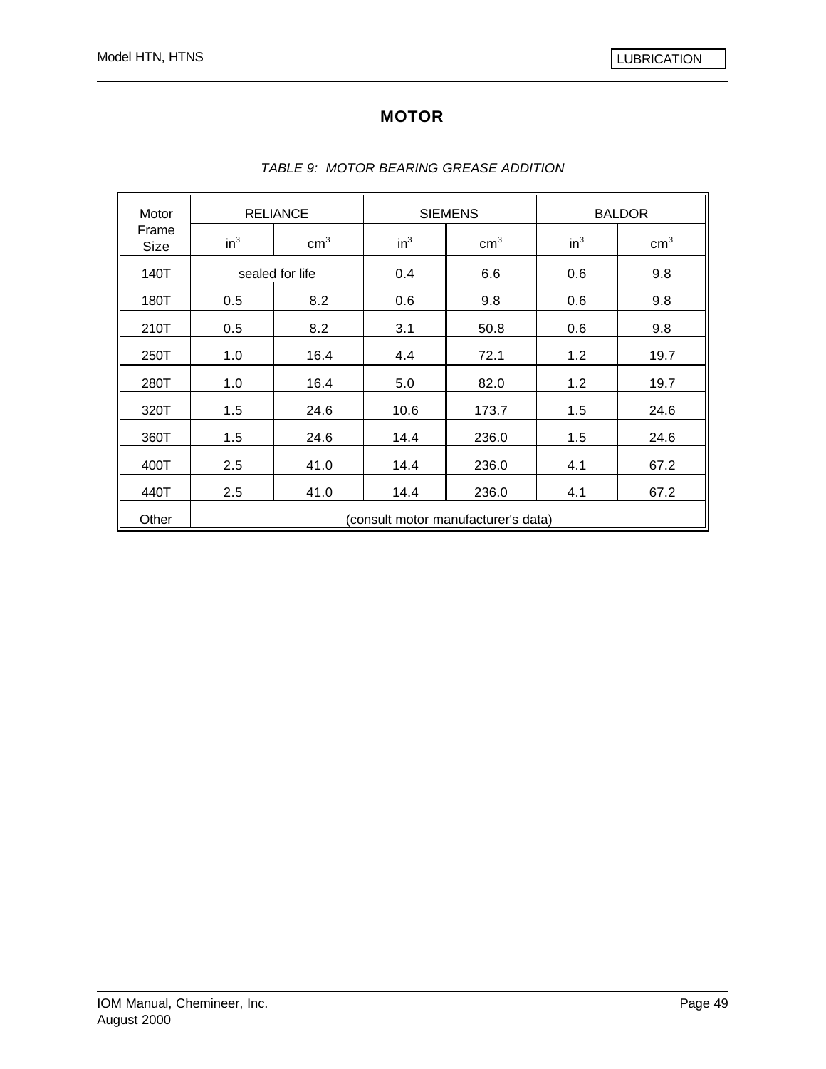# MOTOR

*TABLE 9: MOTOR BEARING GREASE ADDITION*

| Motor Frame Size | RELIANCE | | SIEMENS | | BALDOR | |
|---|---|---|---|---|---|---|
| | $in^3$ | $cm^3$ | $in^3$ | $cm^3$ | $in^3$ | $cm^3$ |
| 140T | sealed for life | | 0.4 | 6.6 | 0.6 | 9.8 |
| 180T | 0.5 | 8.2 | 0.6 | 9.8 | 0.6 | 9.8 |
| 210T | 0.5 | 8.2 | 3.1 | 50.8 | 0.6 | 9.8 |
| 250T | 1.0 | 16.4 | 4.4 | 72.1 | 1.2 | 19.7 |
| 280T | 1.0 | 16.4 | 5.0 | 82.0 | 1.2 | 19.7 |
| 320T | 1.5 | 24.6 | 10.6 | 173.7 | 1.5 | 24.6 |
| 360T | 1.5 | 24.6 | 14.4 | 236.0 | 1.5 | 24.6 |
| 400T | 2.5 | 41.0 | 14.4 | 236.0 | 4.1 | 67.2 |
| 440T | 2.5 | 41.0 | 14.4 | 236.0 | 4.1 | 67.2 |
| Other | (consult motor manufacturer's data) | | | | | |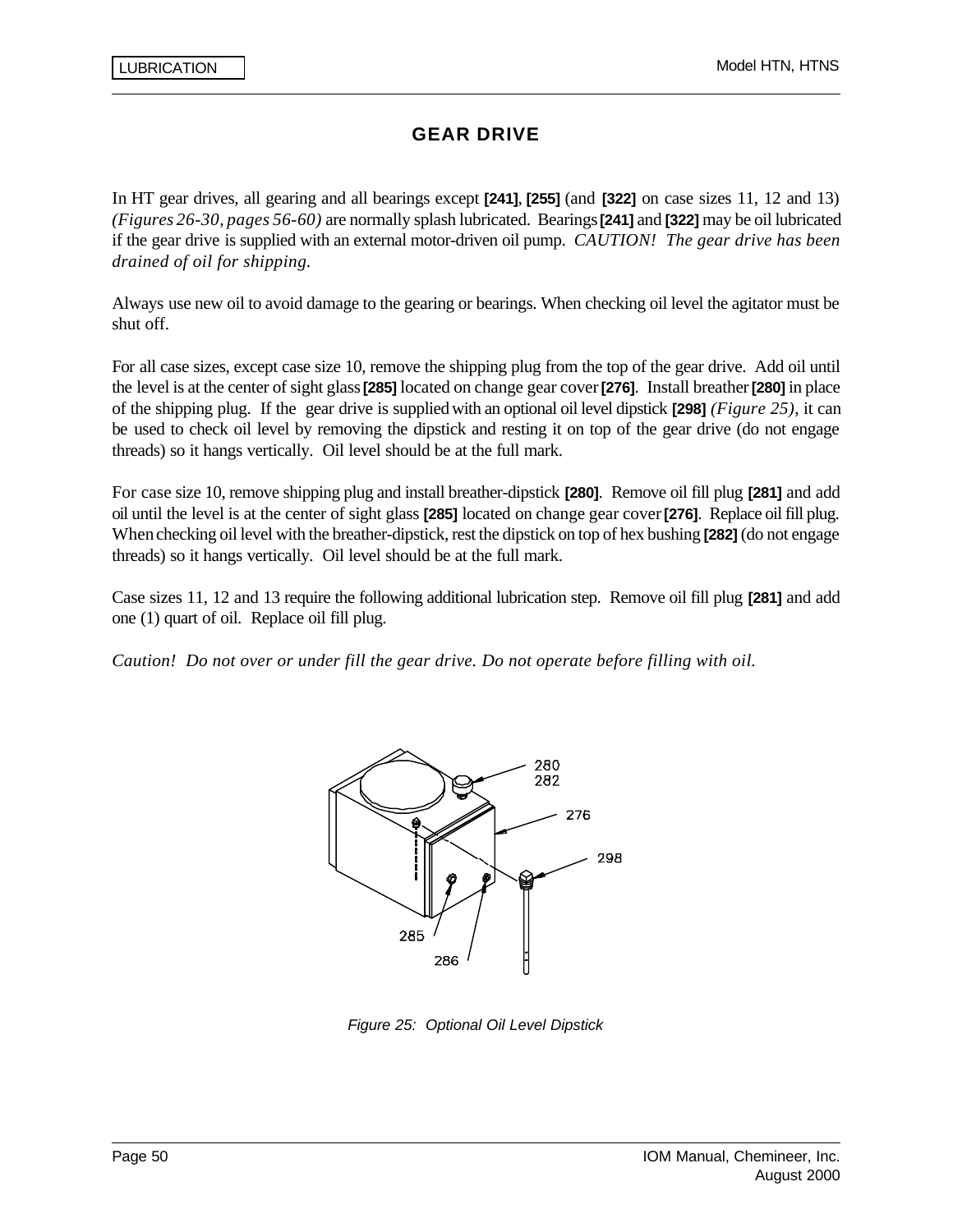# GEAR DRIVE

In HT gear drives, all gearing and all bearings except **[241]**, **[255]** (and **[322]** on case sizes 11, 12 and 13) *(Figures 26-30, pages 56-60)* are normally splash lubricated. Bearings **[241]** and **[322]** may be oil lubricated if the gear drive is supplied with an external motor-driven oil pump. *CAUTION! The gear drive has been drained of oil for shipping.*

Always use new oil to avoid damage to the gearing or bearings. When checking oil level the agitator must be shut off.

For all case sizes, except case size 10, remove the shipping plug from the top of the gear drive. Add oil until the level is at the center of sight glass **[285]** located on change gear cover **[276]**. Install breather **[280]** in place of the shipping plug. If the gear drive is supplied with an optional oil level dipstick **[298]** *(Figure 25)*, it can be used to check oil level by removing the dipstick and resting it on top of the gear drive (do not engage threads) so it hangs vertically. Oil level should be at the full mark.

For case size 10, remove shipping plug and install breather-dipstick **[280]**. Remove oil fill plug **[281]** and add oil until the level is at the center of sight glass **[285]** located on change gear cover **[276]**. Replace oil fill plug. When checking oil level with the breather-dipstick, rest the dipstick on top of hex bushing **[282]** (do not engage threads) so it hangs vertically. Oil level should be at the full mark.

Case sizes 11, 12 and 13 require the following additional lubrication step. Remove oil fill plug **[281]** and add one (1) quart of oil. Replace oil fill plug.

*Caution! Do not over or under fill the gear drive. Do not operate before filling with oil.*

280
282
276
298
285
286

*Figure 25: Optional Oil Level Dipstick*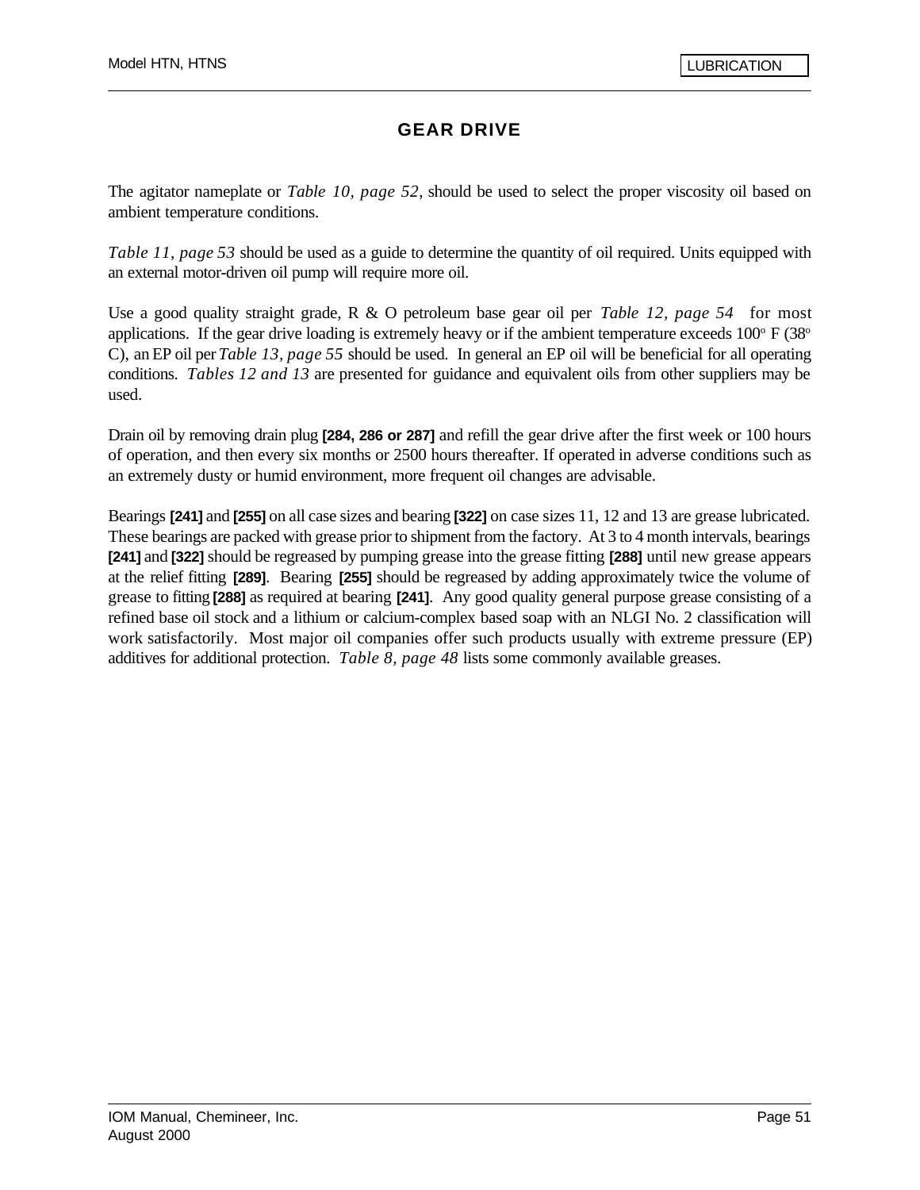## GEAR DRIVE

The agitator nameplate or *Table 10, page 52*, should be used to select the proper viscosity oil based on ambient temperature conditions.

*Table 11, page 53* should be used as a guide to determine the quantity of oil required. Units equipped with an external motor-driven oil pump will require more oil.

Use a good quality straight grade, R & O petroleum base gear oil per *Table 12, page 54* for most applications. If the gear drive loading is extremely heavy or if the ambient temperature exceeds 100° F (38° C), an EP oil per *Table 13, page 55* should be used. In general an EP oil will be beneficial for all operating conditions. *Tables 12 and 13* are presented for guidance and equivalent oils from other suppliers may be used.

Drain oil by removing drain plug **[284, 286 or 287]** and refill the gear drive after the first week or 100 hours of operation, and then every six months or 2500 hours thereafter. If operated in adverse conditions such as an extremely dusty or humid environment, more frequent oil changes are advisable.

Bearings **[241]** and **[255]** on all case sizes and bearing **[322]** on case sizes 11, 12 and 13 are grease lubricated. These bearings are packed with grease prior to shipment from the factory. At 3 to 4 month intervals, bearings **[241]** and **[322]** should be regreased by pumping grease into the grease fitting **[288]** until new grease appears at the relief fitting **[289]**. Bearing **[255]** should be regreased by adding approximately twice the volume of grease to fitting **[288]** as required at bearing **[241]**. Any good quality general purpose grease consisting of a refined base oil stock and a lithium or calcium-complex based soap with an NLGI No. 2 classification will work satisfactorily. Most major oil companies offer such products usually with extreme pressure (EP) additives for additional protection. *Table 8, page 48* lists some commonly available greases.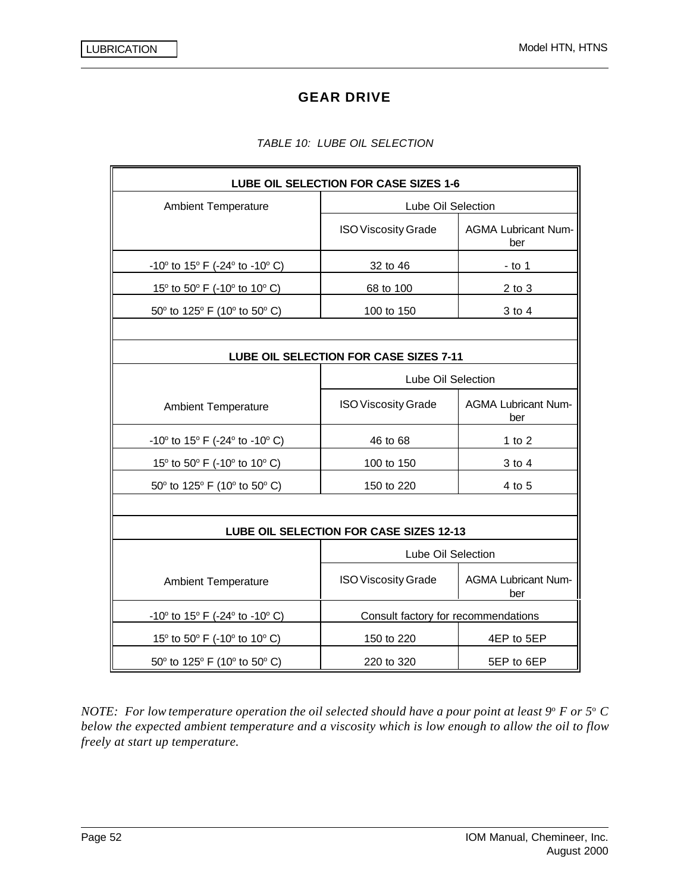## GEAR DRIVE

*TABLE 10: LUBE OIL SELECTION*

| LUBE OIL SELECTION FOR CASE SIZES 1-6 | | |
|---|---|---|
| Ambient Temperature | Lube Oil Selection | |
| | ISO Viscosity Grade | AGMA Lubricant Number |
| -10° to 15° F (-24° to -10° C) | 32 to 46 | - to 1 |
| 15° to 50° F (-10° to 10° C) | 68 to 100 | 2 to 3 |
| 50° to 125° F (10° to 50° C) | 100 to 150 | 3 to 4 |
| | | |
| **LUBE OIL SELECTION FOR CASE SIZES 7-11** | | |
| Ambient Temperature | Lube Oil Selection | |
| | ISO Viscosity Grade | AGMA Lubricant Number |
| -10° to 15° F (-24° to -10° C) | 46 to 68 | 1 to 2 |
| 15° to 50° F (-10° to 10° C) | 100 to 150 | 3 to 4 |
| 50° to 125° F (10° to 50° C) | 150 to 220 | 4 to 5 |
| | | |
| **LUBE OIL SELECTION FOR CASE SIZES 12-13** | | |
| Ambient Temperature | Lube Oil Selection | |
| | ISO Viscosity Grade | AGMA Lubricant Number |
| -10° to 15° F (-24° to -10° C) | Consult factory for recommendations | |
| 15° to 50° F (-10° to 10° C) | 150 to 220 | 4EP to 5EP |
| 50° to 125° F (10° to 50° C) | 220 to 320 | 5EP to 6EP |

*NOTE: For low temperature operation the oil selected should have a pour point at least 9° F or 5° C below the expected ambient temperature and a viscosity which is low enough to allow the oil to flow freely at start up temperature.*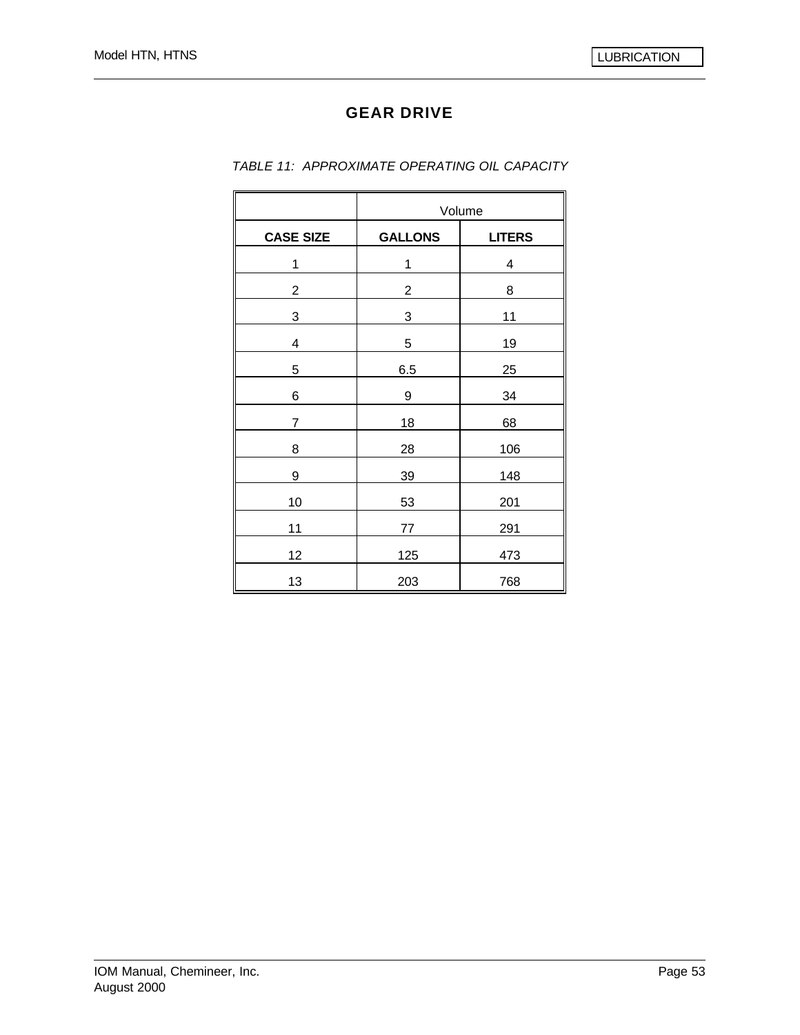# GEAR DRIVE

*TABLE 11: APPROXIMATE OPERATING OIL CAPACITY*

| | Volume | |
|---|---|---|
| **CASE SIZE** | **GALLONS** | **LITERS** |
| 1 | 1 | 4 |
| 2 | 2 | 8 |
| 3 | 3 | 11 |
| 4 | 5 | 19 |
| 5 | 6.5 | 25 |
| 6 | 9 | 34 |
| 7 | 18 | 68 |
| 8 | 28 | 106 |
| 9 | 39 | 148 |
| 10 | 53 | 201 |
| 11 | 77 | 291 |
| 12 | 125 | 473 |
| 13 | 203 | 768 |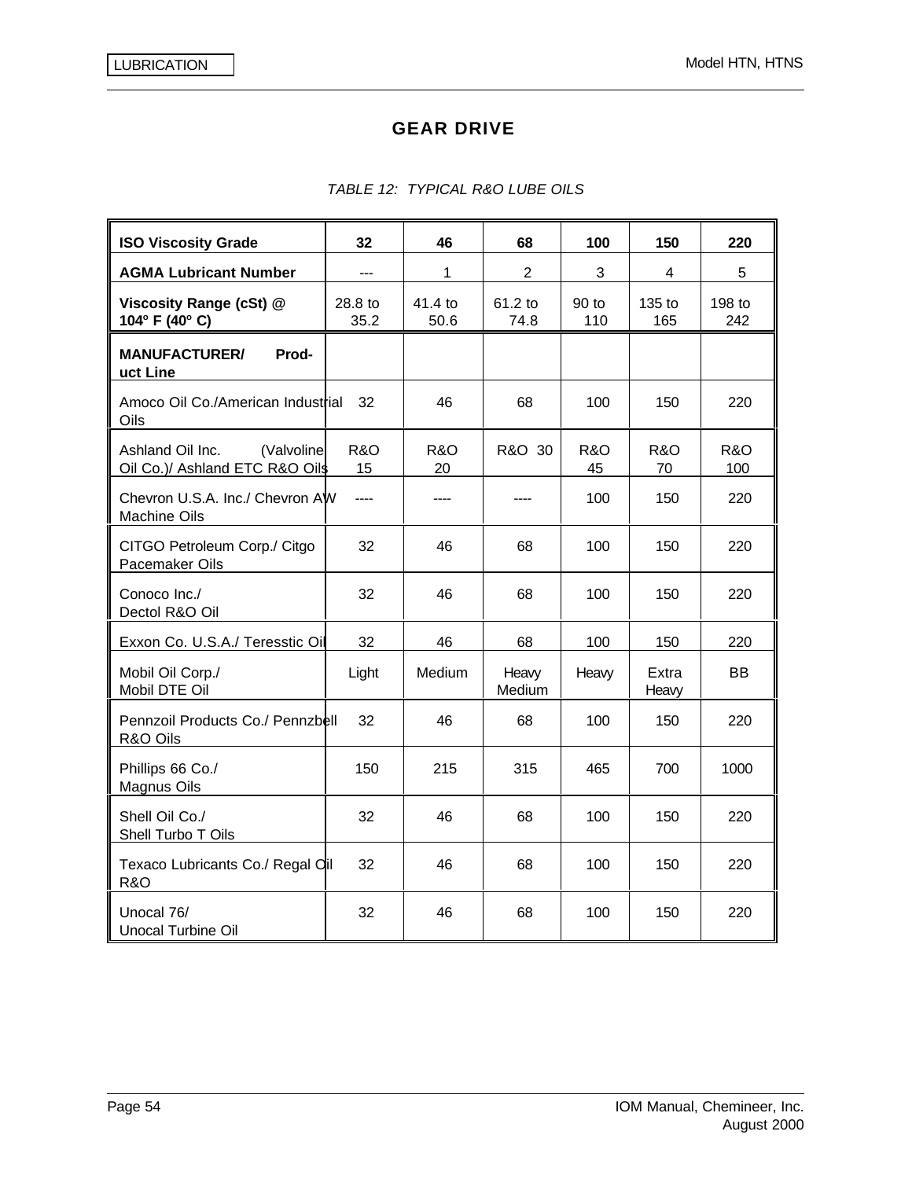## GEAR DRIVE

*TABLE 12: TYPICAL R&O LUBE OILS*

| **ISO Viscosity Grade** | **32** | **46** | **68** | **100** | **150** | **220** |
|---|---|---|---|---|---|---|
| **AGMA Lubricant Number** | --- | 1 | 2 | 3 | 4 | 5 |
| **Viscosity Range (cSt) @ 104º F (40º C)** | 28.8 to 35.2 | 41.4 to 50.6 | 61.2 to 74.8 | 90 to 110 | 135 to 165 | 198 to 242 |
| **MANUFACTURER/ Product Line** | | | | | | |
| Amoco Oil Co./American Industrial Oils | 32 | 46 | 68 | 100 | 150 | 220 |
| Ashland Oil Inc. (Valvoline Oil Co.)/ Ashland ETC R&O Oils | R&O 15 | R&O 20 | R&O 30 | R&O 45 | R&O 70 | R&O 100 |
| Chevron U.S.A. Inc./ Chevron AW Machine Oils | ---- | ---- | ---- | 100 | 150 | 220 |
| CITGO Petroleum Corp./ Citgo Pacemaker Oils | 32 | 46 | 68 | 100 | 150 | 220 |
| Conoco Inc./ Dectol R&O Oil | 32 | 46 | 68 | 100 | 150 | 220 |
| Exxon Co. U.S.A./ Teresstic Oil | 32 | 46 | 68 | 100 | 150 | 220 |
| Mobil Oil Corp./ Mobil DTE Oil | Light | Medium | Heavy Medium | Heavy | Extra Heavy | BB |
| Pennzoil Products Co./ Pennzbell R&O Oils | 32 | 46 | 68 | 100 | 150 | 220 |
| Phillips 66 Co./ Magnus Oils | 150 | 215 | 315 | 465 | 700 | 1000 |
| Shell Oil Co./ Shell Turbo T Oils | 32 | 46 | 68 | 100 | 150 | 220 |
| Texaco Lubricants Co./ Regal Oil R&O | 32 | 46 | 68 | 100 | 150 | 220 |
| Unocal 76/ Unocal Turbine Oil | 32 | 46 | 68 | 100 | 150 | 220 |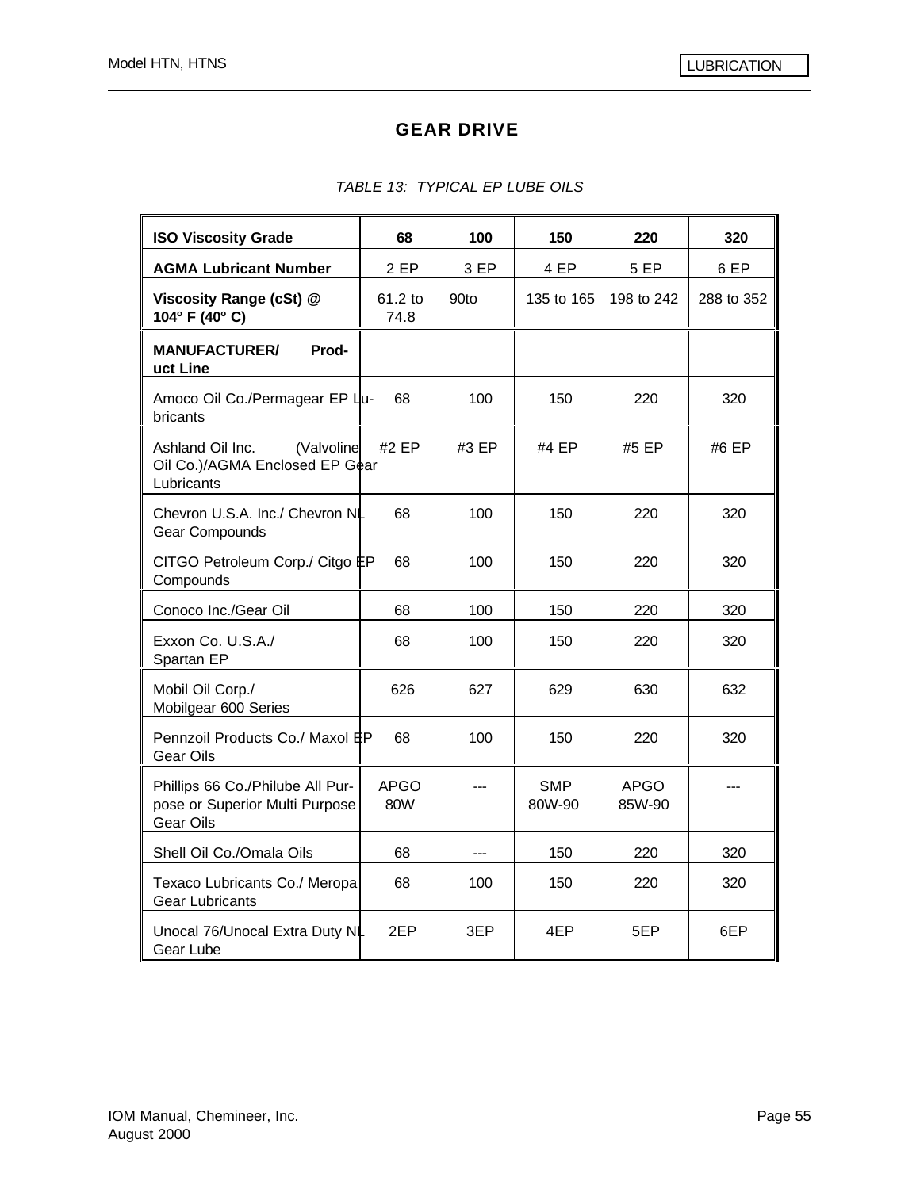# GEAR DRIVE

*TABLE 13: TYPICAL EP LUBE OILS*

| **ISO Viscosity Grade** | **68** | **100** | **150** | **220** | **320** |
|---|---|---|---|---|---|
| **AGMA Lubricant Number** | 2 EP | 3 EP | 4 EP | 5 EP | 6 EP |
| **Viscosity Range (cSt) @ 104º F (40º C)** | 61.2 to 74.8 | 90to | 135 to 165 | 198 to 242 | 288 to 352 |
| **MANUFACTURER/ Product Line** | | | | | |
| Amoco Oil Co./Permagear EP Lubricants | 68 | 100 | 150 | 220 | 320 |
| Ashland Oil Inc. (Valvoline Oil Co.)/AGMA Enclosed EP Gear Lubricants | #2 EP | #3 EP | #4 EP | #5 EP | #6 EP |
| Chevron U.S.A. Inc./ Chevron NL Gear Compounds | 68 | 100 | 150 | 220 | 320 |
| CITGO Petroleum Corp./ Citgo EP Compounds | 68 | 100 | 150 | 220 | 320 |
| Conoco Inc./Gear Oil | 68 | 100 | 150 | 220 | 320 |
| Exxon Co. U.S.A./ Spartan EP | 68 | 100 | 150 | 220 | 320 |
| Mobil Oil Corp./ Mobilgear 600 Series | 626 | 627 | 629 | 630 | 632 |
| Pennzoil Products Co./ Maxol EP Gear Oils | 68 | 100 | 150 | 220 | 320 |
| Phillips 66 Co./Philube All Purpose or Superior Multi Purpose Gear Oils | APGO 80W | --- | SMP 80W-90 | APGO 85W-90 | --- |
| Shell Oil Co./Omala Oils | 68 | --- | 150 | 220 | 320 |
| Texaco Lubricants Co./ Meropa Gear Lubricants | 68 | 100 | 150 | 220 | 320 |
| Unocal 76/Unocal Extra Duty NL Gear Lube | 2EP | 3EP | 4EP | 5EP | 6EP |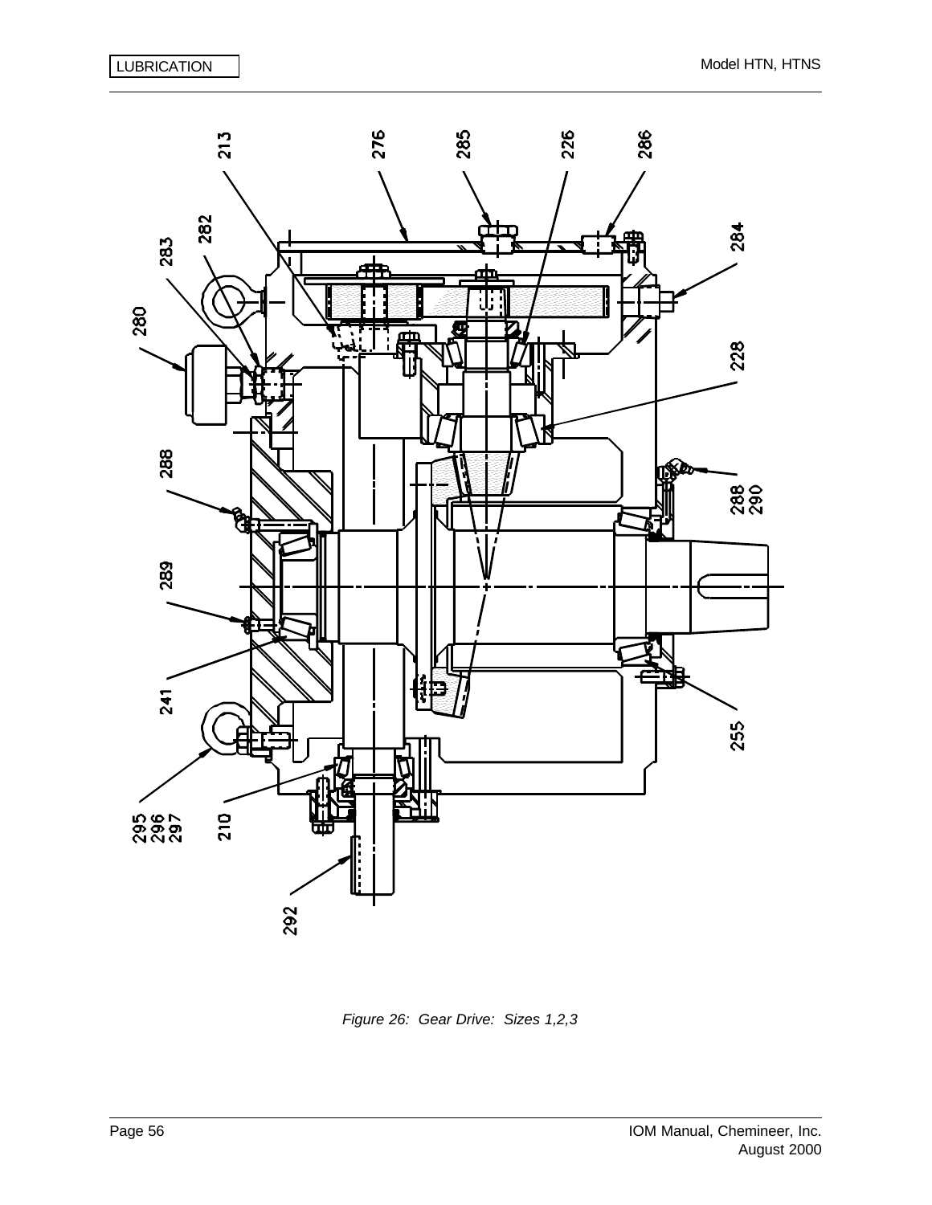213 276 285 226 286

283 282

284

280

228

288

288
290

289

241

255

295
296
297

210

292

*Figure 26: Gear Drive: Sizes 1,2,3*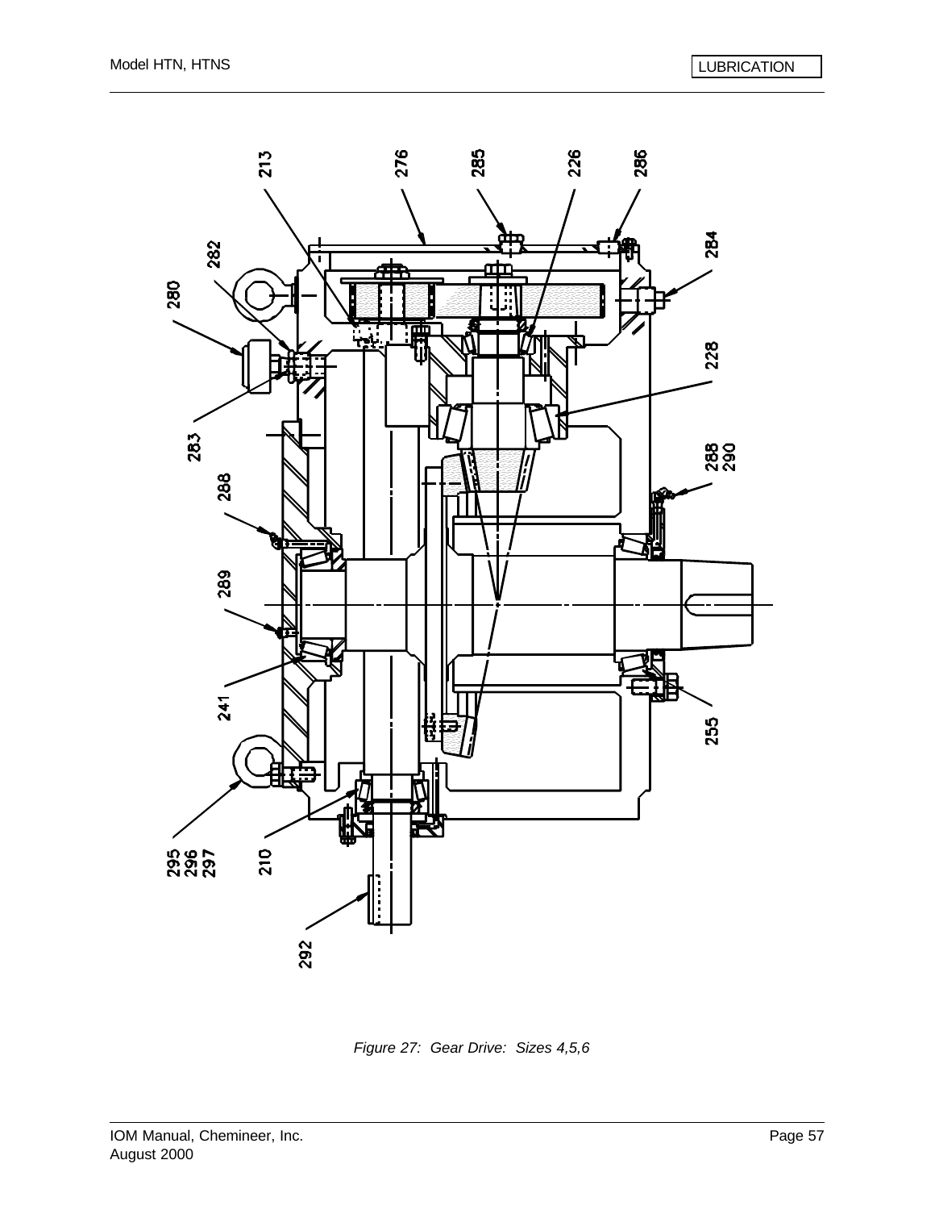213 276 285 226 286

282

280

284

228

283

288 290

288

289

241

255

295 296 297

210

292

*Figure 27: Gear Drive: Sizes 4,5,6*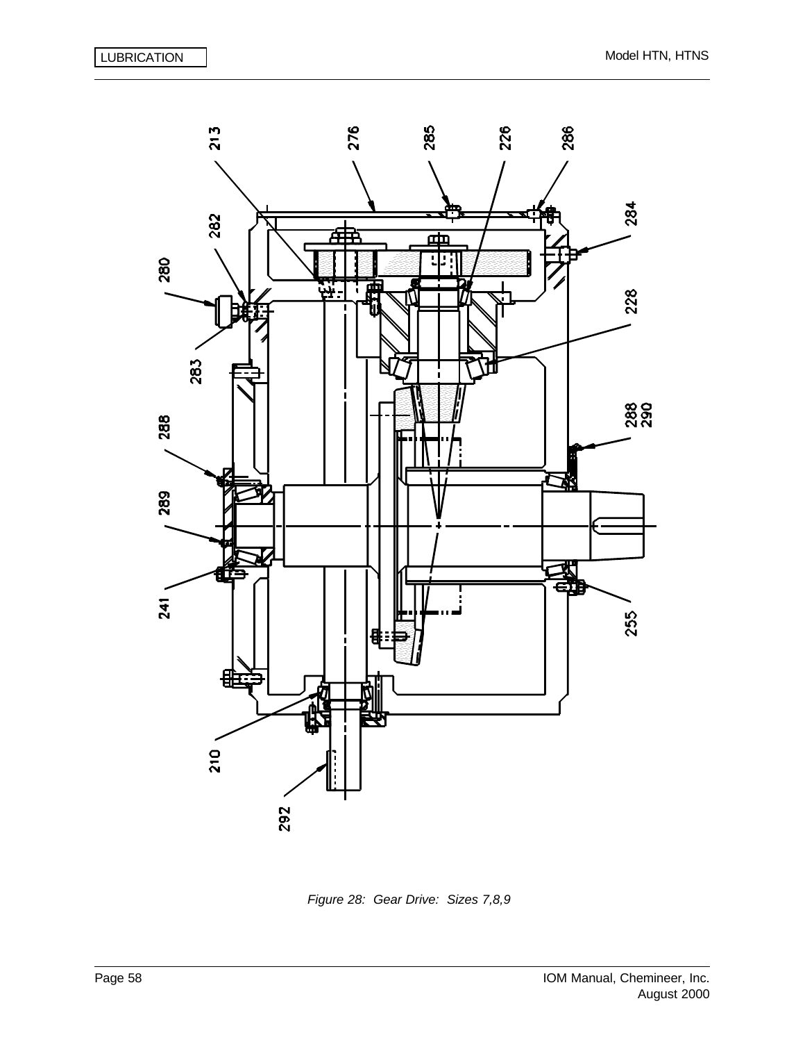213 276 285 226 286

282 284

280

228

283

288
290

288

289

241 255

210

292

*Figure 28: Gear Drive: Sizes 7,8,9*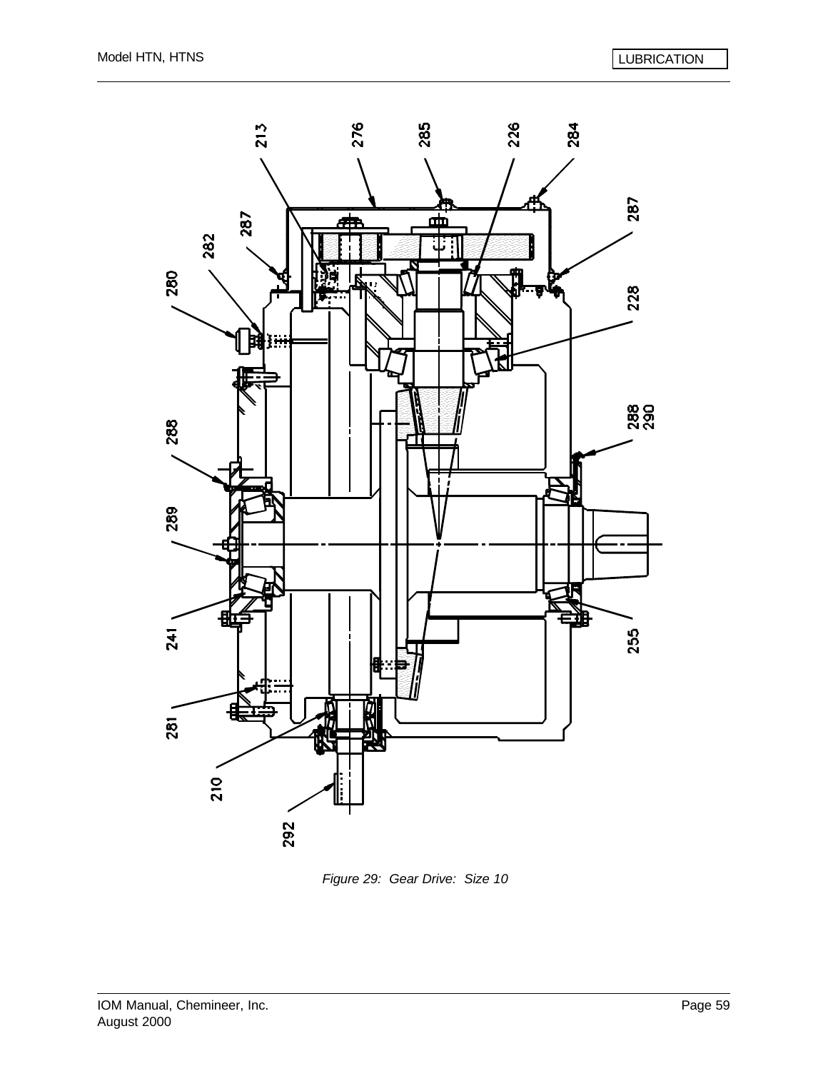Figure 29: Gear Drive: Size 10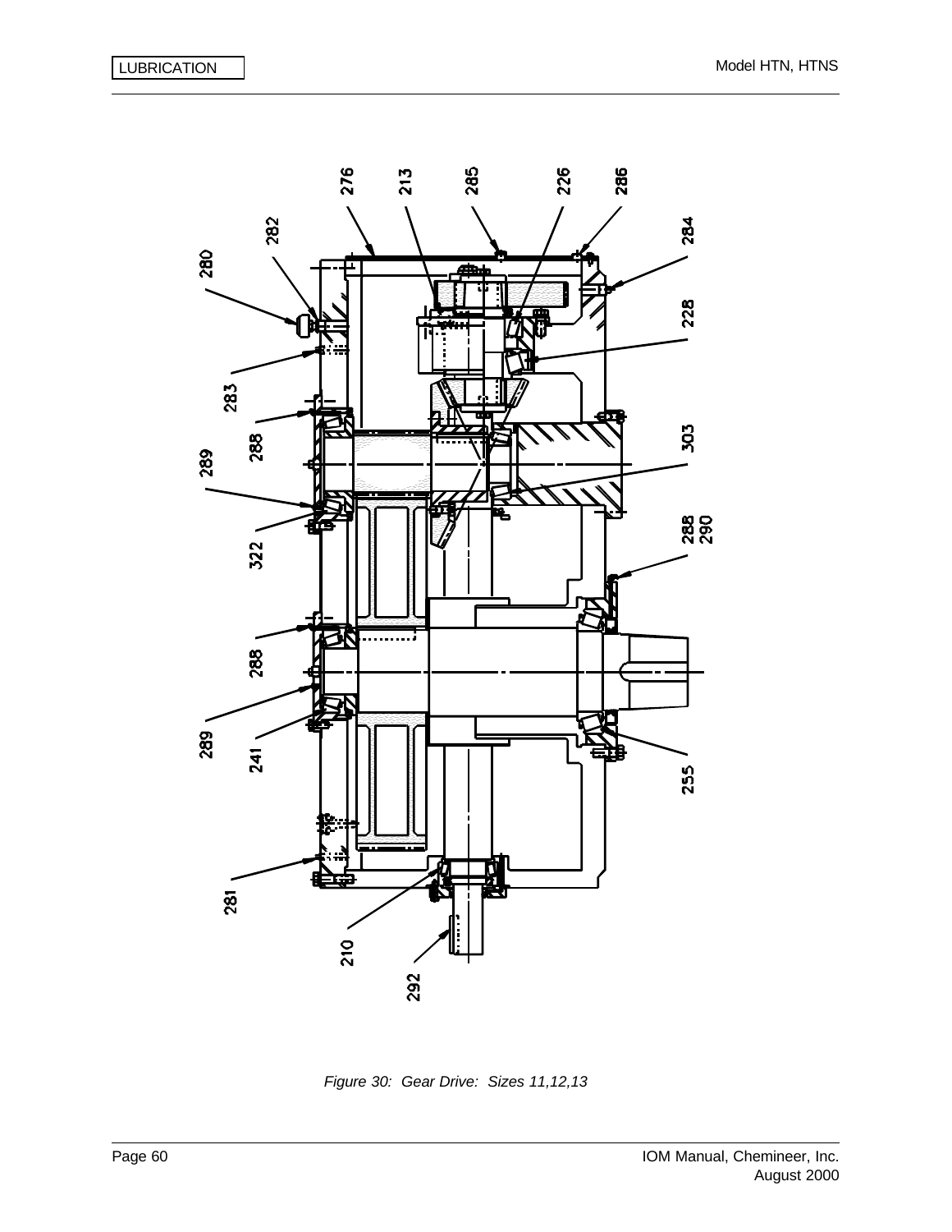276 213 285 226 286

282

280

284

228

283

288

303

289

322

288
290

288

289

241

255

281

210

292

*Figure 30: Gear Drive: Sizes 11,12,13*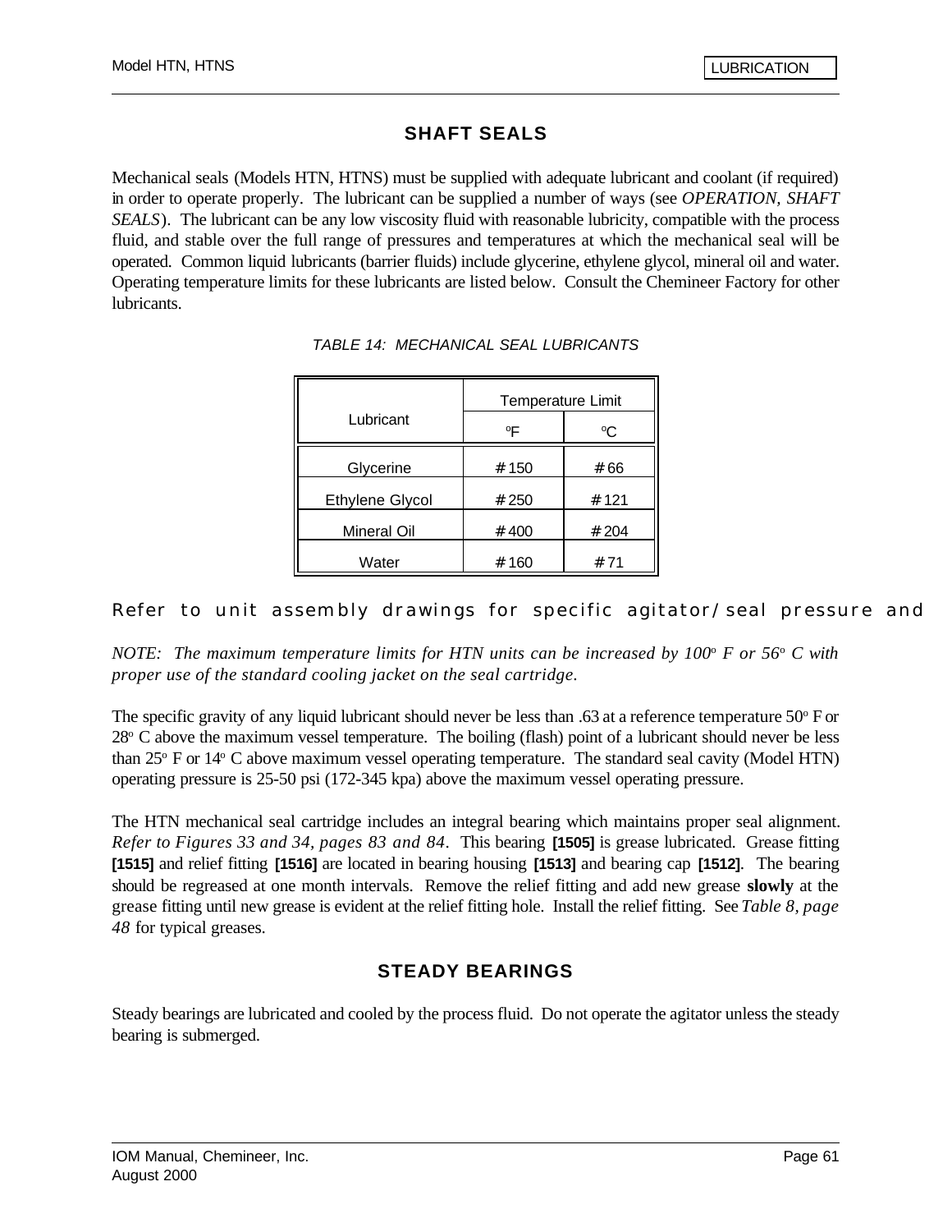## SHAFT SEALS

Mechanical seals (Models HTN, HTNS) must be supplied with adequate lubricant and coolant (if required) in order to operate properly. The lubricant can be supplied a number of ways (see *OPERATION, SHAFT SEALS*). The lubricant can be any low viscosity fluid with reasonable lubricity, compatible with the process fluid, and stable over the full range of pressures and temperatures at which the mechanical seal will be operated. Common liquid lubricants (barrier fluids) include glycerine, ethylene glycol, mineral oil and water. Operating temperature limits for these lubricants are listed below. Consult the Chemineer Factory for other lubricants.

*TABLE 14: MECHANICAL SEAL LUBRICANTS*

| Lubricant | Temperature Limit | |
|---|---|---|
| | °F | °C |
| Glycerine | # 150 | # 66 |
| Ethylene Glycol | # 250 | # 121 |
| Mineral Oil | # 400 | # 204 |
| Water | # 160 | # 71 |

Refer to unit assembly drawings for specific agitator/seal pressure and

*NOTE: The maximum temperature limits for HTN units can be increased by 100° F or 56° C with proper use of the standard cooling jacket on the seal cartridge.*

The specific gravity of any liquid lubricant should never be less than .63 at a reference temperature 50° F or 28° C above the maximum vessel temperature. The boiling (flash) point of a lubricant should never be less than 25° F or 14° C above maximum vessel operating temperature. The standard seal cavity (Model HTN) operating pressure is 25-50 psi (172-345 kpa) above the maximum vessel operating pressure.

The HTN mechanical seal cartridge includes an integral bearing which maintains proper seal alignment. *Refer to Figures 33 and 34, pages 83 and 84*. This bearing **[1505]** is grease lubricated. Grease fitting **[1515]** and relief fitting **[1516]** are located in bearing housing **[1513]** and bearing cap **[1512]**. The bearing should be regreased at one month intervals. Remove the relief fitting and add new grease **slowly** at the grease fitting until new grease is evident at the relief fitting hole. Install the relief fitting. See *Table 8, page 48* for typical greases.

## STEADY BEARINGS

Steady bearings are lubricated and cooled by the process fluid. Do not operate the agitator unless the steady bearing is submerged.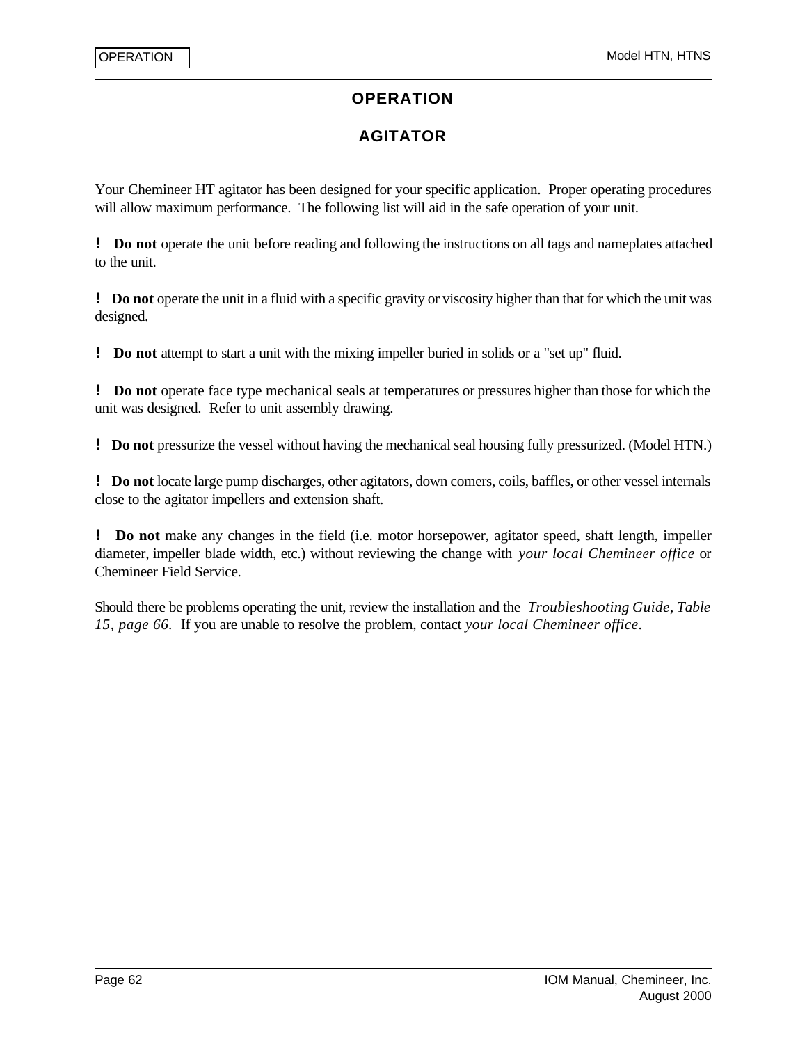# OPERATION

## AGITATOR

Your Chemineer HT agitator has been designed for your specific application. Proper operating procedures will allow maximum performance. The following list will aid in the safe operation of your unit.

**!** **Do not** operate the unit before reading and following the instructions on all tags and nameplates attached to the unit.

**!** **Do not** operate the unit in a fluid with a specific gravity or viscosity higher than that for which the unit was designed.

**!** **Do not** attempt to start a unit with the mixing impeller buried in solids or a "set up" fluid.

**!** **Do not** operate face type mechanical seals at temperatures or pressures higher than those for which the unit was designed. Refer to unit assembly drawing.

**!** **Do not** pressurize the vessel without having the mechanical seal housing fully pressurized. (Model HTN.)

**!** **Do not** locate large pump discharges, other agitators, down comers, coils, baffles, or other vessel internals close to the agitator impellers and extension shaft.

**!** **Do not** make any changes in the field (i.e. motor horsepower, agitator speed, shaft length, impeller diameter, impeller blade width, etc.) without reviewing the change with *your local Chemineer office* or Chemineer Field Service.

Should there be problems operating the unit, review the installation and the *Troubleshooting Guide, Table 15, page 66*. If you are unable to resolve the problem, contact *your local Chemineer office*.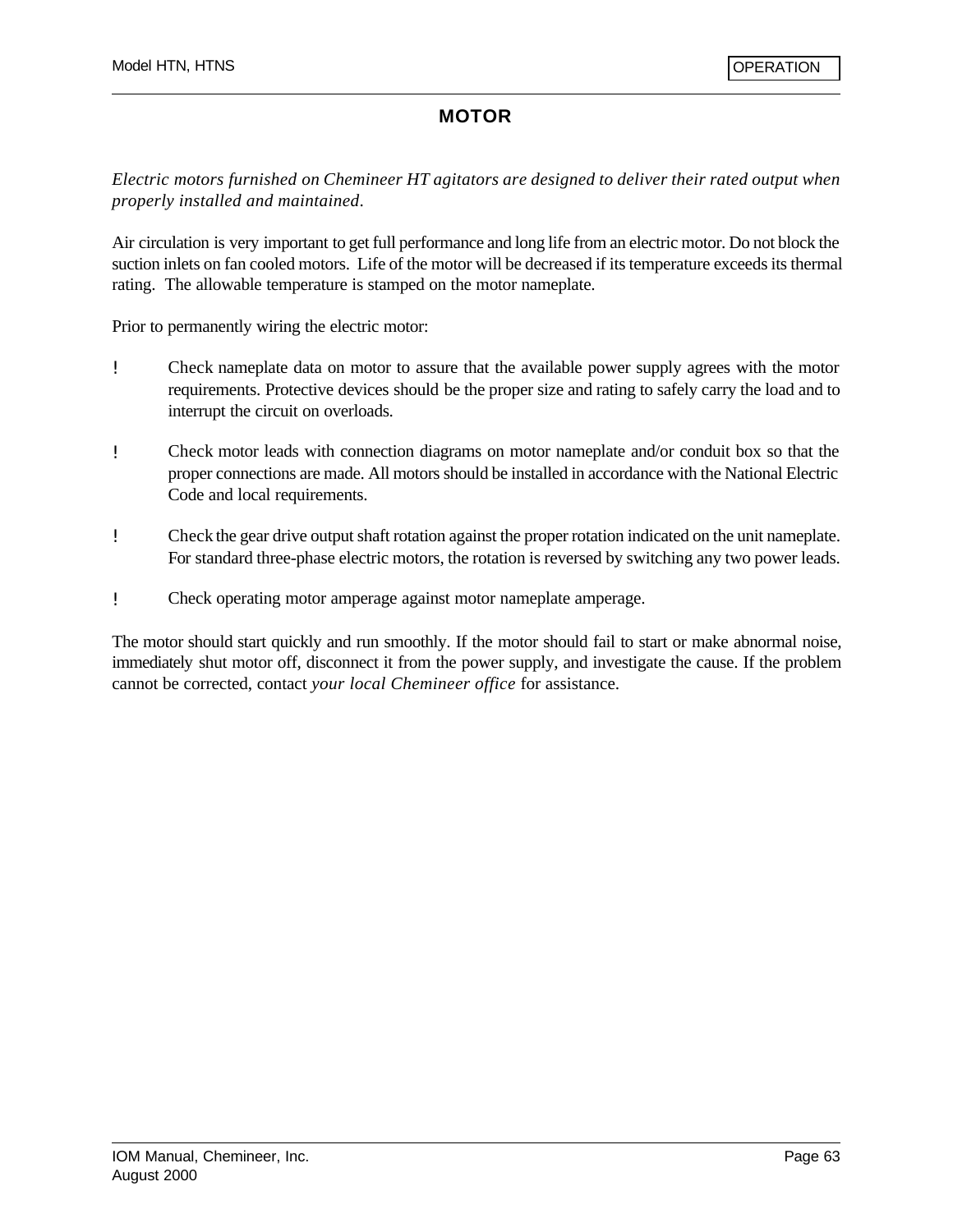# MOTOR

*Electric motors furnished on Chemineer HT agitators are designed to deliver their rated output when properly installed and maintained.*

Air circulation is very important to get full performance and long life from an electric motor. Do not block the suction inlets on fan cooled motors. Life of the motor will be decreased if its temperature exceeds its thermal rating. The allowable temperature is stamped on the motor nameplate.

Prior to permanently wiring the electric motor:

- Check nameplate data on motor to assure that the available power supply agrees with the motor requirements. Protective devices should be the proper size and rating to safely carry the load and to interrupt the circuit on overloads.
- Check motor leads with connection diagrams on motor nameplate and/or conduit box so that the proper connections are made. All motors should be installed in accordance with the National Electric Code and local requirements.
- Check the gear drive output shaft rotation against the proper rotation indicated on the unit nameplate. For standard three-phase electric motors, the rotation is reversed by switching any two power leads.
- Check operating motor amperage against motor nameplate amperage.

The motor should start quickly and run smoothly. If the motor should fail to start or make abnormal noise, immediately shut motor off, disconnect it from the power supply, and investigate the cause. If the problem cannot be corrected, contact *your local Chemineer office* for assistance.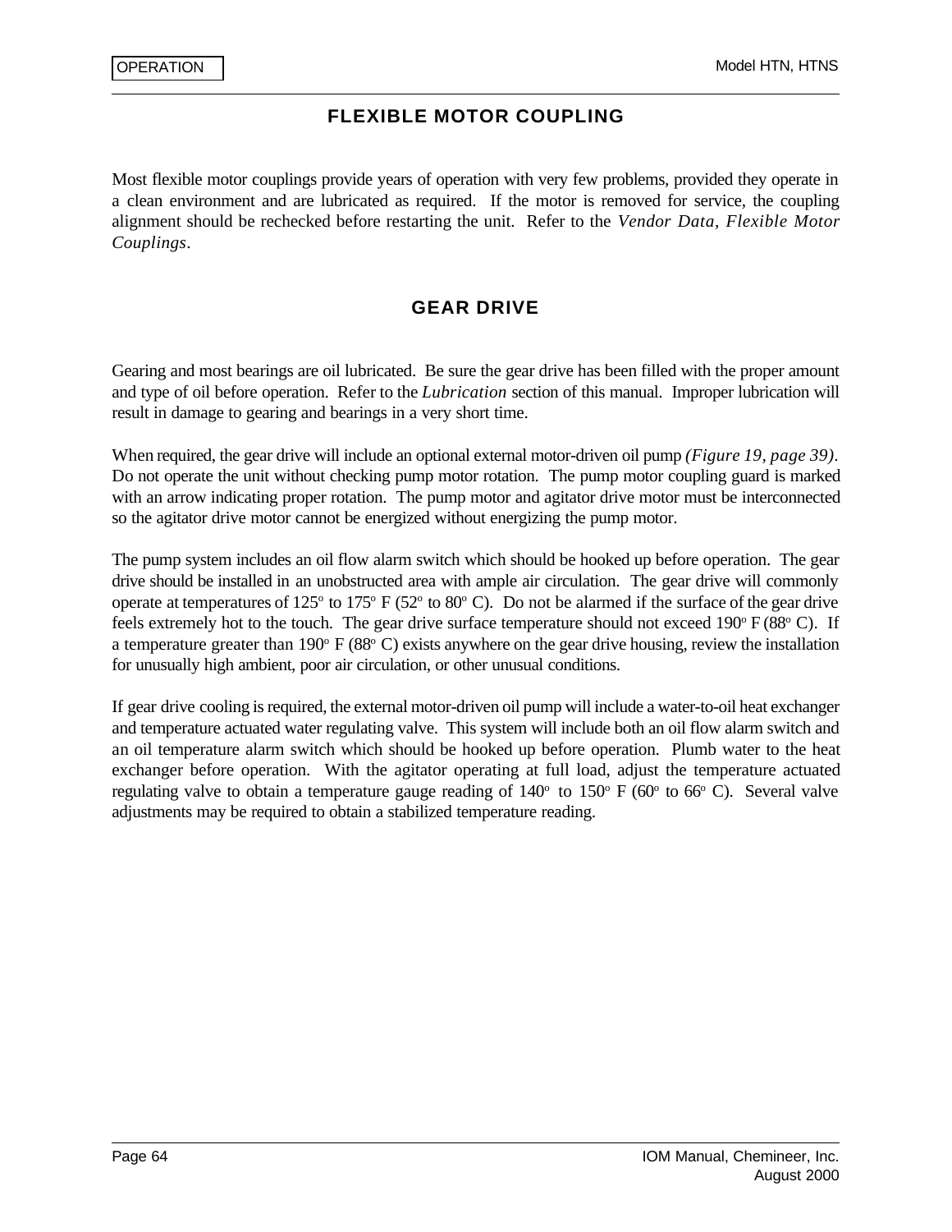## FLEXIBLE MOTOR COUPLING

Most flexible motor couplings provide years of operation with very few problems, provided they operate in a clean environment and are lubricated as required. If the motor is removed for service, the coupling alignment should be rechecked before restarting the unit. Refer to the *Vendor Data, Flexible Motor Couplings*.

## GEAR DRIVE

Gearing and most bearings are oil lubricated. Be sure the gear drive has been filled with the proper amount and type of oil before operation. Refer to the *Lubrication* section of this manual. Improper lubrication will result in damage to gearing and bearings in a very short time.

When required, the gear drive will include an optional external motor-driven oil pump *(Figure 19, page 39)*. Do not operate the unit without checking pump motor rotation. The pump motor coupling guard is marked with an arrow indicating proper rotation. The pump motor and agitator drive motor must be interconnected so the agitator drive motor cannot be energized without energizing the pump motor.

The pump system includes an oil flow alarm switch which should be hooked up before operation. The gear drive should be installed in an unobstructed area with ample air circulation. The gear drive will commonly operate at temperatures of 125° to 175° F (52° to 80° C). Do not be alarmed if the surface of the gear drive feels extremely hot to the touch. The gear drive surface temperature should not exceed 190° F (88° C). If a temperature greater than 190° F (88° C) exists anywhere on the gear drive housing, review the installation for unusually high ambient, poor air circulation, or other unusual conditions.

If gear drive cooling is required, the external motor-driven oil pump will include a water-to-oil heat exchanger and temperature actuated water regulating valve. This system will include both an oil flow alarm switch and an oil temperature alarm switch which should be hooked up before operation. Plumb water to the heat exchanger before operation. With the agitator operating at full load, adjust the temperature actuated regulating valve to obtain a temperature gauge reading of 140° to 150° F (60° to 66° C). Several valve adjustments may be required to obtain a stabilized temperature reading.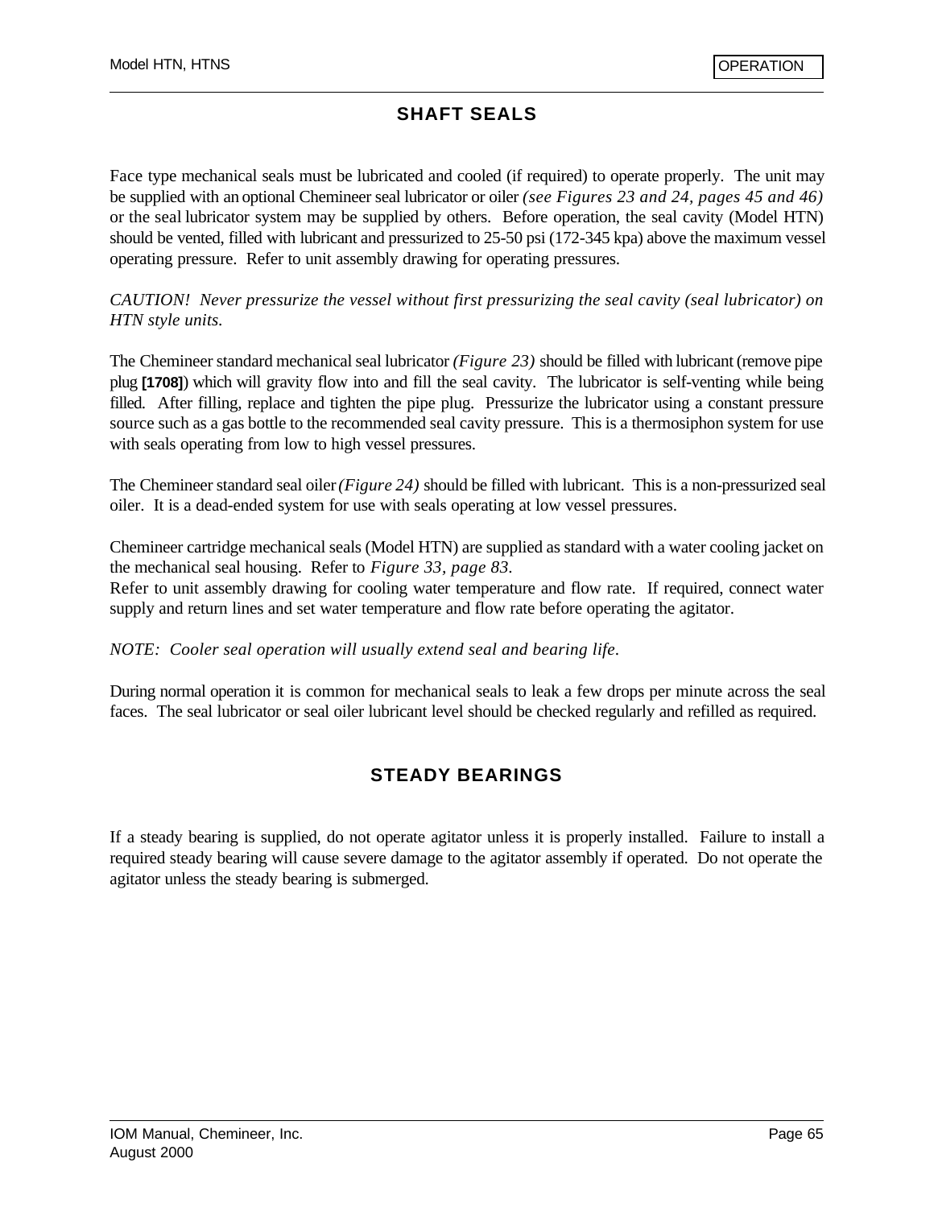## SHAFT SEALS

Face type mechanical seals must be lubricated and cooled (if required) to operate properly. The unit may be supplied with an optional Chemineer seal lubricator or oiler *(see Figures 23 and 24, pages 45 and 46)* or the seal lubricator system may be supplied by others. Before operation, the seal cavity (Model HTN) should be vented, filled with lubricant and pressurized to 25-50 psi (172-345 kpa) above the maximum vessel operating pressure. Refer to unit assembly drawing for operating pressures.

*CAUTION! Never pressurize the vessel without first pressurizing the seal cavity (seal lubricator) on HTN style units.*

The Chemineer standard mechanical seal lubricator *(Figure 23)* should be filled with lubricant (remove pipe plug **[1708]**) which will gravity flow into and fill the seal cavity. The lubricator is self-venting while being filled. After filling, replace and tighten the pipe plug. Pressurize the lubricator using a constant pressure source such as a gas bottle to the recommended seal cavity pressure. This is a thermosiphon system for use with seals operating from low to high vessel pressures.

The Chemineer standard seal oiler *(Figure 24)* should be filled with lubricant. This is a non-pressurized seal oiler. It is a dead-ended system for use with seals operating at low vessel pressures.

Chemineer cartridge mechanical seals (Model HTN) are supplied as standard with a water cooling jacket on the mechanical seal housing. Refer to *Figure 33, page 83.*
Refer to unit assembly drawing for cooling water temperature and flow rate. If required, connect water supply and return lines and set water temperature and flow rate before operating the agitator.

*NOTE: Cooler seal operation will usually extend seal and bearing life.*

During normal operation it is common for mechanical seals to leak a few drops per minute across the seal faces. The seal lubricator or seal oiler lubricant level should be checked regularly and refilled as required.

## STEADY BEARINGS

If a steady bearing is supplied, do not operate agitator unless it is properly installed. Failure to install a required steady bearing will cause severe damage to the agitator assembly if operated. Do not operate the agitator unless the steady bearing is submerged.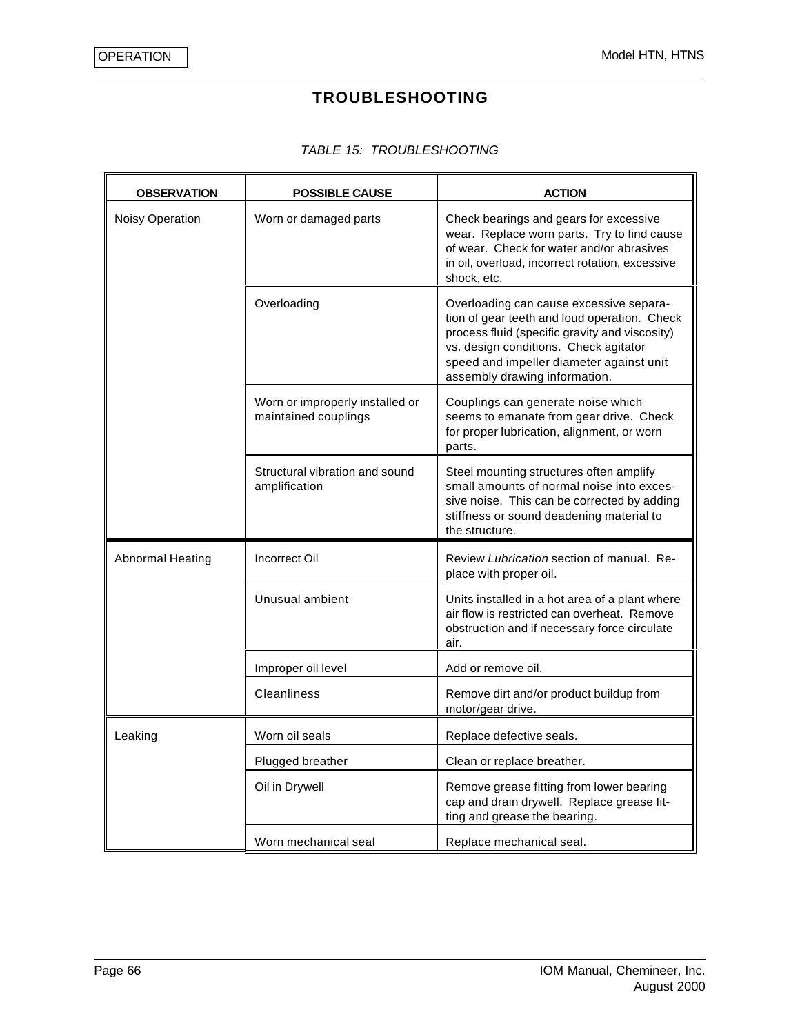# TROUBLESHOOTING

*TABLE 15: TROUBLESHOOTING*

| OBSERVATION | POSSIBLE CAUSE | ACTION |
|---|---|---|
| Noisy Operation | Worn or damaged parts | Check bearings and gears for excessive wear. Replace worn parts. Try to find cause of wear. Check for water and/or abrasives in oil, overload, incorrect rotation, excessive shock, etc. |
| | Overloading | Overloading can cause excessive separation of gear teeth and loud operation. Check process fluid (specific gravity and viscosity) vs. design conditions. Check agitator speed and impeller diameter against unit assembly drawing information. |
| | Worn or improperly installed or maintained couplings | Couplings can generate noise which seems to emanate from gear drive. Check for proper lubrication, alignment, or worn parts. |
| | Structural vibration and sound amplification | Steel mounting structures often amplify small amounts of normal noise into excessive noise. This can be corrected by adding stiffness or sound deadening material to the structure. |
| Abnormal Heating | Incorrect Oil | Review *Lubrication* section of manual. Replace with proper oil. |
| | Unusual ambient | Units installed in a hot area of a plant where air flow is restricted can overheat. Remove obstruction and if necessary force circulate air. |
| | Improper oil level | Add or remove oil. |
| | Cleanliness | Remove dirt and/or product buildup from motor/gear drive. |
| Leaking | Worn oil seals | Replace defective seals. |
| | Plugged breather | Clean or replace breather. |
| | Oil in Drywell | Remove grease fitting from lower bearing cap and drain drywell. Replace grease fitting and grease the bearing. |
| | Worn mechanical seal | Replace mechanical seal. |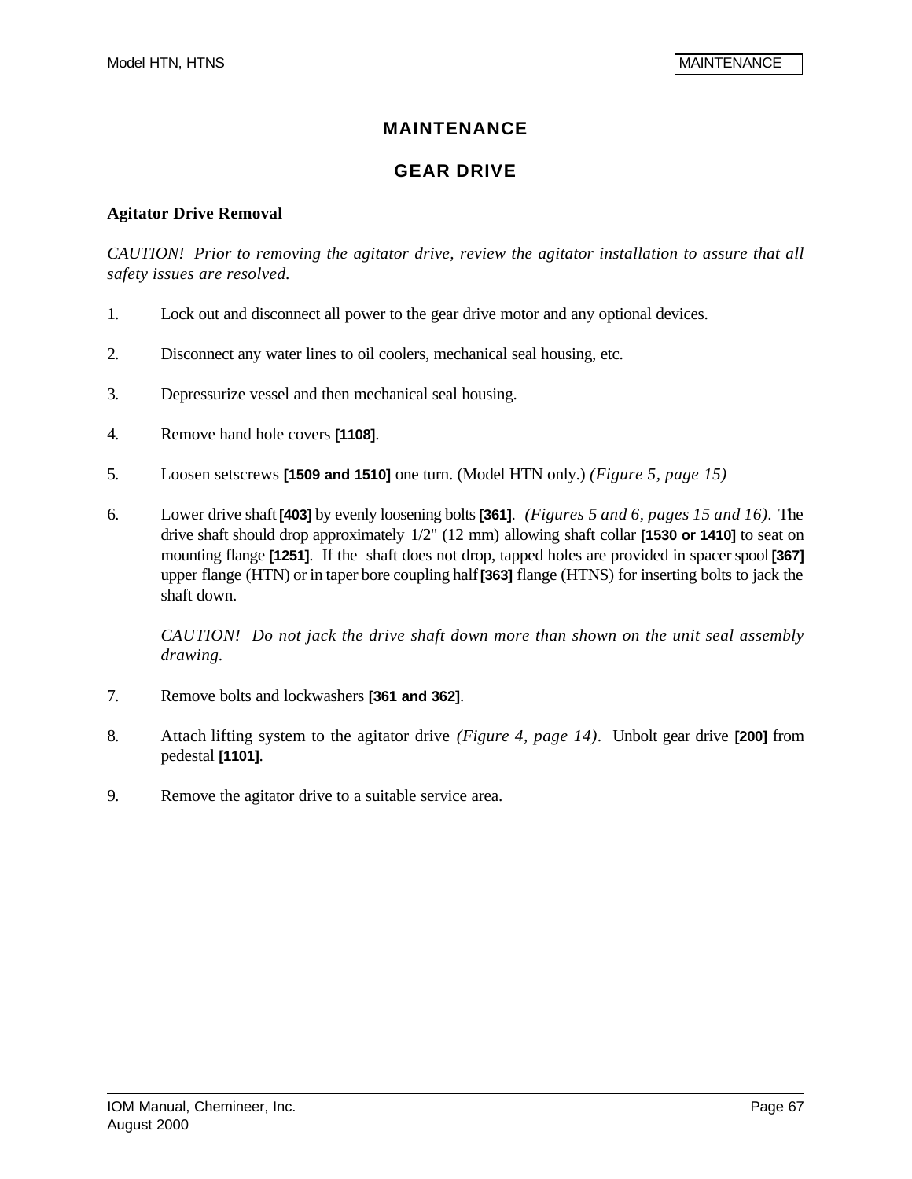# MAINTENANCE

## GEAR DRIVE

### Agitator Drive Removal

*CAUTION! Prior to removing the agitator drive, review the agitator installation to assure that all safety issues are resolved.*

1. Lock out and disconnect all power to the gear drive motor and any optional devices.

2. Disconnect any water lines to oil coolers, mechanical seal housing, etc.

3. Depressurize vessel and then mechanical seal housing.

4. Remove hand hole covers **[1108]**.

5. Loosen setscrews **[1509 and 1510]** one turn. (Model HTN only.) *(Figure 5, page 15)*

6. Lower drive shaft **[403]** by evenly loosening bolts **[361]**. *(Figures 5 and 6, pages 15 and 16)*. The drive shaft should drop approximately 1/2" (12 mm) allowing shaft collar **[1530 or 1410]** to seat on mounting flange **[1251]**. If the shaft does not drop, tapped holes are provided in spacer spool **[367]** upper flange (HTN) or in taper bore coupling half **[363]** flange (HTNS) for inserting bolts to jack the shaft down.

   *CAUTION! Do not jack the drive shaft down more than shown on the unit seal assembly drawing.*

7. Remove bolts and lockwashers **[361 and 362]**.

8. Attach lifting system to the agitator drive *(Figure 4, page 14)*. Unbolt gear drive **[200]** from pedestal **[1101]**.

9. Remove the agitator drive to a suitable service area.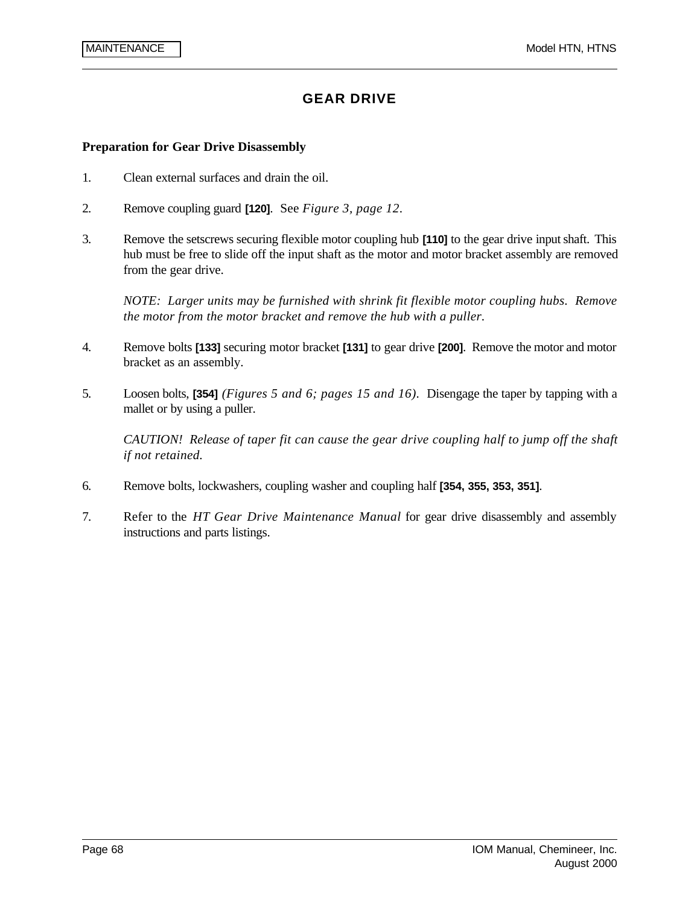# GEAR DRIVE

**Preparation for Gear Drive Disassembly**

1. Clean external surfaces and drain the oil.

2. Remove coupling guard **[120]**. See *Figure 3, page 12*.

3. Remove the setscrews securing flexible motor coupling hub **[110]** to the gear drive input shaft. This hub must be free to slide off the input shaft as the motor and motor bracket assembly are removed from the gear drive.

   *NOTE: Larger units may be furnished with shrink fit flexible motor coupling hubs. Remove the motor from the motor bracket and remove the hub with a puller.*

4. Remove bolts **[133]** securing motor bracket **[131]** to gear drive **[200]**. Remove the motor and motor bracket as an assembly.

5. Loosen bolts, **[354]** *(Figures 5 and 6; pages 15 and 16)*. Disengage the taper by tapping with a mallet or by using a puller.

   *CAUTION! Release of taper fit can cause the gear drive coupling half to jump off the shaft if not retained.*

6. Remove bolts, lockwashers, coupling washer and coupling half **[354, 355, 353, 351]**.

7. Refer to the *HT Gear Drive Maintenance Manual* for gear drive disassembly and assembly instructions and parts listings.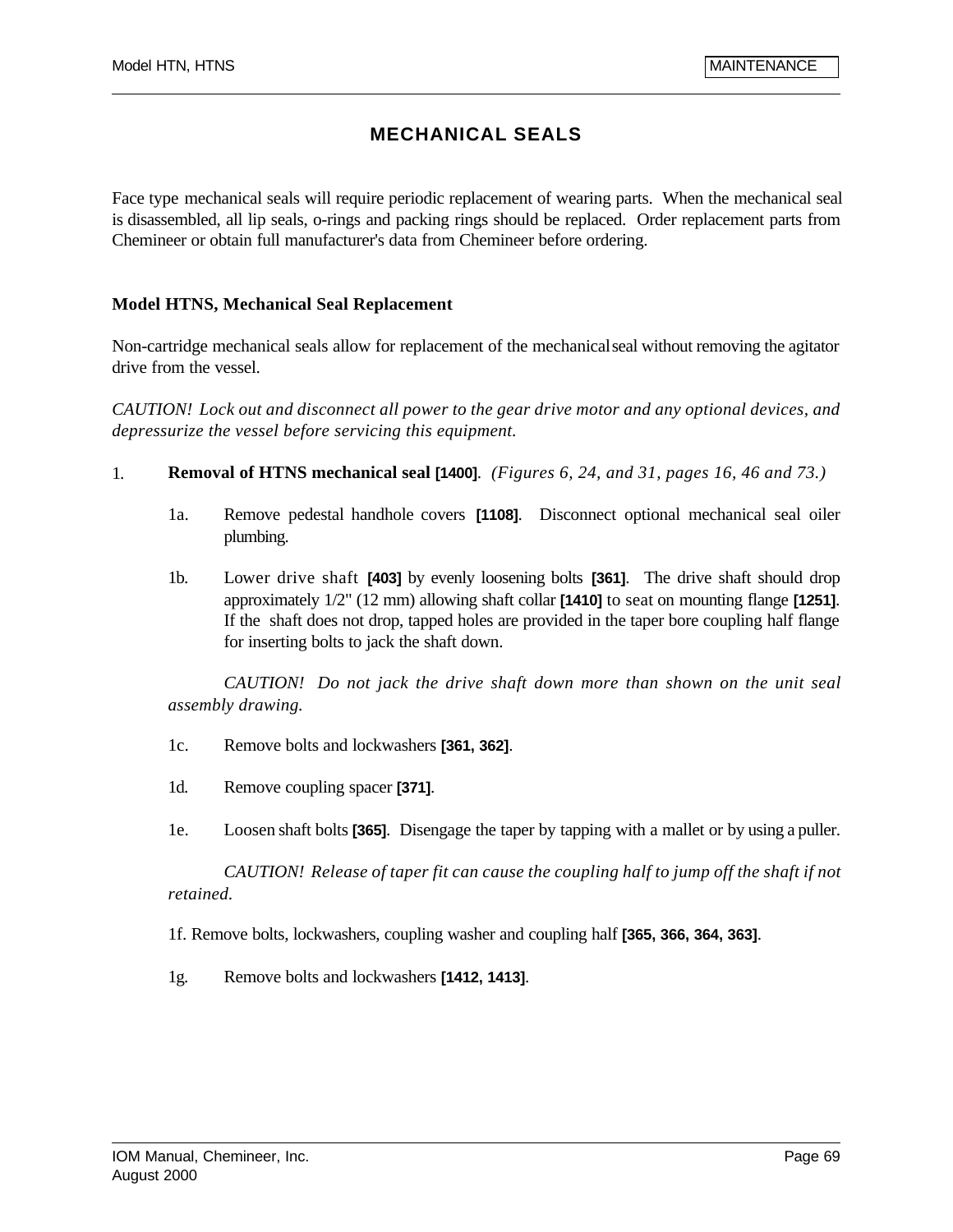# MECHANICAL SEALS

Face type mechanical seals will require periodic replacement of wearing parts. When the mechanical seal is disassembled, all lip seals, o-rings and packing rings should be replaced. Order replacement parts from Chemineer or obtain full manufacturer's data from Chemineer before ordering.

### Model HTNS, Mechanical Seal Replacement

Non-cartridge mechanical seals allow for replacement of the mechanical seal without removing the agitator drive from the vessel.

*CAUTION! Lock out and disconnect all power to the gear drive motor and any optional devices, and depressurize the vessel before servicing this equipment.*

1. **Removal of HTNS mechanical seal [1400]**. *(Figures 6, 24, and 31, pages 16, 46 and 73.)*

   1a. Remove pedestal handhole covers **[1108]**. Disconnect optional mechanical seal oiler plumbing.

   1b. Lower drive shaft **[403]** by evenly loosening bolts **[361]**. The drive shaft should drop approximately 1/2" (12 mm) allowing shaft collar **[1410]** to seat on mounting flange **[1251]**. If the shaft does not drop, tapped holes are provided in the taper bore coupling half flange for inserting bolts to jack the shaft down.

   *CAUTION! Do not jack the drive shaft down more than shown on the unit seal assembly drawing.*

   1c. Remove bolts and lockwashers **[361, 362]**.

   1d. Remove coupling spacer **[371]**.

   1e. Loosen shaft bolts **[365]**. Disengage the taper by tapping with a mallet or by using a puller.

   *CAUTION! Release of taper fit can cause the coupling half to jump off the shaft if not retained.*

   1f. Remove bolts, lockwashers, coupling washer and coupling half **[365, 366, 364, 363]**.

   1g. Remove bolts and lockwashers **[1412, 1413]**.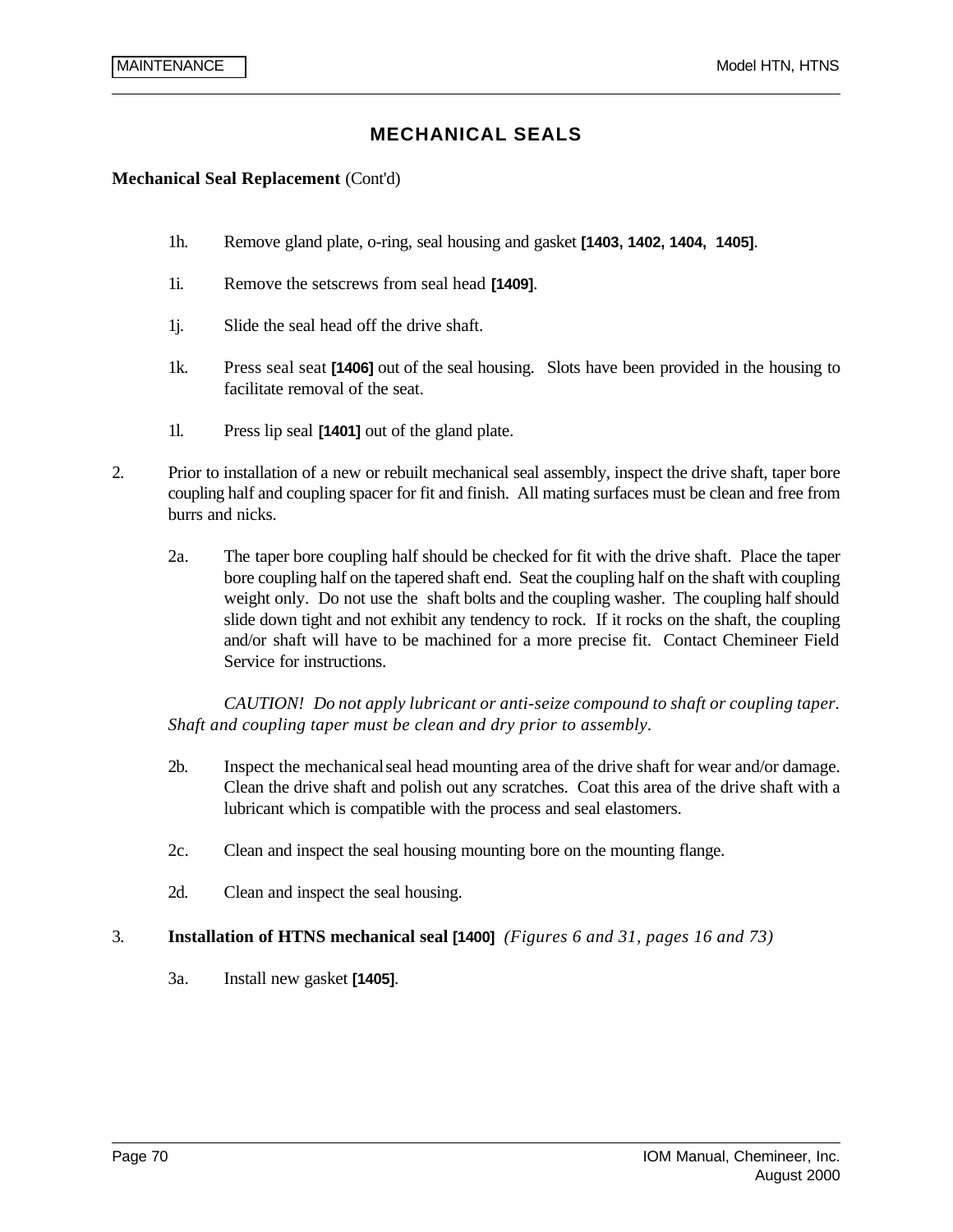# MECHANICAL SEALS

**Mechanical Seal Replacement** (Cont'd)

1h. Remove gland plate, o-ring, seal housing and gasket **[1403, 1402, 1404, 1405]**.

1i. Remove the setscrews from seal head **[1409]**.

1j. Slide the seal head off the drive shaft.

1k. Press seal seat **[1406]** out of the seal housing. Slots have been provided in the housing to facilitate removal of the seat.

1l. Press lip seal **[1401]** out of the gland plate.

2. Prior to installation of a new or rebuilt mechanical seal assembly, inspect the drive shaft, taper bore coupling half and coupling spacer for fit and finish. All mating surfaces must be clean and free from burrs and nicks.

   2a. The taper bore coupling half should be checked for fit with the drive shaft. Place the taper bore coupling half on the tapered shaft end. Seat the coupling half on the shaft with coupling weight only. Do not use the shaft bolts and the coupling washer. The coupling half should slide down tight and not exhibit any tendency to rock. If it rocks on the shaft, the coupling and/or shaft will have to be machined for a more precise fit. Contact Chemineer Field Service for instructions.

   *CAUTION! Do not apply lubricant or anti-seize compound to shaft or coupling taper. Shaft and coupling taper must be clean and dry prior to assembly.*

   2b. Inspect the mechanical seal head mounting area of the drive shaft for wear and/or damage. Clean the drive shaft and polish out any scratches. Coat this area of the drive shaft with a lubricant which is compatible with the process and seal elastomers.

   2c. Clean and inspect the seal housing mounting bore on the mounting flange.

   2d. Clean and inspect the seal housing.

3. **Installation of HTNS mechanical seal [1400]** *(Figures 6 and 31, pages 16 and 73)*

   3a. Install new gasket **[1405]**.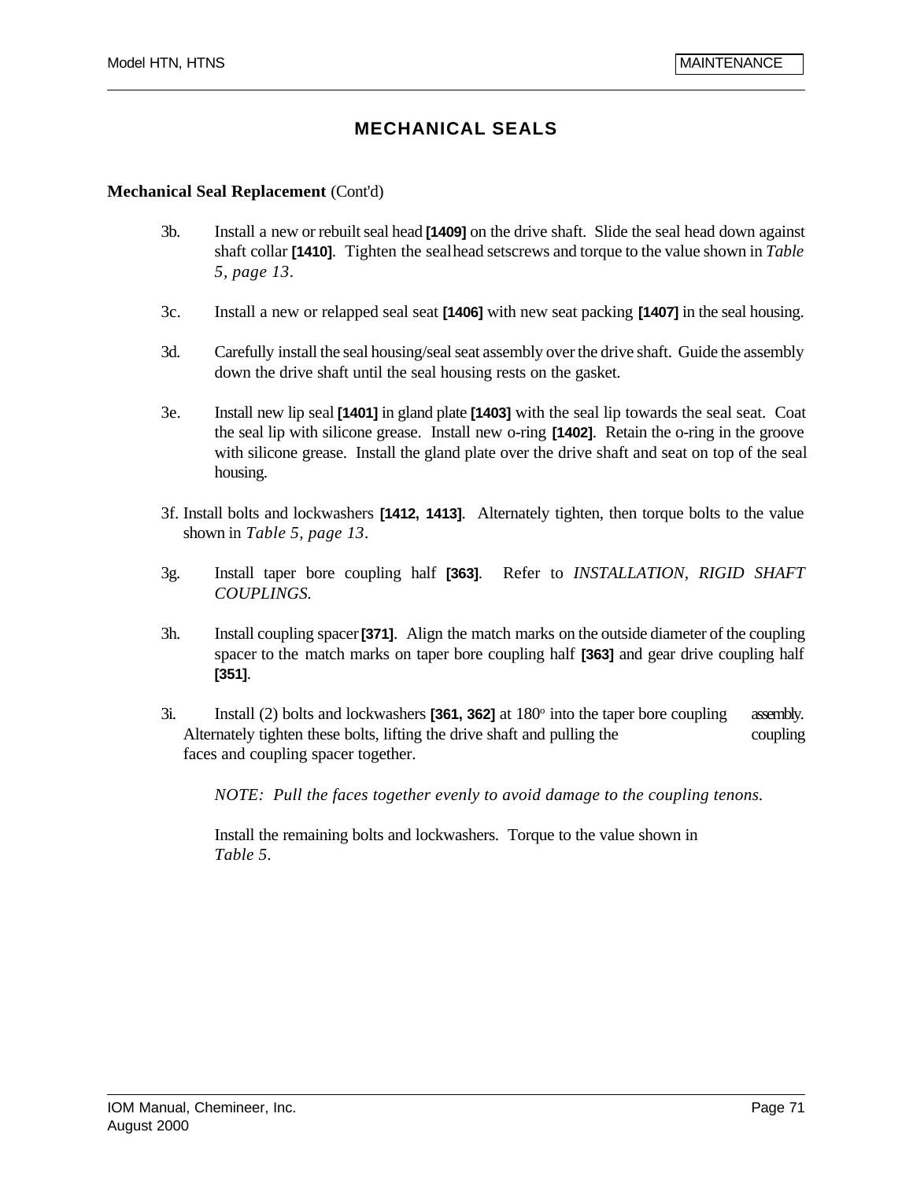## MECHANICAL SEALS

**Mechanical Seal Replacement** (Cont'd)

3b. Install a new or rebuilt seal head **[1409]** on the drive shaft. Slide the seal head down against shaft collar **[1410]**. Tighten the seal head setscrews and torque to the value shown in *Table 5, page 13*.

3c. Install a new or relapped seal seat **[1406]** with new seat packing **[1407]** in the seal housing.

3d. Carefully install the seal housing/seal seat assembly over the drive shaft. Guide the assembly down the drive shaft until the seal housing rests on the gasket.

3e. Install new lip seal **[1401]** in gland plate **[1403]** with the seal lip towards the seal seat. Coat the seal lip with silicone grease. Install new o-ring **[1402]**. Retain the o-ring in the groove with silicone grease. Install the gland plate over the drive shaft and seat on top of the seal housing.

3f. Install bolts and lockwashers **[1412, 1413]**. Alternately tighten, then torque bolts to the value shown in *Table 5, page 13*.

3g. Install taper bore coupling half **[363]**. Refer to *INSTALLATION, RIGID SHAFT COUPLINGS.*

3h. Install coupling spacer **[371]**. Align the match marks on the outside diameter of the coupling spacer to the match marks on taper bore coupling half **[363]** and gear drive coupling half **[351]**.

3i. Install (2) bolts and lockwashers **[361, 362]** at 180° into the taper bore coupling assembly. Alternately tighten these bolts, lifting the drive shaft and pulling the coupling faces and coupling spacer together.

*NOTE: Pull the faces together evenly to avoid damage to the coupling tenons.*

Install the remaining bolts and lockwashers. Torque to the value shown in *Table 5*.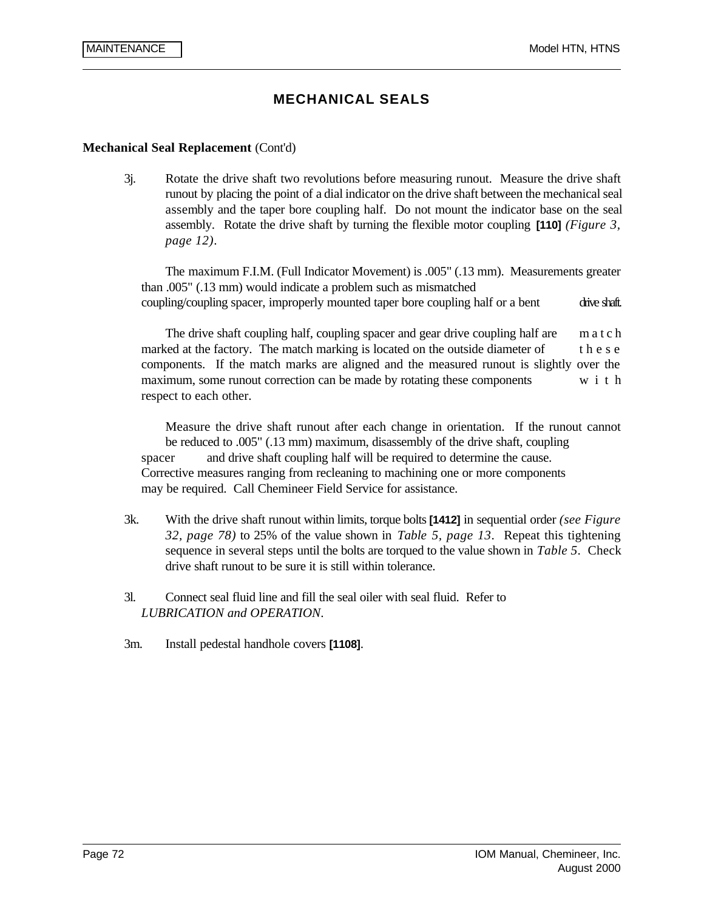## MECHANICAL SEALS

**Mechanical Seal Replacement** (Cont'd)

3j. Rotate the drive shaft two revolutions before measuring runout. Measure the drive shaft runout by placing the point of a dial indicator on the drive shaft between the mechanical seal assembly and the taper bore coupling half. Do not mount the indicator base on the seal assembly. Rotate the drive shaft by turning the flexible motor coupling **[110]** *(Figure 3, page 12)*.

The maximum F.I.M. (Full Indicator Movement) is .005" (.13 mm). Measurements greater than .005" (.13 mm) would indicate a problem such as mismatched coupling/coupling spacer, improperly mounted taper bore coupling half or a bent drive shaft.

The drive shaft coupling half, coupling spacer and gear drive coupling half are match marked at the factory. The match marking is located on the outside diameter of these components. If the match marks are aligned and the measured runout is slightly over the maximum, some runout correction can be made by rotating these components with respect to each other.

Measure the drive shaft runout after each change in orientation. If the runout cannot be reduced to .005" (.13 mm) maximum, disassembly of the drive shaft, coupling spacer and drive shaft coupling half will be required to determine the cause. Corrective measures ranging from recleaning to machining one or more components may be required. Call Chemineer Field Service for assistance.

3k. With the drive shaft runout within limits, torque bolts **[1412]** in sequential order *(see Figure 32, page 78)* to 25% of the value shown in *Table 5, page 13*. Repeat this tightening sequence in several steps until the bolts are torqued to the value shown in *Table 5*. Check drive shaft runout to be sure it is still within tolerance.

3l. Connect seal fluid line and fill the seal oiler with seal fluid. Refer to *LUBRICATION and OPERATION*.

3m. Install pedestal handhole covers **[1108]**.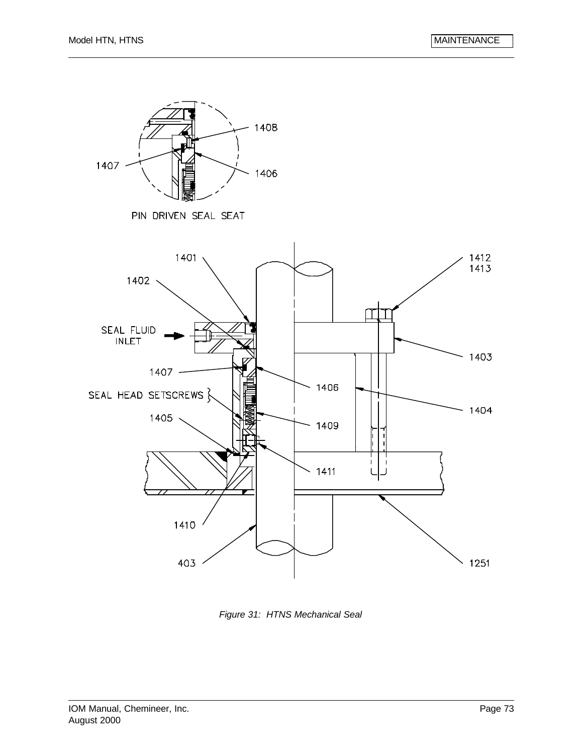PIN DRIVEN SEAL SEAT

1408
1407
1406

1401
1402
SEAL FLUID INLET
1407
SEAL HEAD SETSCREWS
1405
1410
403
1412
1413
1403
1406
1404
1409
1411
1251

*Figure 31: HTNS Mechanical Seal*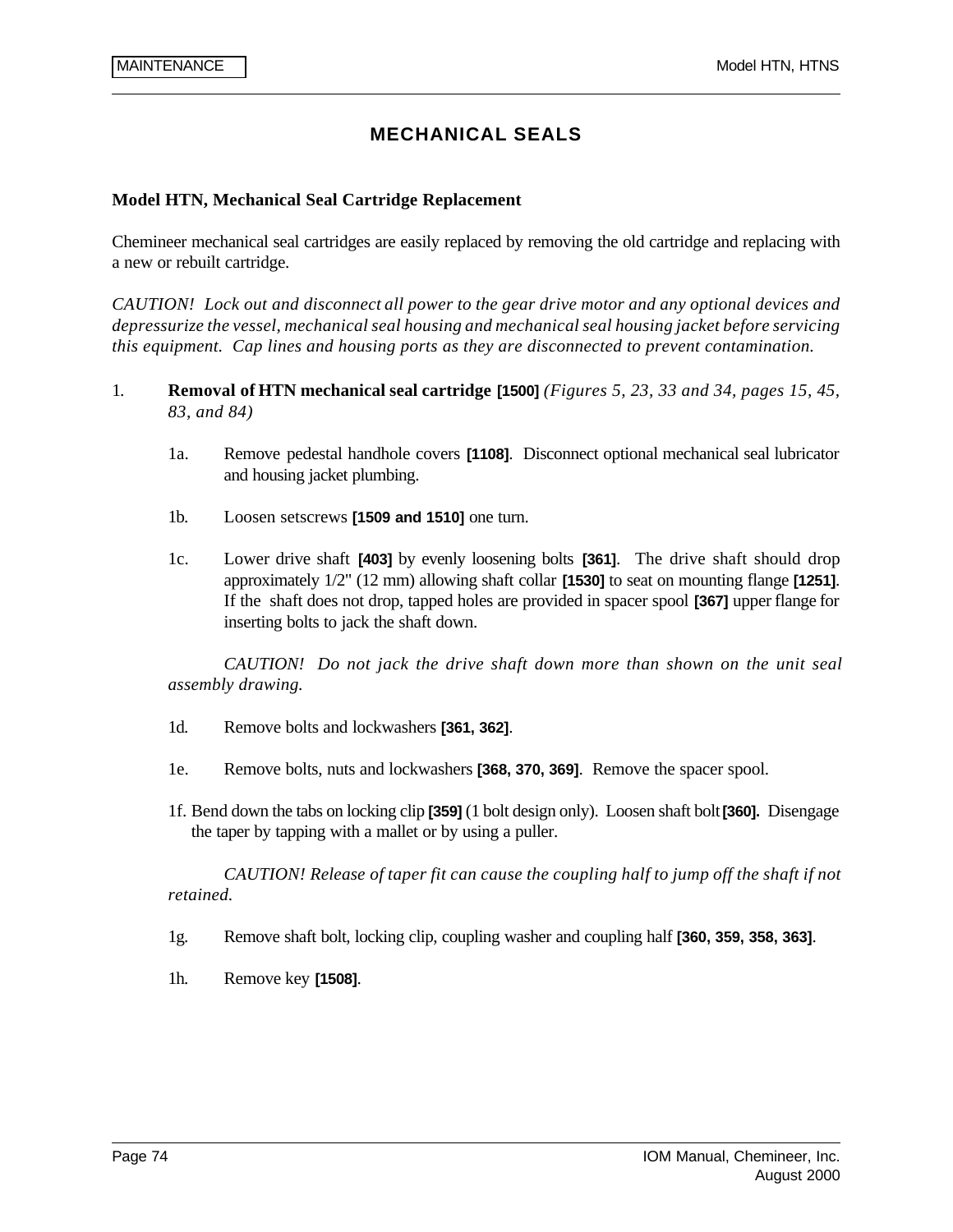# MECHANICAL SEALS

### Model HTN, Mechanical Seal Cartridge Replacement

Chemineer mechanical seal cartridges are easily replaced by removing the old cartridge and replacing with a new or rebuilt cartridge.

*CAUTION! Lock out and disconnect all power to the gear drive motor and any optional devices and depressurize the vessel, mechanical seal housing and mechanical seal housing jacket before servicing this equipment. Cap lines and housing ports as they are disconnected to prevent contamination.*

1. **Removal of HTN mechanical seal cartridge [1500]** *(Figures 5, 23, 33 and 34, pages 15, 45, 83, and 84)*

   1a. Remove pedestal handhole covers **[1108]**. Disconnect optional mechanical seal lubricator and housing jacket plumbing.

   1b. Loosen setscrews **[1509 and 1510]** one turn.

   1c. Lower drive shaft **[403]** by evenly loosening bolts **[361]**. The drive shaft should drop approximately 1/2" (12 mm) allowing shaft collar **[1530]** to seat on mounting flange **[1251]**. If the shaft does not drop, tapped holes are provided in spacer spool **[367]** upper flange for inserting bolts to jack the shaft down.

   *CAUTION! Do not jack the drive shaft down more than shown on the unit seal assembly drawing.*

   1d. Remove bolts and lockwashers **[361, 362]**.

   1e. Remove bolts, nuts and lockwashers **[368, 370, 369]**. Remove the spacer spool.

   1f. Bend down the tabs on locking clip **[359]** (1 bolt design only). Loosen shaft bolt **[360].** Disengage the taper by tapping with a mallet or by using a puller.

   *CAUTION! Release of taper fit can cause the coupling half to jump off the shaft if not retained.*

   1g. Remove shaft bolt, locking clip, coupling washer and coupling half **[360, 359, 358, 363]**.

   1h. Remove key **[1508]**.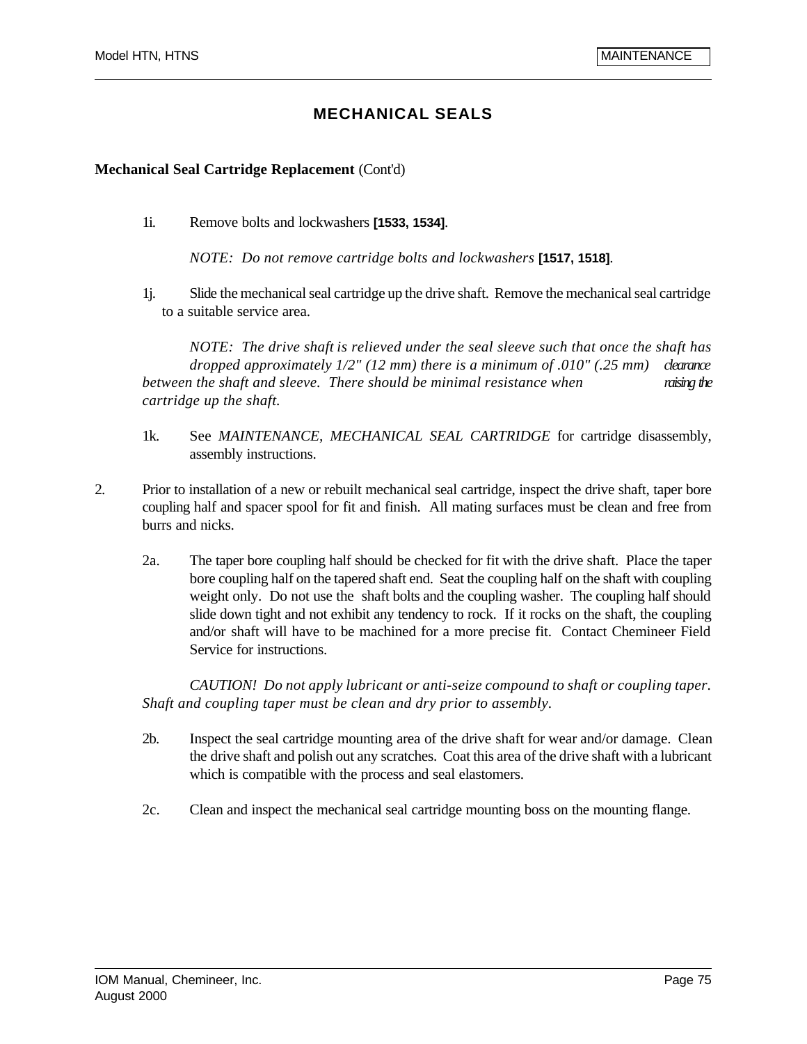# MECHANICAL SEALS

**Mechanical Seal Cartridge Replacement** (Cont'd)

1i. Remove bolts and lockwashers **[1533, 1534]**.

*NOTE: Do not remove cartridge bolts and lockwashers* **[1517, 1518]**.

1j. Slide the mechanical seal cartridge up the drive shaft. Remove the mechanical seal cartridge to a suitable service area.

*NOTE: The drive shaft is relieved under the seal sleeve such that once the shaft has dropped approximately 1/2" (12 mm) there is a minimum of .010" (.25 mm) clearance between the shaft and sleeve. There should be minimal resistance when raising the cartridge up the shaft.*

1k. See *MAINTENANCE, MECHANICAL SEAL CARTRIDGE* for cartridge disassembly, assembly instructions.

2. Prior to installation of a new or rebuilt mechanical seal cartridge, inspect the drive shaft, taper bore coupling half and spacer spool for fit and finish. All mating surfaces must be clean and free from burrs and nicks.

   2a. The taper bore coupling half should be checked for fit with the drive shaft. Place the taper bore coupling half on the tapered shaft end. Seat the coupling half on the shaft with coupling weight only. Do not use the shaft bolts and the coupling washer. The coupling half should slide down tight and not exhibit any tendency to rock. If it rocks on the shaft, the coupling and/or shaft will have to be machined for a more precise fit. Contact Chemineer Field Service for instructions.

   *CAUTION! Do not apply lubricant or anti-seize compound to shaft or coupling taper. Shaft and coupling taper must be clean and dry prior to assembly.*

   2b. Inspect the seal cartridge mounting area of the drive shaft for wear and/or damage. Clean the drive shaft and polish out any scratches. Coat this area of the drive shaft with a lubricant which is compatible with the process and seal elastomers.

   2c. Clean and inspect the mechanical seal cartridge mounting boss on the mounting flange.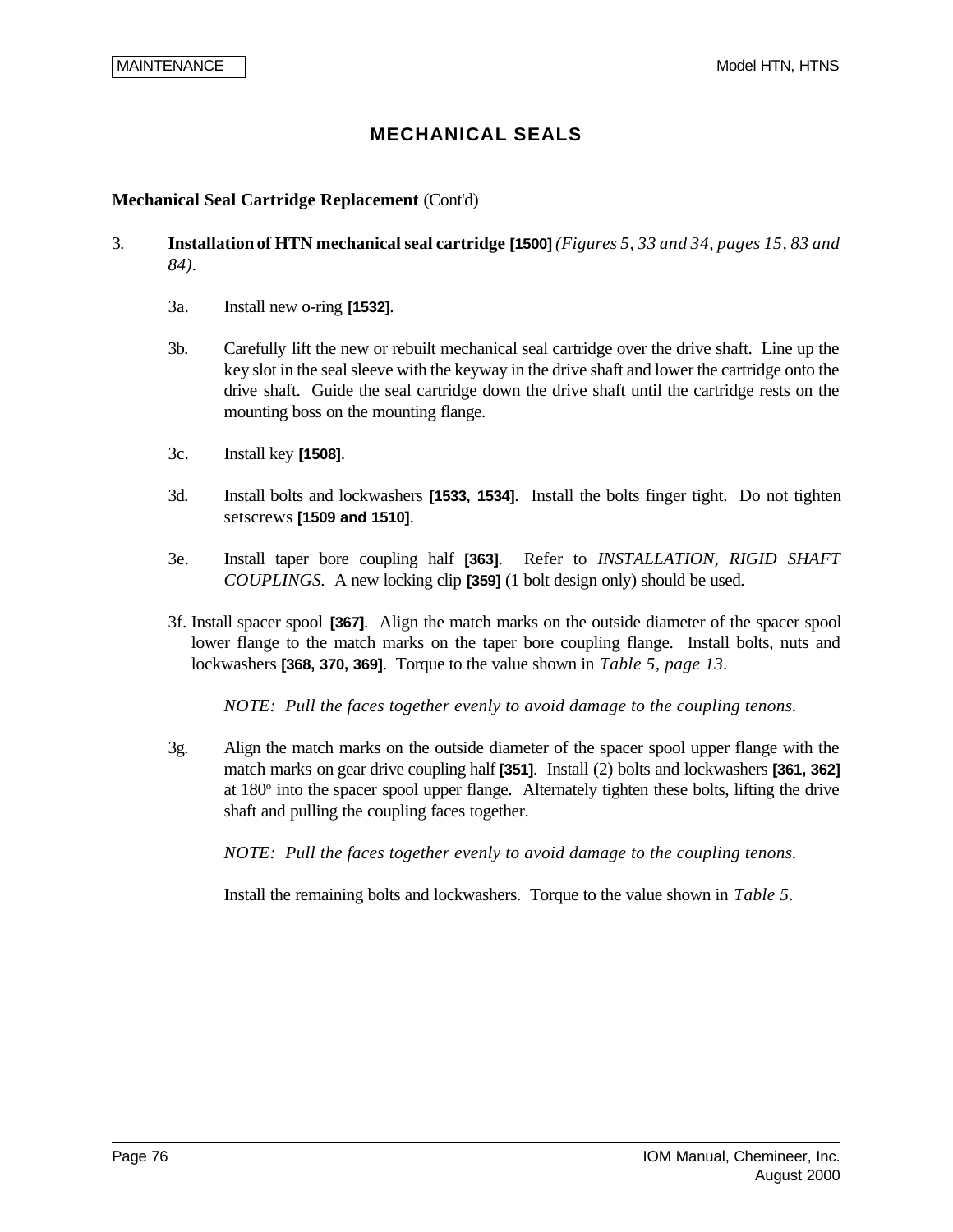# MECHANICAL SEALS

**Mechanical Seal Cartridge Replacement** (Cont'd)

3. **Installation of HTN mechanical seal cartridge [1500]** *(Figures 5, 33 and 34, pages 15, 83 and 84).*

   3a. Install new o-ring **[1532]**.

   3b. Carefully lift the new or rebuilt mechanical seal cartridge over the drive shaft. Line up the key slot in the seal sleeve with the keyway in the drive shaft and lower the cartridge onto the drive shaft. Guide the seal cartridge down the drive shaft until the cartridge rests on the mounting boss on the mounting flange.

   3c. Install key **[1508]**.

   3d. Install bolts and lockwashers **[1533, 1534]**. Install the bolts finger tight. Do not tighten setscrews **[1509 and 1510]**.

   3e. Install taper bore coupling half **[363]**. Refer to *INSTALLATION, RIGID SHAFT COUPLINGS*. A new locking clip **[359]** (1 bolt design only) should be used.

   3f. Install spacer spool **[367]**. Align the match marks on the outside diameter of the spacer spool lower flange to the match marks on the taper bore coupling flange. Install bolts, nuts and lockwashers **[368, 370, 369]**. Torque to the value shown in *Table 5, page 13*.

   *NOTE: Pull the faces together evenly to avoid damage to the coupling tenons.*

   3g. Align the match marks on the outside diameter of the spacer spool upper flange with the match marks on gear drive coupling half **[351]**. Install (2) bolts and lockwashers **[361, 362]** at 180° into the spacer spool upper flange. Alternately tighten these bolts, lifting the drive shaft and pulling the coupling faces together.

   *NOTE: Pull the faces together evenly to avoid damage to the coupling tenons.*

   Install the remaining bolts and lockwashers. Torque to the value shown in *Table 5*.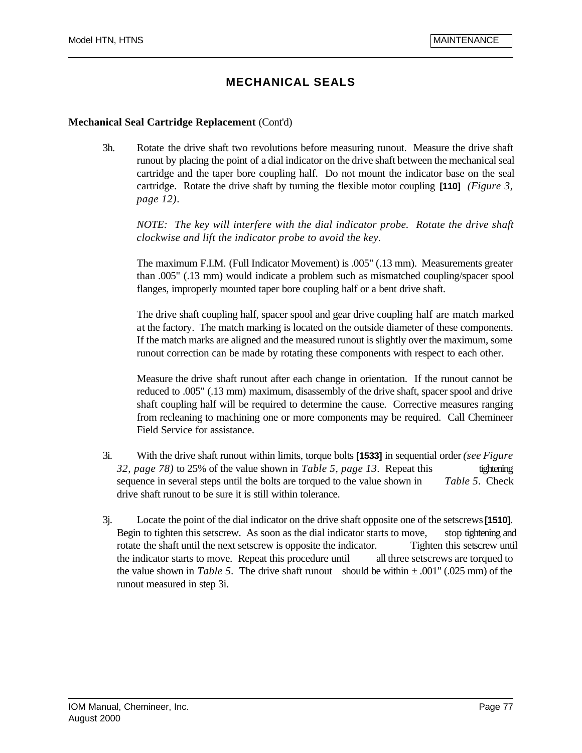# MECHANICAL SEALS

**Mechanical Seal Cartridge Replacement** (Cont'd)

3h. Rotate the drive shaft two revolutions before measuring runout. Measure the drive shaft runout by placing the point of a dial indicator on the drive shaft between the mechanical seal cartridge and the taper bore coupling half. Do not mount the indicator base on the seal cartridge. Rotate the drive shaft by turning the flexible motor coupling **[110]** *(Figure 3, page 12)*.

*NOTE: The key will interfere with the dial indicator probe. Rotate the drive shaft clockwise and lift the indicator probe to avoid the key.*

The maximum F.I.M. (Full Indicator Movement) is .005" (.13 mm). Measurements greater than .005" (.13 mm) would indicate a problem such as mismatched coupling/spacer spool flanges, improperly mounted taper bore coupling half or a bent drive shaft.

The drive shaft coupling half, spacer spool and gear drive coupling half are match marked at the factory. The match marking is located on the outside diameter of these components. If the match marks are aligned and the measured runout is slightly over the maximum, some runout correction can be made by rotating these components with respect to each other.

Measure the drive shaft runout after each change in orientation. If the runout cannot be reduced to .005" (.13 mm) maximum, disassembly of the drive shaft, spacer spool and drive shaft coupling half will be required to determine the cause. Corrective measures ranging from recleaning to machining one or more components may be required. Call Chemineer Field Service for assistance.

3i. With the drive shaft runout within limits, torque bolts **[1533]** in sequential order *(see Figure 32, page 78)* to 25% of the value shown in *Table 5, page 13*. Repeat this tightening sequence in several steps until the bolts are torqued to the value shown in *Table 5*. Check drive shaft runout to be sure it is still within tolerance.

3j. Locate the point of the dial indicator on the drive shaft opposite one of the setscrews **[1510]**. Begin to tighten this setscrew. As soon as the dial indicator starts to move, stop tightening and rotate the shaft until the next setscrew is opposite the indicator. Tighten this setscrew until the indicator starts to move. Repeat this procedure until all three setscrews are torqued to the value shown in *Table 5*. The drive shaft runout should be within ± .001" (.025 mm) of the runout measured in step 3i.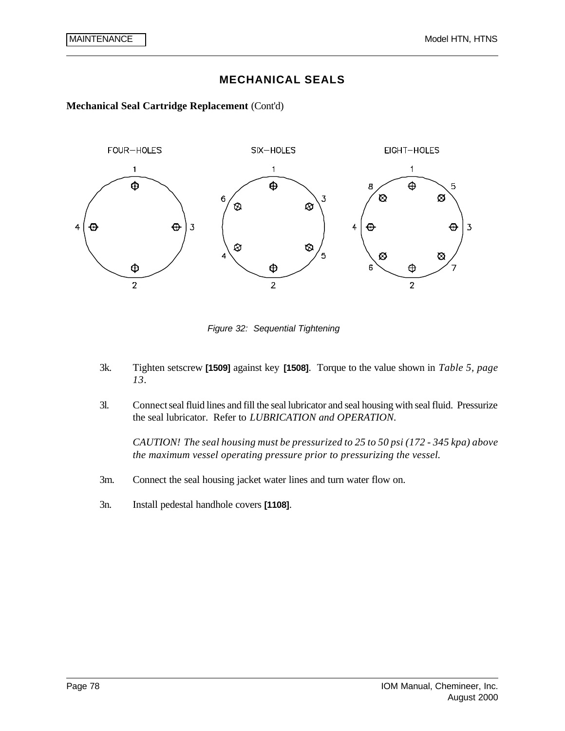# MECHANICAL SEALS

**Mechanical Seal Cartridge Replacement** (Cont'd)

FOUR–HOLES SIX–HOLES EIGHT–HOLES

*Figure 32: Sequential Tightening*

3k. Tighten setscrew **[1509]** against key **[1508]**. Torque to the value shown in *Table 5, page 13*.

3l. Connect seal fluid lines and fill the seal lubricator and seal housing with seal fluid. Pressurize the seal lubricator. Refer to *LUBRICATION and OPERATION*.

*CAUTION! The seal housing must be pressurized to 25 to 50 psi (172 - 345 kpa) above the maximum vessel operating pressure prior to pressurizing the vessel.*

3m. Connect the seal housing jacket water lines and turn water flow on.

3n. Install pedestal handhole covers **[1108]**.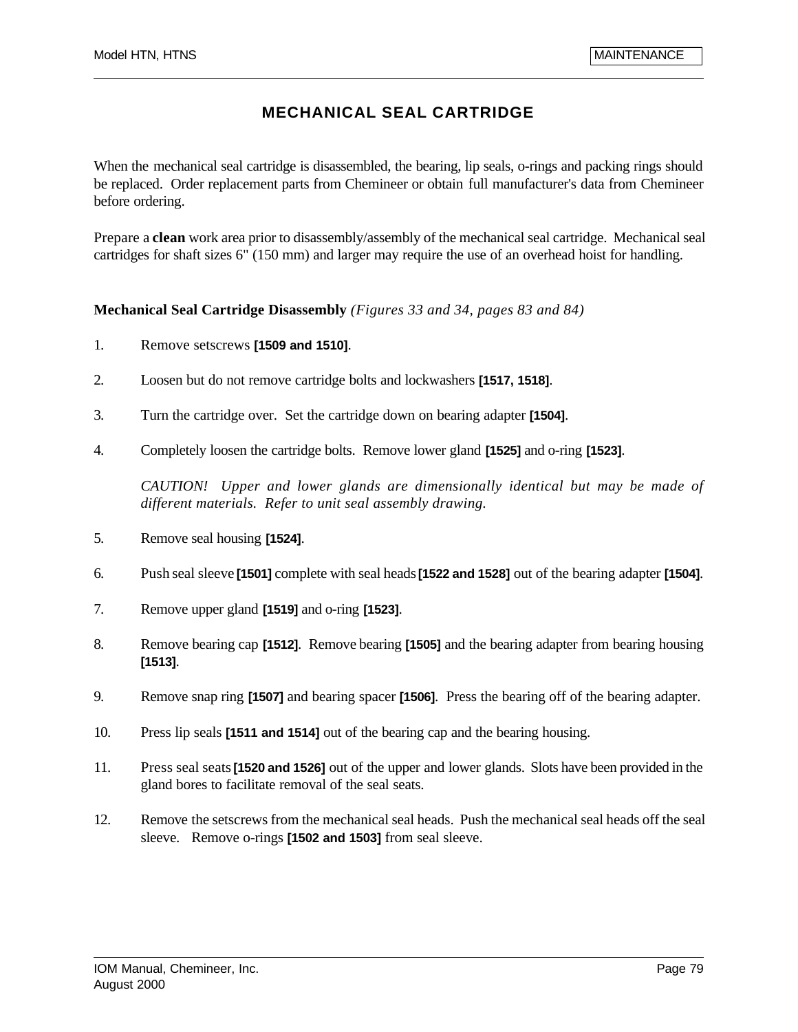# MECHANICAL SEAL CARTRIDGE

When the mechanical seal cartridge is disassembled, the bearing, lip seals, o-rings and packing rings should be replaced. Order replacement parts from Chemineer or obtain full manufacturer's data from Chemineer before ordering.

Prepare a **clean** work area prior to disassembly/assembly of the mechanical seal cartridge. Mechanical seal cartridges for shaft sizes 6" (150 mm) and larger may require the use of an overhead hoist for handling.

**Mechanical Seal Cartridge Disassembly** *(Figures 33 and 34, pages 83 and 84)*

1. Remove setscrews **[1509 and 1510]**.

2. Loosen but do not remove cartridge bolts and lockwashers **[1517, 1518]**.

3. Turn the cartridge over. Set the cartridge down on bearing adapter **[1504]**.

4. Completely loosen the cartridge bolts. Remove lower gland **[1525]** and o-ring **[1523]**.

   *CAUTION! Upper and lower glands are dimensionally identical but may be made of different materials. Refer to unit seal assembly drawing.*

5. Remove seal housing **[1524]**.

6. Push seal sleeve **[1501]** complete with seal heads **[1522 and 1528]** out of the bearing adapter **[1504]**.

7. Remove upper gland **[1519]** and o-ring **[1523]**.

8. Remove bearing cap **[1512]**. Remove bearing **[1505]** and the bearing adapter from bearing housing **[1513]**.

9. Remove snap ring **[1507]** and bearing spacer **[1506]**. Press the bearing off of the bearing adapter.

10. Press lip seals **[1511 and 1514]** out of the bearing cap and the bearing housing.

11. Press seal seats **[1520 and 1526]** out of the upper and lower glands. Slots have been provided in the gland bores to facilitate removal of the seal seats.

12. Remove the setscrews from the mechanical seal heads. Push the mechanical seal heads off the seal sleeve. Remove o-rings **[1502 and 1503]** from seal sleeve.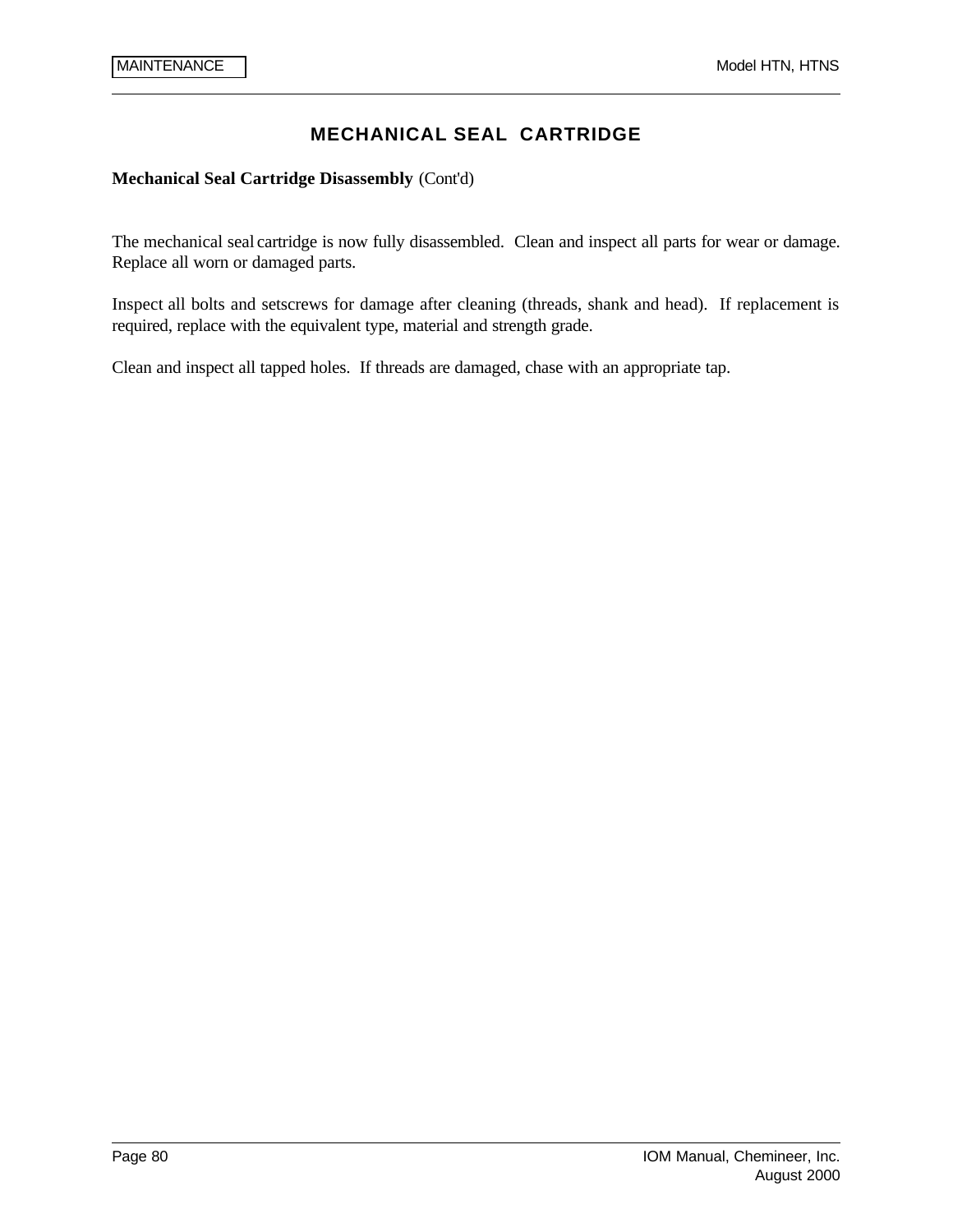# MECHANICAL SEAL CARTRIDGE

**Mechanical Seal Cartridge Disassembly** (Cont'd)

The mechanical seal cartridge is now fully disassembled. Clean and inspect all parts for wear or damage. Replace all worn or damaged parts.

Inspect all bolts and setscrews for damage after cleaning (threads, shank and head). If replacement is required, replace with the equivalent type, material and strength grade.

Clean and inspect all tapped holes. If threads are damaged, chase with an appropriate tap.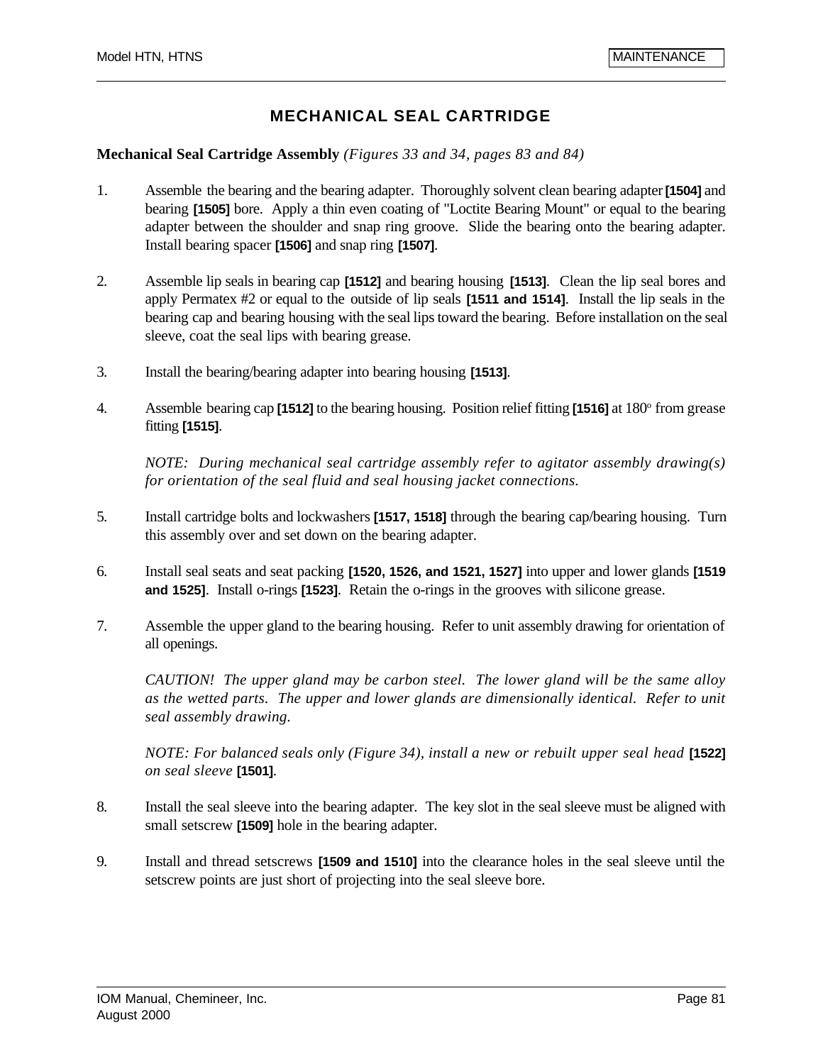# MECHANICAL SEAL CARTRIDGE

**Mechanical Seal Cartridge Assembly** *(Figures 33 and 34, pages 83 and 84)*

1. Assemble the bearing and the bearing adapter. Thoroughly solvent clean bearing adapter **[1504]** and bearing **[1505]** bore. Apply a thin even coating of "Loctite Bearing Mount" or equal to the bearing adapter between the shoulder and snap ring groove. Slide the bearing onto the bearing adapter. Install bearing spacer **[1506]** and snap ring **[1507]**.

2. Assemble lip seals in bearing cap **[1512]** and bearing housing **[1513]**. Clean the lip seal bores and apply Permatex #2 or equal to the outside of lip seals **[1511 and 1514]**. Install the lip seals in the bearing cap and bearing housing with the seal lips toward the bearing. Before installation on the seal sleeve, coat the seal lips with bearing grease.

3. Install the bearing/bearing adapter into bearing housing **[1513]**.

4. Assemble bearing cap **[1512]** to the bearing housing. Position relief fitting **[1516]** at 180$^o$ from grease fitting **[1515]**.

   *NOTE: During mechanical seal cartridge assembly refer to agitator assembly drawing(s) for orientation of the seal fluid and seal housing jacket connections.*

5. Install cartridge bolts and lockwashers **[1517, 1518]** through the bearing cap/bearing housing. Turn this assembly over and set down on the bearing adapter.

6. Install seal seats and seat packing **[1520, 1526, and 1521, 1527]** into upper and lower glands **[1519 and 1525]**. Install o-rings **[1523]**. Retain the o-rings in the grooves with silicone grease.

7. Assemble the upper gland to the bearing housing. Refer to unit assembly drawing for orientation of all openings.

   *CAUTION! The upper gland may be carbon steel. The lower gland will be the same alloy as the wetted parts. The upper and lower glands are dimensionally identical. Refer to unit seal assembly drawing.*

   *NOTE: For balanced seals only (Figure 34), install a new or rebuilt upper seal head* **[1522]** *on seal sleeve* **[1501]**.

8. Install the seal sleeve into the bearing adapter. The key slot in the seal sleeve must be aligned with small setscrew **[1509]** hole in the bearing adapter.

9. Install and thread setscrews **[1509 and 1510]** into the clearance holes in the seal sleeve until the setscrew points are just short of projecting into the seal sleeve bore.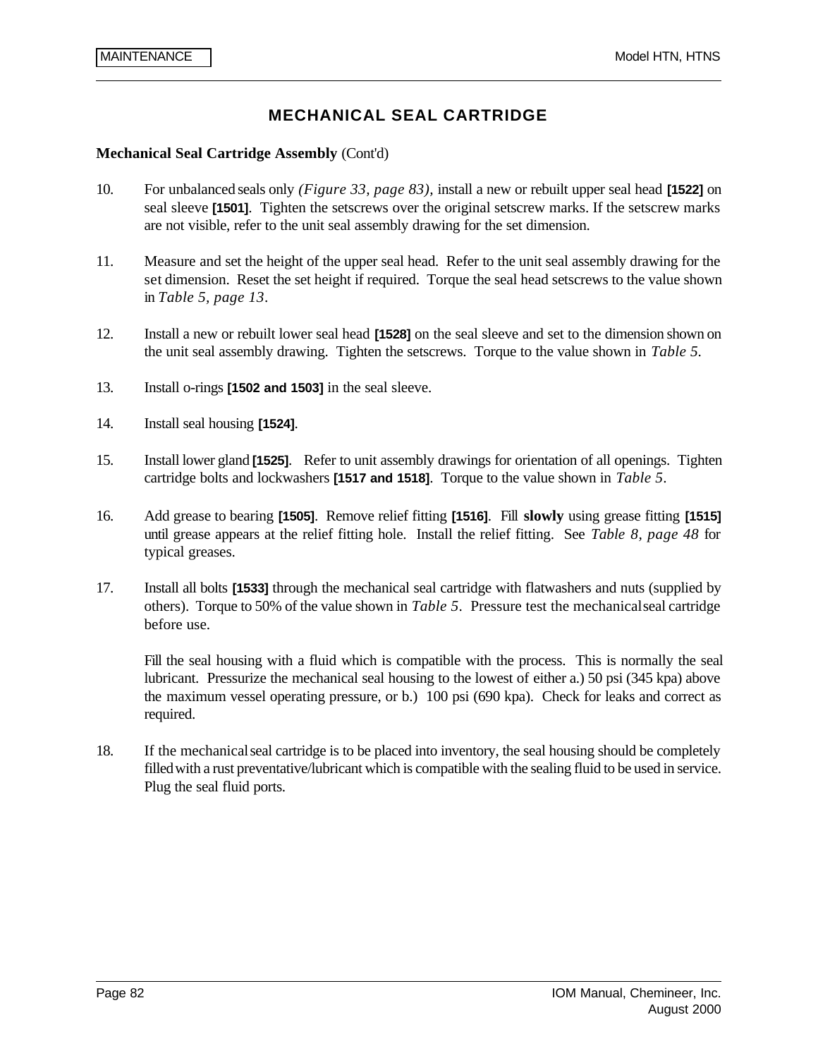# MECHANICAL SEAL CARTRIDGE

**Mechanical Seal Cartridge Assembly** (Cont'd)

10. For unbalanced seals only *(Figure 33, page 83)*, install a new or rebuilt upper seal head **[1522]** on seal sleeve **[1501]**. Tighten the setscrews over the original setscrew marks. If the setscrew marks are not visible, refer to the unit seal assembly drawing for the set dimension.

11. Measure and set the height of the upper seal head. Refer to the unit seal assembly drawing for the set dimension. Reset the set height if required. Torque the seal head setscrews to the value shown in *Table 5, page 13*.

12. Install a new or rebuilt lower seal head **[1528]** on the seal sleeve and set to the dimension shown on the unit seal assembly drawing. Tighten the setscrews. Torque to the value shown in *Table 5*.

13. Install o-rings **[1502 and 1503]** in the seal sleeve.

14. Install seal housing **[1524]**.

15. Install lower gland **[1525]**. Refer to unit assembly drawings for orientation of all openings. Tighten cartridge bolts and lockwashers **[1517 and 1518]**. Torque to the value shown in *Table 5*.

16. Add grease to bearing **[1505]**. Remove relief fitting **[1516]**. Fill **slowly** using grease fitting **[1515]** until grease appears at the relief fitting hole. Install the relief fitting. See *Table 8, page 48* for typical greases.

17. Install all bolts **[1533]** through the mechanical seal cartridge with flatwashers and nuts (supplied by others). Torque to 50% of the value shown in *Table 5*. Pressure test the mechanical seal cartridge before use.

    Fill the seal housing with a fluid which is compatible with the process. This is normally the seal lubricant. Pressurize the mechanical seal housing to the lowest of either a.) 50 psi (345 kpa) above the maximum vessel operating pressure, or b.) 100 psi (690 kpa). Check for leaks and correct as required.

18. If the mechanical seal cartridge is to be placed into inventory, the seal housing should be completely filled with a rust preventative/lubricant which is compatible with the sealing fluid to be used in service. Plug the seal fluid ports.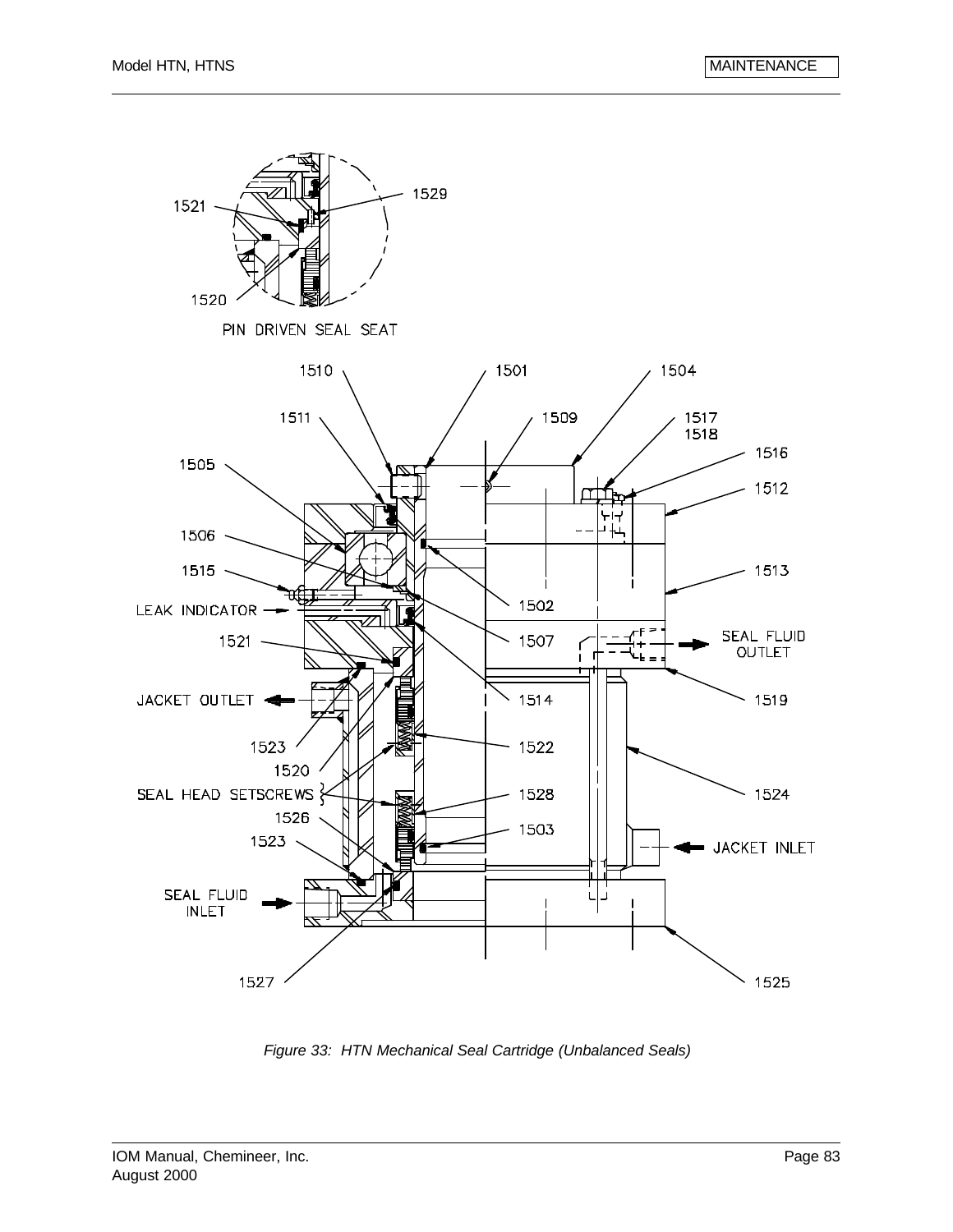*Figure 33: HTN Mechanical Seal Cartridge (Unbalanced Seals)*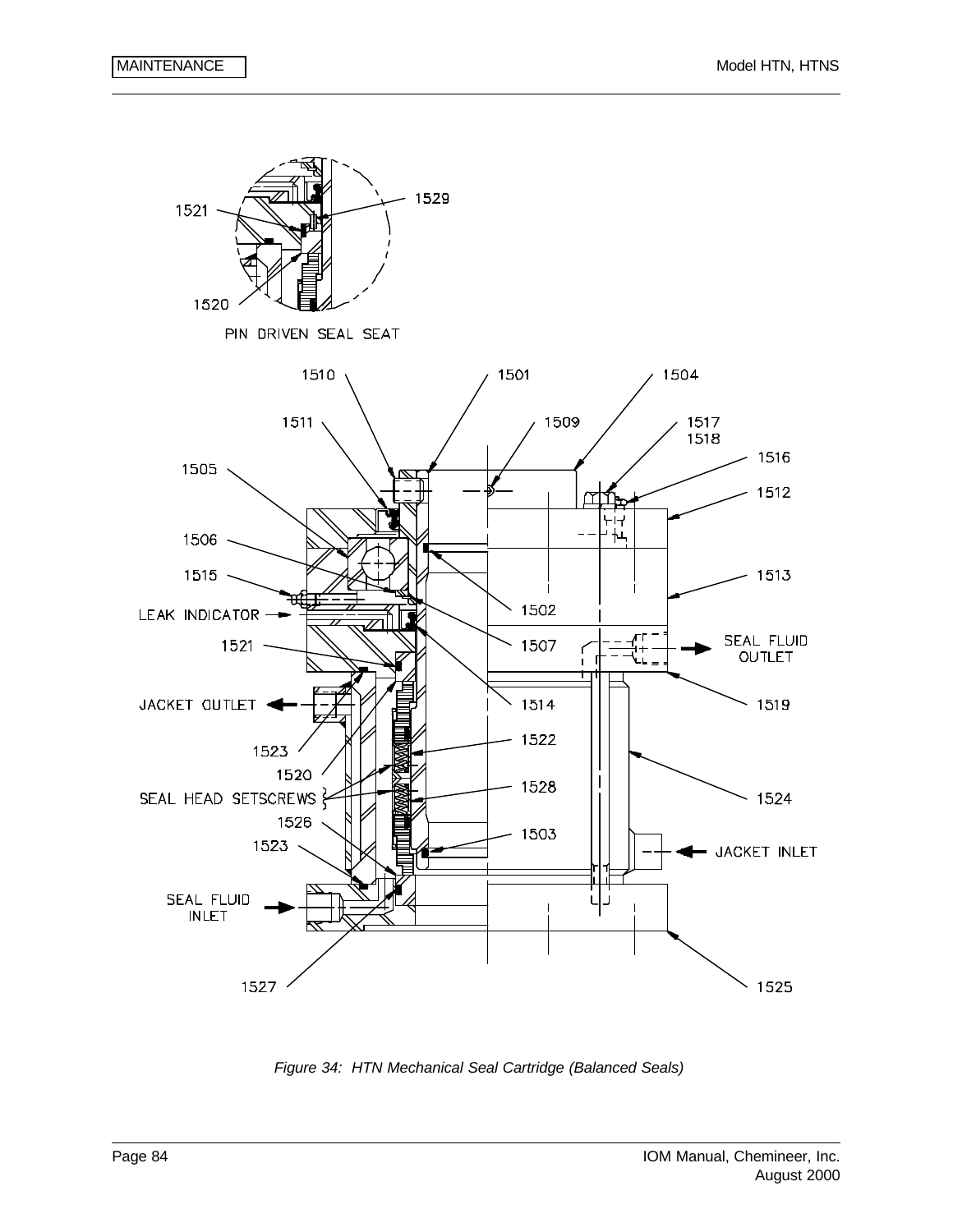PIN DRIVEN SEAL SEAT

1521
1529
1520

1510
1501
1504
1511
1509
1517
1518
1505
1516
1512
1506
1513
1515
1502
LEAK INDICATOR
1507
1521
SEAL FLUID OUTLET
1519
JACKET OUTLET
1514
1523
1522
1520
SEAL HEAD SETSCREWS
1528
1524
1526
1503
1523
JACKET INLET
SEAL FLUID INLET
1527
1525

*Figure 34: HTN Mechanical Seal Cartridge (Balanced Seals)*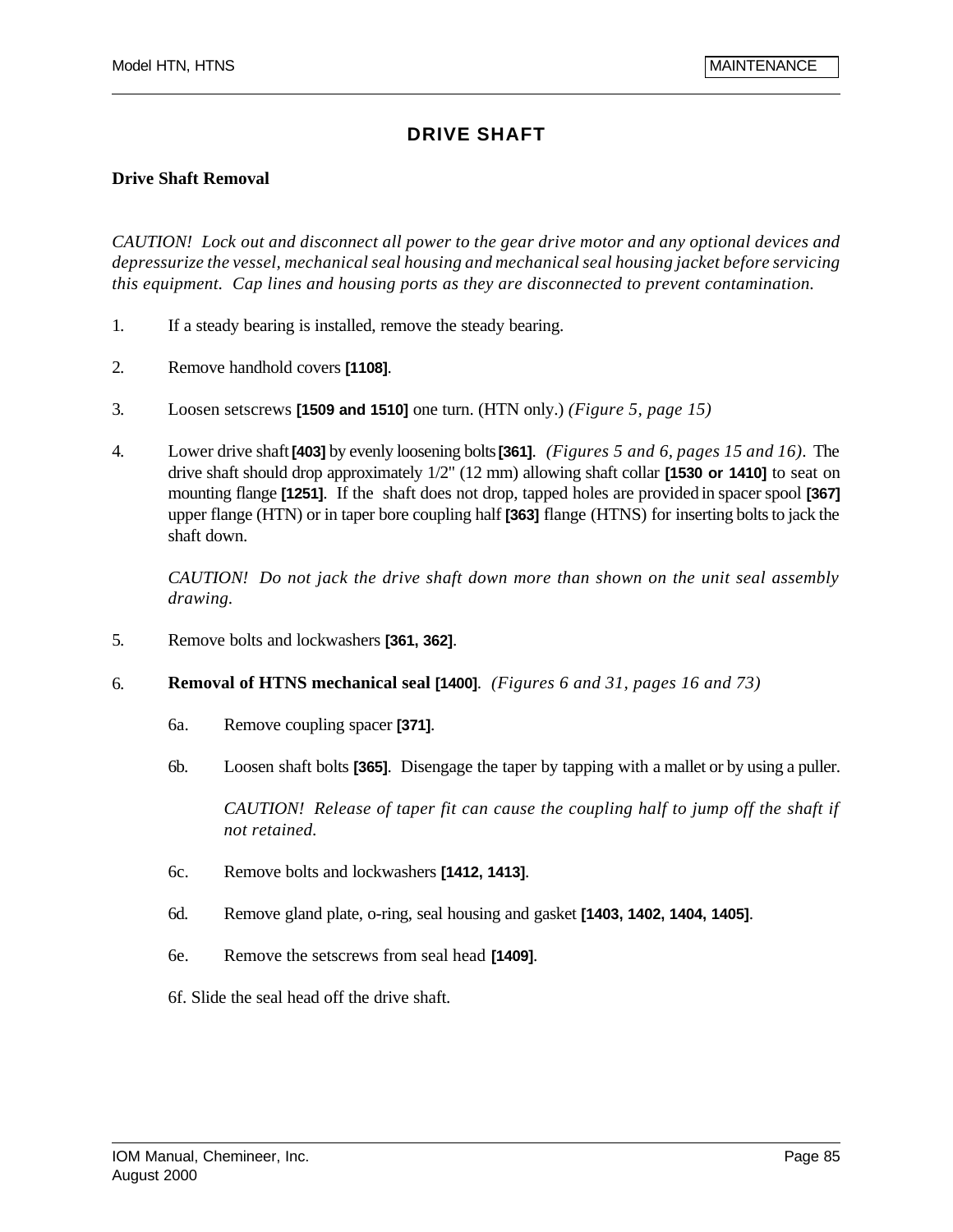# DRIVE SHAFT

### Drive Shaft Removal

*CAUTION! Lock out and disconnect all power to the gear drive motor and any optional devices and depressurize the vessel, mechanical seal housing and mechanical seal housing jacket before servicing this equipment. Cap lines and housing ports as they are disconnected to prevent contamination.*

1. If a steady bearing is installed, remove the steady bearing.

2. Remove handhold covers **[1108]**.

3. Loosen setscrews **[1509 and 1510]** one turn. (HTN only.) *(Figure 5, page 15)*

4. Lower drive shaft **[403]** by evenly loosening bolts **[361]**. *(Figures 5 and 6, pages 15 and 16)*. The drive shaft should drop approximately 1/2" (12 mm) allowing shaft collar **[1530 or 1410]** to seat on mounting flange **[1251]**. If the shaft does not drop, tapped holes are provided in spacer spool **[367]** upper flange (HTN) or in taper bore coupling half **[363]** flange (HTNS) for inserting bolts to jack the shaft down.

   *CAUTION! Do not jack the drive shaft down more than shown on the unit seal assembly drawing.*

5. Remove bolts and lockwashers **[361, 362]**.

6. **Removal of HTNS mechanical seal [1400]**. *(Figures 6 and 31, pages 16 and 73)*

   6a. Remove coupling spacer **[371]**.

   6b. Loosen shaft bolts **[365]**. Disengage the taper by tapping with a mallet or by using a puller.

   *CAUTION! Release of taper fit can cause the coupling half to jump off the shaft if not retained.*

   6c. Remove bolts and lockwashers **[1412, 1413]**.

   6d. Remove gland plate, o-ring, seal housing and gasket **[1403, 1402, 1404, 1405]**.

   6e. Remove the setscrews from seal head **[1409]**.

   6f. Slide the seal head off the drive shaft.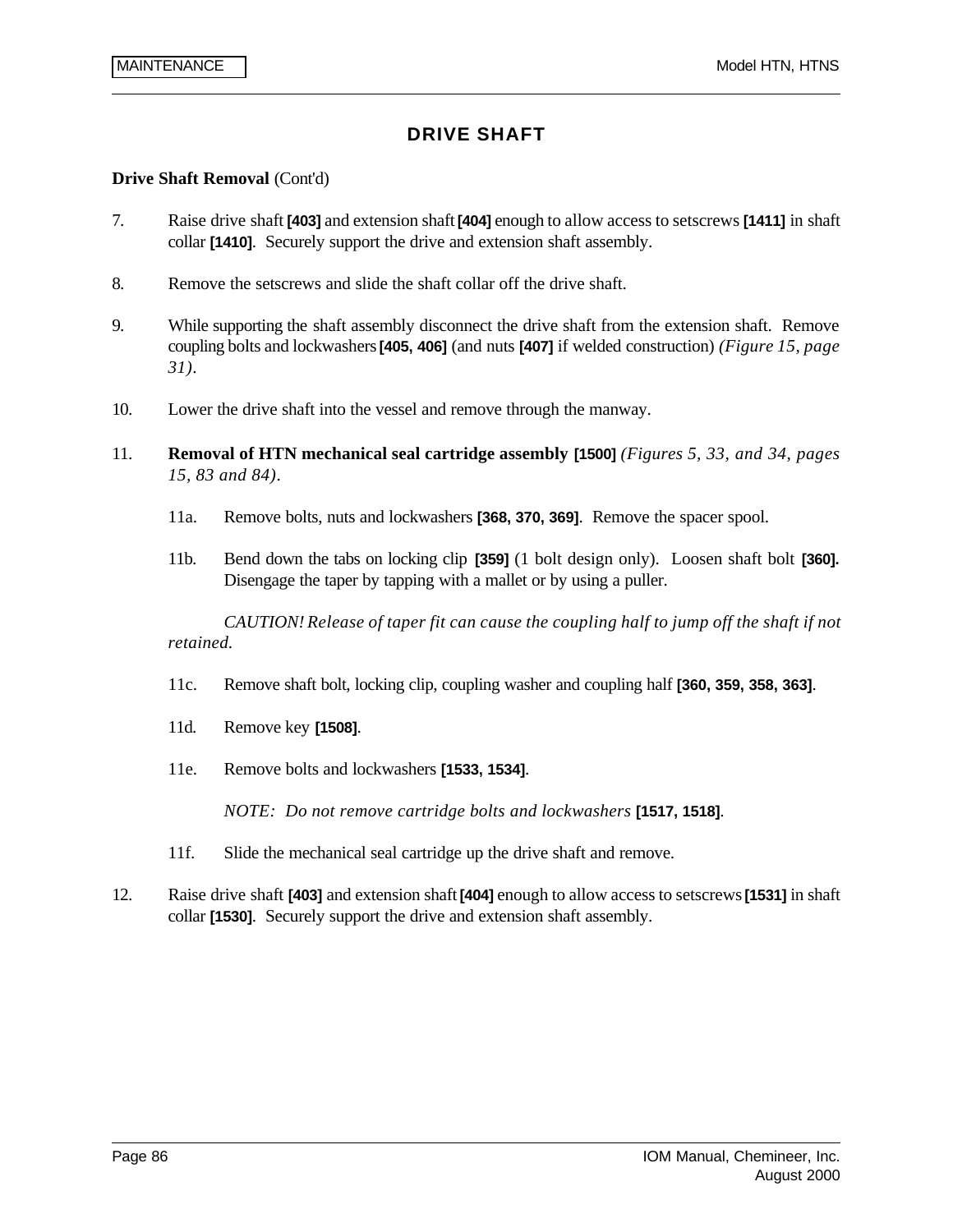## DRIVE SHAFT

**Drive Shaft Removal** (Cont'd)

7. Raise drive shaft **[403]** and extension shaft **[404]** enough to allow access to setscrews **[1411]** in shaft collar **[1410]**. Securely support the drive and extension shaft assembly.

8. Remove the setscrews and slide the shaft collar off the drive shaft.

9. While supporting the shaft assembly disconnect the drive shaft from the extension shaft. Remove coupling bolts and lockwashers **[405, 406]** (and nuts **[407]** if welded construction) *(Figure 15, page 31)*.

10. Lower the drive shaft into the vessel and remove through the manway.

11. **Removal of HTN mechanical seal cartridge assembly [1500]** *(Figures 5, 33, and 34, pages 15, 83 and 84)*.

    11a. Remove bolts, nuts and lockwashers **[368, 370, 369]**. Remove the spacer spool.

    11b. Bend down the tabs on locking clip **[359]** (1 bolt design only). Loosen shaft bolt **[360].** Disengage the taper by tapping with a mallet or by using a puller.

    *CAUTION! Release of taper fit can cause the coupling half to jump off the shaft if not retained.*

    11c. Remove shaft bolt, locking clip, coupling washer and coupling half **[360, 359, 358, 363]**.

    11d. Remove key **[1508]**.

    11e. Remove bolts and lockwashers **[1533, 1534]**.

    *NOTE: Do not remove cartridge bolts and lockwashers* **[1517, 1518]**.

    11f. Slide the mechanical seal cartridge up the drive shaft and remove.

12. Raise drive shaft **[403]** and extension shaft **[404]** enough to allow access to setscrews **[1531]** in shaft collar **[1530]**. Securely support the drive and extension shaft assembly.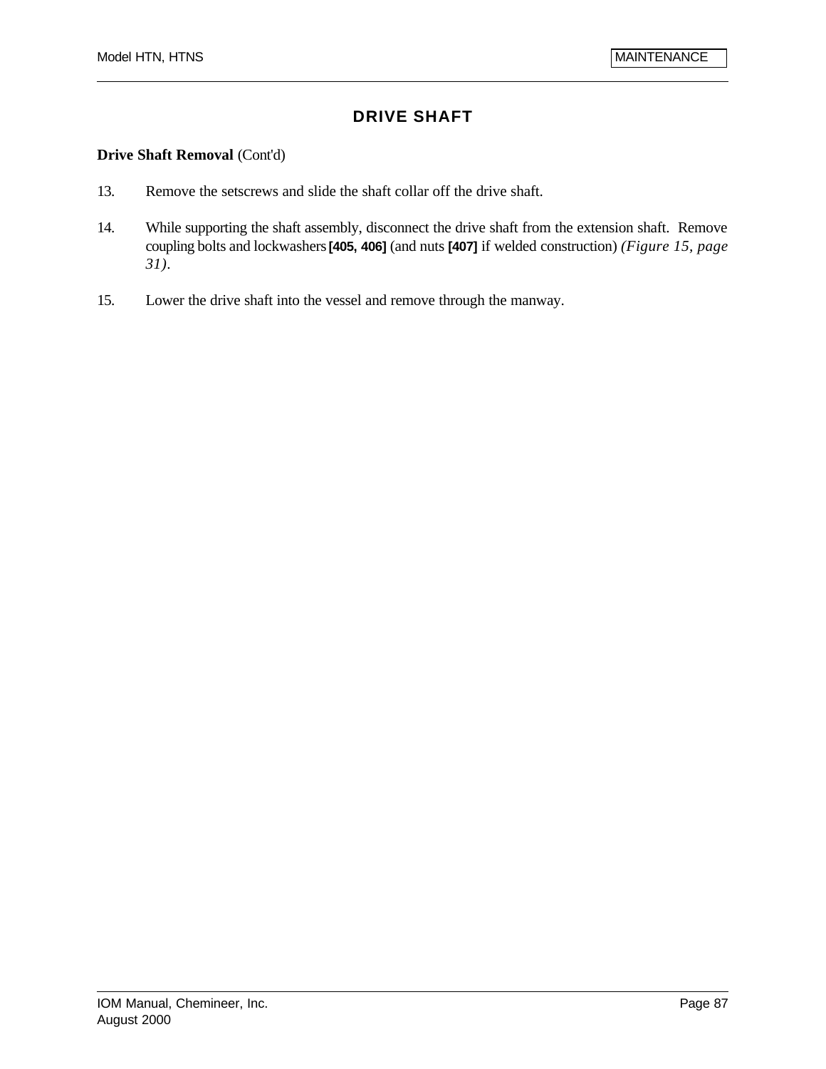## DRIVE SHAFT

**Drive Shaft Removal** (Cont'd)

13. Remove the setscrews and slide the shaft collar off the drive shaft.

14. While supporting the shaft assembly, disconnect the drive shaft from the extension shaft. Remove coupling bolts and lockwashers **[405, 406]** (and nuts **[407]** if welded construction) *(Figure 15, page 31)*.

15. Lower the drive shaft into the vessel and remove through the manway.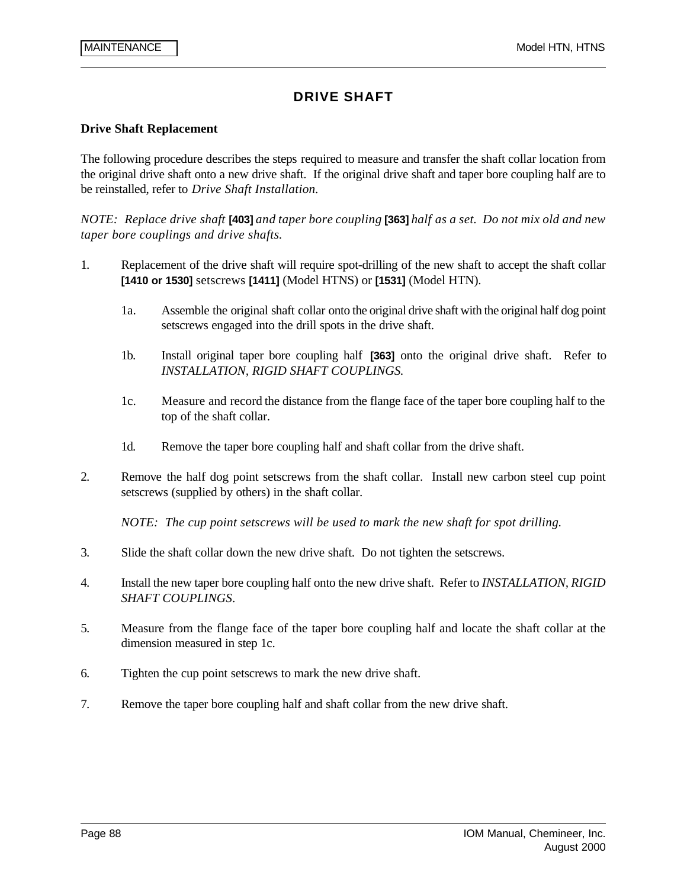# DRIVE SHAFT

## Drive Shaft Replacement

The following procedure describes the steps required to measure and transfer the shaft collar location from the original drive shaft onto a new drive shaft. If the original drive shaft and taper bore coupling half are to be reinstalled, refer to *Drive Shaft Installation.*

*NOTE: Replace drive shaft* **[403]** *and taper bore coupling* **[363]** *half as a set. Do not mix old and new taper bore couplings and drive shafts.*

1. Replacement of the drive shaft will require spot-drilling of the new shaft to accept the shaft collar **[1410 or 1530]** setscrews **[1411]** (Model HTNS) or **[1531]** (Model HTN).

   1a. Assemble the original shaft collar onto the original drive shaft with the original half dog point setscrews engaged into the drill spots in the drive shaft.

   1b. Install original taper bore coupling half **[363]** onto the original drive shaft. Refer to *INSTALLATION, RIGID SHAFT COUPLINGS.*

   1c. Measure and record the distance from the flange face of the taper bore coupling half to the top of the shaft collar.

   1d. Remove the taper bore coupling half and shaft collar from the drive shaft.

2. Remove the half dog point setscrews from the shaft collar. Install new carbon steel cup point setscrews (supplied by others) in the shaft collar.

   *NOTE: The cup point setscrews will be used to mark the new shaft for spot drilling.*

3. Slide the shaft collar down the new drive shaft. Do not tighten the setscrews.

4. Install the new taper bore coupling half onto the new drive shaft. Refer to *INSTALLATION, RIGID SHAFT COUPLINGS*.

5. Measure from the flange face of the taper bore coupling half and locate the shaft collar at the dimension measured in step 1c.

6. Tighten the cup point setscrews to mark the new drive shaft.

7. Remove the taper bore coupling half and shaft collar from the new drive shaft.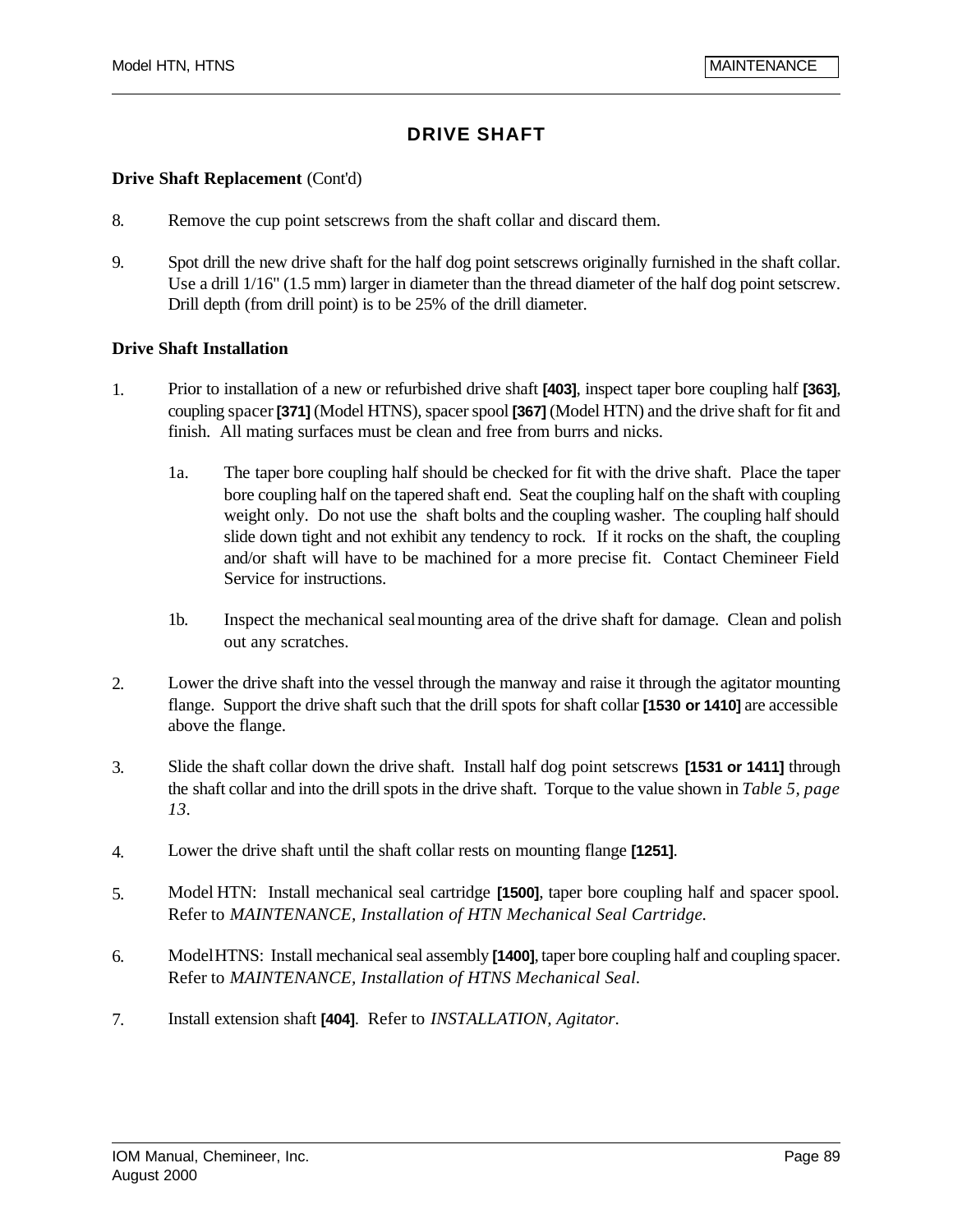# DRIVE SHAFT

**Drive Shaft Replacement** (Cont'd)

8. Remove the cup point setscrews from the shaft collar and discard them.

9. Spot drill the new drive shaft for the half dog point setscrews originally furnished in the shaft collar. Use a drill 1/16" (1.5 mm) larger in diameter than the thread diameter of the half dog point setscrew. Drill depth (from drill point) is to be 25% of the drill diameter.

**Drive Shaft Installation**

1. Prior to installation of a new or refurbished drive shaft **[403]**, inspect taper bore coupling half **[363]**, coupling spacer **[371]** (Model HTNS), spacer spool **[367]** (Model HTN) and the drive shaft for fit and finish. All mating surfaces must be clean and free from burrs and nicks.

   1a. The taper bore coupling half should be checked for fit with the drive shaft. Place the taper bore coupling half on the tapered shaft end. Seat the coupling half on the shaft with coupling weight only. Do not use the shaft bolts and the coupling washer. The coupling half should slide down tight and not exhibit any tendency to rock. If it rocks on the shaft, the coupling and/or shaft will have to be machined for a more precise fit. Contact Chemineer Field Service for instructions.

   1b. Inspect the mechanical seal mounting area of the drive shaft for damage. Clean and polish out any scratches.

2. Lower the drive shaft into the vessel through the manway and raise it through the agitator mounting flange. Support the drive shaft such that the drill spots for shaft collar **[1530 or 1410]** are accessible above the flange.

3. Slide the shaft collar down the drive shaft. Install half dog point setscrews **[1531 or 1411]** through the shaft collar and into the drill spots in the drive shaft. Torque to the value shown in *Table 5, page 13*.

4. Lower the drive shaft until the shaft collar rests on mounting flange **[1251]**.

5. Model HTN: Install mechanical seal cartridge **[1500]**, taper bore coupling half and spacer spool. Refer to *MAINTENANCE, Installation of HTN Mechanical Seal Cartridge.*

6. Model HTNS: Install mechanical seal assembly **[1400]**, taper bore coupling half and coupling spacer. Refer to *MAINTENANCE, Installation of HTNS Mechanical Seal.*

7. Install extension shaft **[404]**. Refer to *INSTALLATION, Agitator*.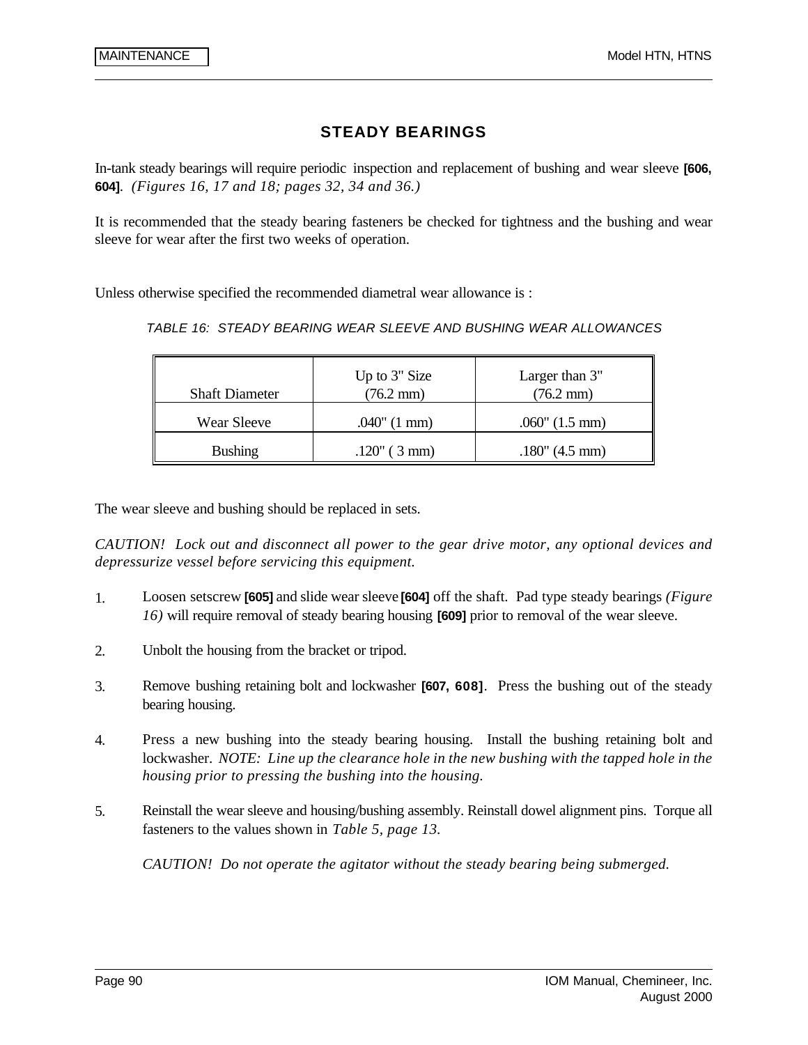## STEADY BEARINGS

In-tank steady bearings will require periodic inspection and replacement of bushing and wear sleeve **[606, 604]**. *(Figures 16, 17 and 18; pages 32, 34 and 36.)*

It is recommended that the steady bearing fasteners be checked for tightness and the bushing and wear sleeve for wear after the first two weeks of operation.

Unless otherwise specified the recommended diametral wear allowance is :

*TABLE 16: STEADY BEARING WEAR SLEEVE AND BUSHING WEAR ALLOWANCES*

| Shaft Diameter | Up to 3" Size (76.2 mm) | Larger than 3" (76.2 mm) |
|---|---|---|
| Wear Sleeve | .040" (1 mm) | .060" (1.5 mm) |
| Bushing | .120" ( 3 mm) | .180" (4.5 mm) |

The wear sleeve and bushing should be replaced in sets.

*CAUTION! Lock out and disconnect all power to the gear drive motor, any optional devices and depressurize vessel before servicing this equipment.*

1. Loosen setscrew **[605]** and slide wear sleeve **[604]** off the shaft. Pad type steady bearings *(Figure 16)* will require removal of steady bearing housing **[609]** prior to removal of the wear sleeve.

2. Unbolt the housing from the bracket or tripod.

3. Remove bushing retaining bolt and lockwasher **[607, 608]**. Press the bushing out of the steady bearing housing.

4. Press a new bushing into the steady bearing housing. Install the bushing retaining bolt and lockwasher. *NOTE: Line up the clearance hole in the new bushing with the tapped hole in the housing prior to pressing the bushing into the housing.*

5. Reinstall the wear sleeve and housing/bushing assembly. Reinstall dowel alignment pins. Torque all fasteners to the values shown in *Table 5, page 13.*

   *CAUTION! Do not operate the agitator without the steady bearing being submerged.*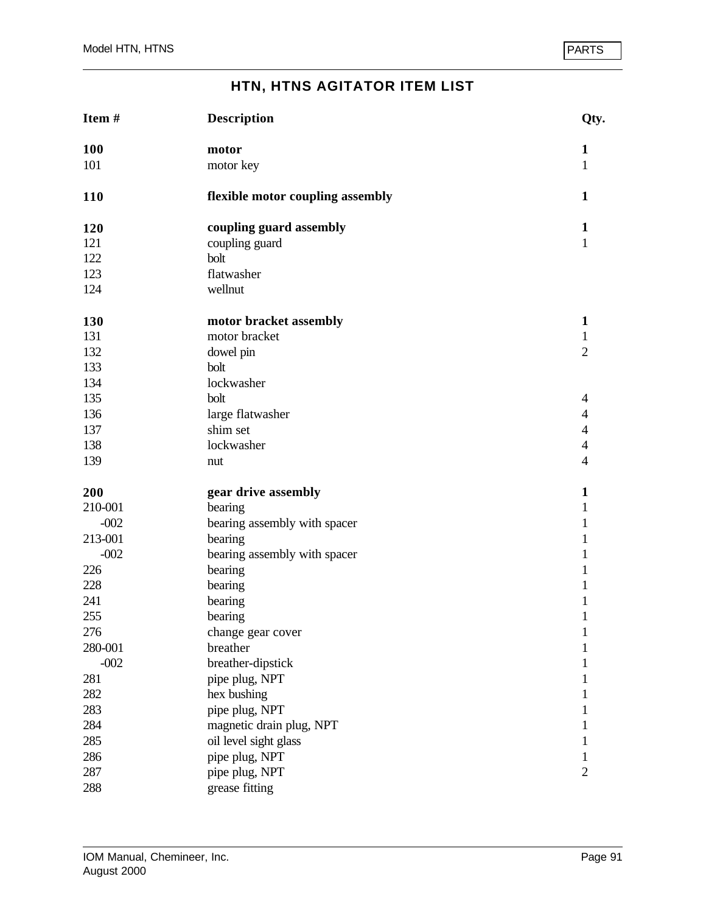## HTN, HTNS AGITATOR ITEM LIST

| Item # | Description | Qty. |
|---|---|---|
| **100** | **motor** | **1** |
| 101 | motor key | 1 |
| **110** | **flexible motor coupling assembly** | **1** |
| **120** | **coupling guard assembly** | **1** |
| 121 | coupling guard | 1 |
| 122 | bolt | |
| 123 | flatwasher | |
| 124 | wellnut | |
| **130** | **motor bracket assembly** | **1** |
| 131 | motor bracket | 1 |
| 132 | dowel pin | 2 |
| 133 | bolt | |
| 134 | lockwasher | |
| 135 | bolt | 4 |
| 136 | large flatwasher | 4 |
| 137 | shim set | 4 |
| 138 | lockwasher | 4 |
| 139 | nut | 4 |
| **200** | **gear drive assembly** | **1** |
| 210-001 | bearing | 1 |
| -002 | bearing assembly with spacer | 1 |
| 213-001 | bearing | 1 |
| -002 | bearing assembly with spacer | 1 |
| 226 | bearing | 1 |
| 228 | bearing | 1 |
| 241 | bearing | 1 |
| 255 | bearing | 1 |
| 276 | change gear cover | 1 |
| 280-001 | breather | 1 |
| -002 | breather-dipstick | 1 |
| 281 | pipe plug, NPT | 1 |
| 282 | hex bushing | 1 |
| 283 | pipe plug, NPT | 1 |
| 284 | magnetic drain plug, NPT | 1 |
| 285 | oil level sight glass | 1 |
| 286 | pipe plug, NPT | 1 |
| 287 | pipe plug, NPT | 2 |
| 288 | grease fitting | |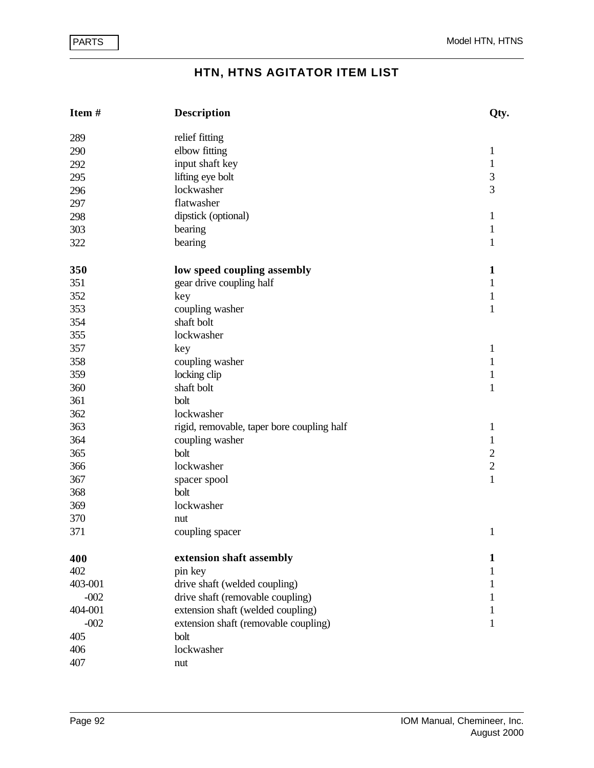# HTN, HTNS AGITATOR ITEM LIST

| Item # | Description | Qty. |
|---|---|---|
| 289 | relief fitting | |
| 290 | elbow fitting | 1 |
| 292 | input shaft key | 1 |
| 295 | lifting eye bolt | 3 |
| 296 | lockwasher | 3 |
| 297 | flatwasher | |
| 298 | dipstick (optional) | 1 |
| 303 | bearing | 1 |
| 322 | bearing | 1 |
| **350** | **low speed coupling assembly** | **1** |
| 351 | gear drive coupling half | 1 |
| 352 | key | 1 |
| 353 | coupling washer | 1 |
| 354 | shaft bolt | |
| 355 | lockwasher | |
| 357 | key | 1 |
| 358 | coupling washer | 1 |
| 359 | locking clip | 1 |
| 360 | shaft bolt | 1 |
| 361 | bolt | |
| 362 | lockwasher | |
| 363 | rigid, removable, taper bore coupling half | 1 |
| 364 | coupling washer | 1 |
| 365 | bolt | 2 |
| 366 | lockwasher | 2 |
| 367 | spacer spool | 1 |
| 368 | bolt | |
| 369 | lockwasher | |
| 370 | nut | |
| 371 | coupling spacer | 1 |
| **400** | **extension shaft assembly** | **1** |
| 402 | pin key | 1 |
| 403-001 | drive shaft (welded coupling) | 1 |
| -002 | drive shaft (removable coupling) | 1 |
| 404-001 | extension shaft (welded coupling) | 1 |
| -002 | extension shaft (removable coupling) | 1 |
| 405 | bolt | |
| 406 | lockwasher | |
| 407 | nut | |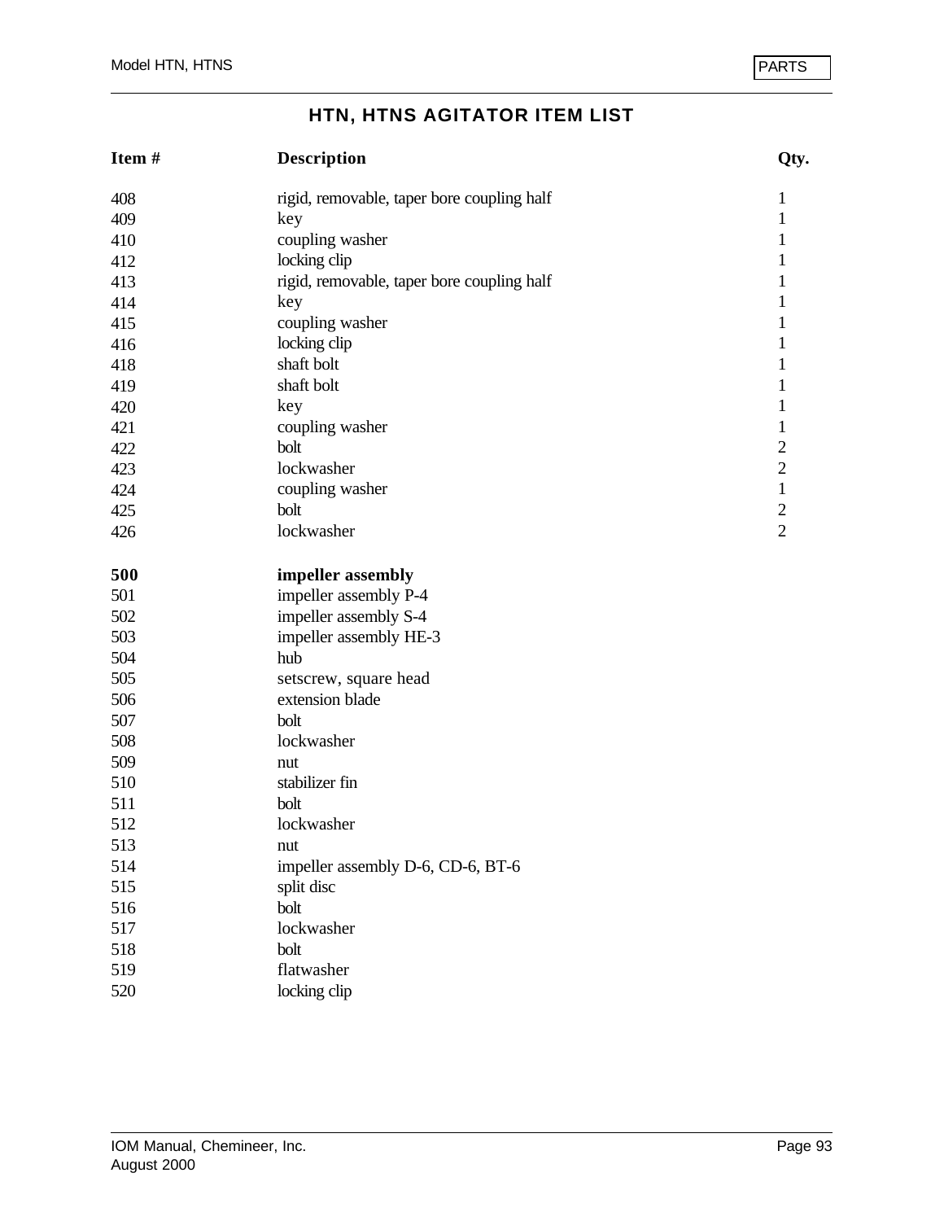## HTN, HTNS AGITATOR ITEM LIST

| Item # | Description | Qty. |
|---|---|---|
| 408 | rigid, removable, taper bore coupling half | 1 |
| 409 | key | 1 |
| 410 | coupling washer | 1 |
| 412 | locking clip | 1 |
| 413 | rigid, removable, taper bore coupling half | 1 |
| 414 | key | 1 |
| 415 | coupling washer | 1 |
| 416 | locking clip | 1 |
| 418 | shaft bolt | 1 |
| 419 | shaft bolt | 1 |
| 420 | key | 1 |
| 421 | coupling washer | 1 |
| 422 | bolt | 2 |
| 423 | lockwasher | 2 |
| 424 | coupling washer | 1 |
| 425 | bolt | 2 |
| 426 | lockwasher | 2 |
| **500** | **impeller assembly** | |
| 501 | impeller assembly P-4 | |
| 502 | impeller assembly S-4 | |
| 503 | impeller assembly HE-3 | |
| 504 | hub | |
| 505 | setscrew, square head | |
| 506 | extension blade | |
| 507 | bolt | |
| 508 | lockwasher | |
| 509 | nut | |
| 510 | stabilizer fin | |
| 511 | bolt | |
| 512 | lockwasher | |
| 513 | nut | |
| 514 | impeller assembly D-6, CD-6, BT-6 | |
| 515 | split disc | |
| 516 | bolt | |
| 517 | lockwasher | |
| 518 | bolt | |
| 519 | flatwasher | |
| 520 | locking clip | |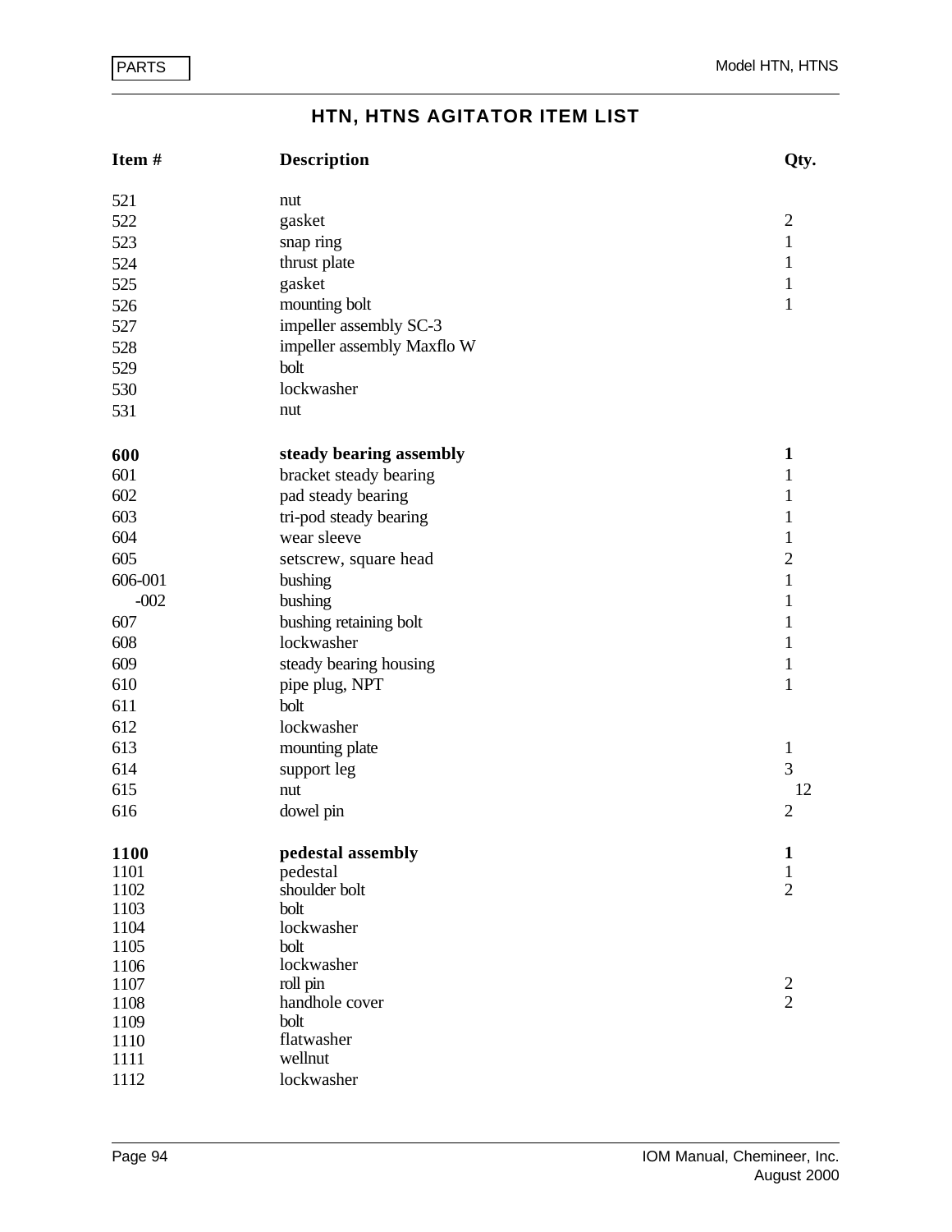## HTN, HTNS AGITATOR ITEM LIST

| Item # | Description | Qty. |
|---|---|---|
| 521 | nut | |
| 522 | gasket | 2 |
| 523 | snap ring | 1 |
| 524 | thrust plate | 1 |
| 525 | gasket | 1 |
| 526 | mounting bolt | 1 |
| 527 | impeller assembly SC-3 | |
| 528 | impeller assembly Maxflo W | |
| 529 | bolt | |
| 530 | lockwasher | |
| 531 | nut | |
| **600** | **steady bearing assembly** | **1** |
| 601 | bracket steady bearing | 1 |
| 602 | pad steady bearing | 1 |
| 603 | tri-pod steady bearing | 1 |
| 604 | wear sleeve | 1 |
| 605 | setscrew, square head | 2 |
| 606-001 | bushing | 1 |
| -002 | bushing | 1 |
| 607 | bushing retaining bolt | 1 |
| 608 | lockwasher | 1 |
| 609 | steady bearing housing | 1 |
| 610 | pipe plug, NPT | 1 |
| 611 | bolt | |
| 612 | lockwasher | |
| 613 | mounting plate | 1 |
| 614 | support leg | 3 |
| 615 | nut | 12 |
| 616 | dowel pin | 2 |
| **1100** | **pedestal assembly** | **1** |
| 1101 | pedestal | 1 |
| 1102 | shoulder bolt | 2 |
| 1103 | bolt | |
| 1104 | lockwasher | |
| 1105 | bolt | |
| 1106 | lockwasher | |
| 1107 | roll pin | 2 |
| 1108 | handhole cover | 2 |
| 1109 | bolt | |
| 1110 | flatwasher | |
| 1111 | wellnut | |
| 1112 | lockwasher | |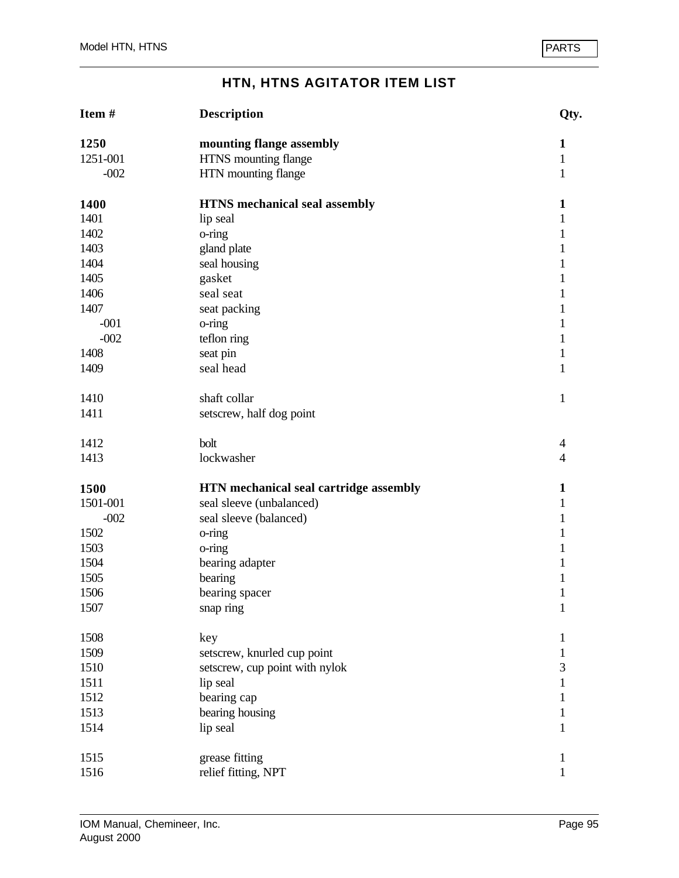## HTN, HTNS AGITATOR ITEM LIST

| Item # | Description | Qty. |
|---|---|---|
| **1250** | **mounting flange assembly** | **1** |
| 1251-001 | HTNS mounting flange | 1 |
| -002 | HTN mounting flange | 1 |
| | | |
| **1400** | **HTNS mechanical seal assembly** | **1** |
| 1401 | lip seal | 1 |
| 1402 | o-ring | 1 |
| 1403 | gland plate | 1 |
| 1404 | seal housing | 1 |
| 1405 | gasket | 1 |
| 1406 | seal seat | 1 |
| 1407 | seat packing | 1 |
| -001 | o-ring | 1 |
| -002 | teflon ring | 1 |
| 1408 | seat pin | 1 |
| 1409 | seal head | 1 |
| | | |
| 1410 | shaft collar | 1 |
| 1411 | setscrew, half dog point | |
| | | |
| 1412 | bolt | 4 |
| 1413 | lockwasher | 4 |
| | | |
| **1500** | **HTN mechanical seal cartridge assembly** | **1** |
| 1501-001 | seal sleeve (unbalanced) | 1 |
| -002 | seal sleeve (balanced) | 1 |
| 1502 | o-ring | 1 |
| 1503 | o-ring | 1 |
| 1504 | bearing adapter | 1 |
| 1505 | bearing | 1 |
| 1506 | bearing spacer | 1 |
| 1507 | snap ring | 1 |
| | | |
| 1508 | key | 1 |
| 1509 | setscrew, knurled cup point | 1 |
| 1510 | setscrew, cup point with nylok | 3 |
| 1511 | lip seal | 1 |
| 1512 | bearing cap | 1 |
| 1513 | bearing housing | 1 |
| 1514 | lip seal | 1 |
| | | |
| 1515 | grease fitting | 1 |
| 1516 | relief fitting, NPT | 1 |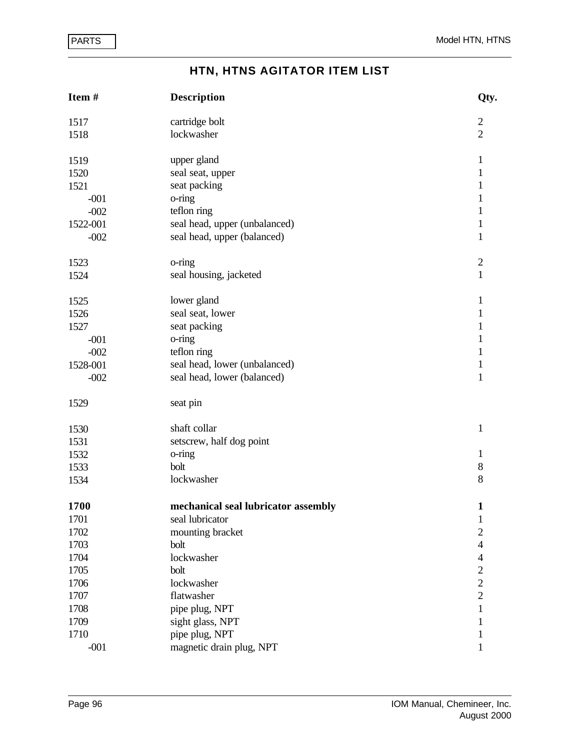## HTN, HTNS AGITATOR ITEM LIST

| Item # | Description | Qty. |
|---|---|---|
| 1517 | cartridge bolt | 2 |
| 1518 | lockwasher | 2 |
| | | |
| 1519 | upper gland | 1 |
| 1520 | seal seat, upper | 1 |
| 1521 | seat packing | 1 |
| -001 | o-ring | 1 |
| -002 | teflon ring | 1 |
| 1522-001 | seal head, upper (unbalanced) | 1 |
| -002 | seal head, upper (balanced) | 1 |
| | | |
| 1523 | o-ring | 2 |
| 1524 | seal housing, jacketed | 1 |
| | | |
| 1525 | lower gland | 1 |
| 1526 | seal seat, lower | 1 |
| 1527 | seat packing | 1 |
| -001 | o-ring | 1 |
| -002 | teflon ring | 1 |
| 1528-001 | seal head, lower (unbalanced) | 1 |
| -002 | seal head, lower (balanced) | 1 |
| | | |
| 1529 | seat pin | |
| | | |
| 1530 | shaft collar | 1 |
| 1531 | setscrew, half dog point | |
| 1532 | o-ring | 1 |
| 1533 | bolt | 8 |
| 1534 | lockwasher | 8 |
| | | |
| **1700** | **mechanical seal lubricator assembly** | **1** |
| 1701 | seal lubricator | 1 |
| 1702 | mounting bracket | 2 |
| 1703 | bolt | 4 |
| 1704 | lockwasher | 4 |
| 1705 | bolt | 2 |
| 1706 | lockwasher | 2 |
| 1707 | flatwasher | 2 |
| 1708 | pipe plug, NPT | 1 |
| 1709 | sight glass, NPT | 1 |
| 1710 | pipe plug, NPT | 1 |
| -001 | magnetic drain plug, NPT | 1 |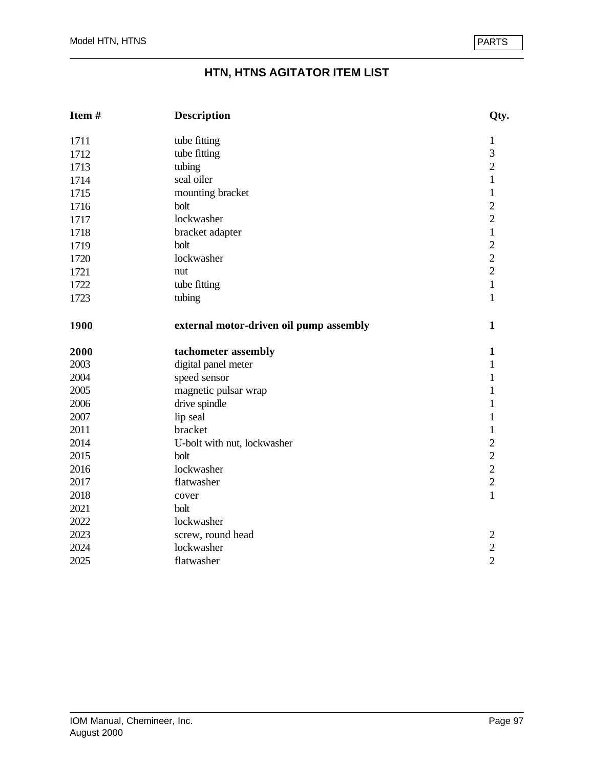# HTN, HTNS AGITATOR ITEM LIST

| Item # | Description | Qty. |
|---|---|---|
| 1711 | tube fitting | 1 |
| 1712 | tube fitting | 3 |
| 1713 | tubing | 2 |
| 1714 | seal oiler | 1 |
| 1715 | mounting bracket | 1 |
| 1716 | bolt | 2 |
| 1717 | lockwasher | 2 |
| 1718 | bracket adapter | 1 |
| 1719 | bolt | 2 |
| 1720 | lockwasher | 2 |
| 1721 | nut | 2 |
| 1722 | tube fitting | 1 |
| 1723 | tubing | 1 |
| **1900** | **external motor-driven oil pump assembly** | **1** |
| **2000** | **tachometer assembly** | **1** |
| 2003 | digital panel meter | 1 |
| 2004 | speed sensor | 1 |
| 2005 | magnetic pulsar wrap | 1 |
| 2006 | drive spindle | 1 |
| 2007 | lip seal | 1 |
| 2011 | bracket | 1 |
| 2014 | U-bolt with nut, lockwasher | 2 |
| 2015 | bolt | 2 |
| 2016 | lockwasher | 2 |
| 2017 | flatwasher | 2 |
| 2018 | cover | 1 |
| 2021 | bolt | |
| 2022 | lockwasher | |
| 2023 | screw, round head | 2 |
| 2024 | lockwasher | 2 |
| 2025 | flatwasher | 2 |